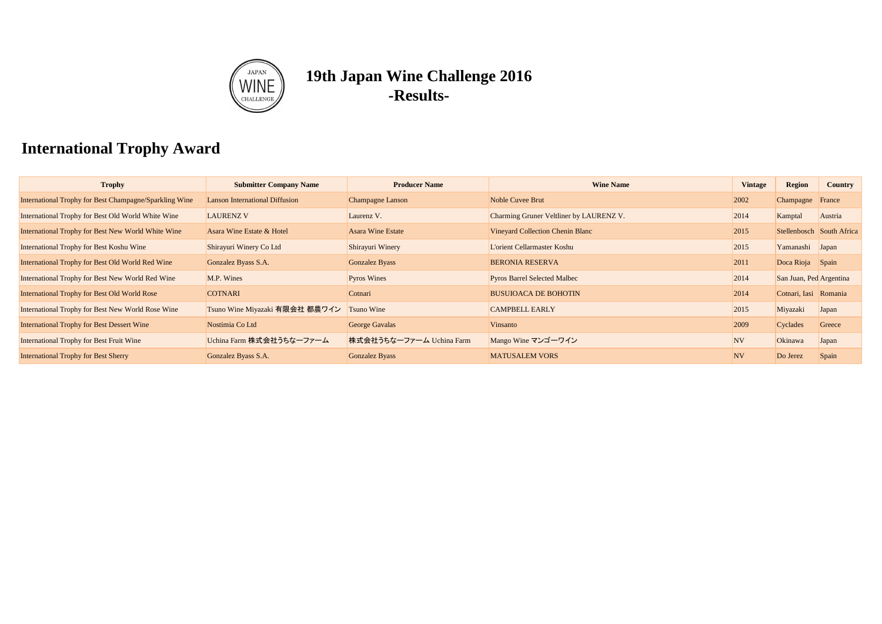# 19th Japan Wine Challenge 2016
# -Results-

## International Trophy Award

| Trophy | Submitter Company Name | Producer Name | Wine Name | Vintage | Region | Country |
|---|---|---|---|---|---|---|
| International Trophy for Best Champagne/Sparkling Wine | Lanson International Diffusion | Champagne Lanson | Noble Cuvee Brut | 2002 | Champagne | France |
| International Trophy for Best Old World White Wine | LAURENZ V | Laurenz V. | Charming Gruner Veltliner by LAURENZ V. | 2014 | Kamptal | Austria |
| International Trophy for Best New World White Wine | Asara Wine Estate & Hotel | Asara Wine Estate | Vineyard Collection Chenin Blanc | 2015 | Stellenbosch | South Africa |
| International Trophy for Best Koshu Wine | Shirayuri Winery Co Ltd | Shirayuri Winery | L'orient Cellarmaster Koshu | 2015 | Yamanashi | Japan |
| International Trophy for Best Old World Red Wine | Gonzalez Byass S.A. | Gonzalez Byass | BERONIA RESERVA | 2011 | Doca Rioja | Spain |
| International Trophy for Best New World Red Wine | M.P. Wines | Pyros Wines | Pyros Barrel Selected Malbec | 2014 | San Juan, Ped | Argentina |
| International Trophy for Best Old World Rose | COTNARI | Cotnari | BUSUIOACA DE BOHOTIN | 2014 | Cotnari, Iasi | Romania |
| International Trophy for Best New World Rose Wine | Tsuno Wine Miyazaki 有限会社 都農ワイン | Tsuno Wine | CAMPBELL EARLY | 2015 | Miyazaki | Japan |
| International Trophy for Best Dessert Wine | Nostimia Co Ltd | George Gavalas | Vinsanto | 2009 | Cyclades | Greece |
| International Trophy for Best Fruit Wine | Uchina Farm 株式会社うちなーファーム | 株式会社うちなーファーム Uchina Farm | Mango Wine マンゴーワイン | NV | Okinawa | Japan |
| International Trophy for Best Sherry | Gonzalez Byass S.A. | Gonzalez Byass | MATUSALEM VORS | NV | Do Jerez | Spain |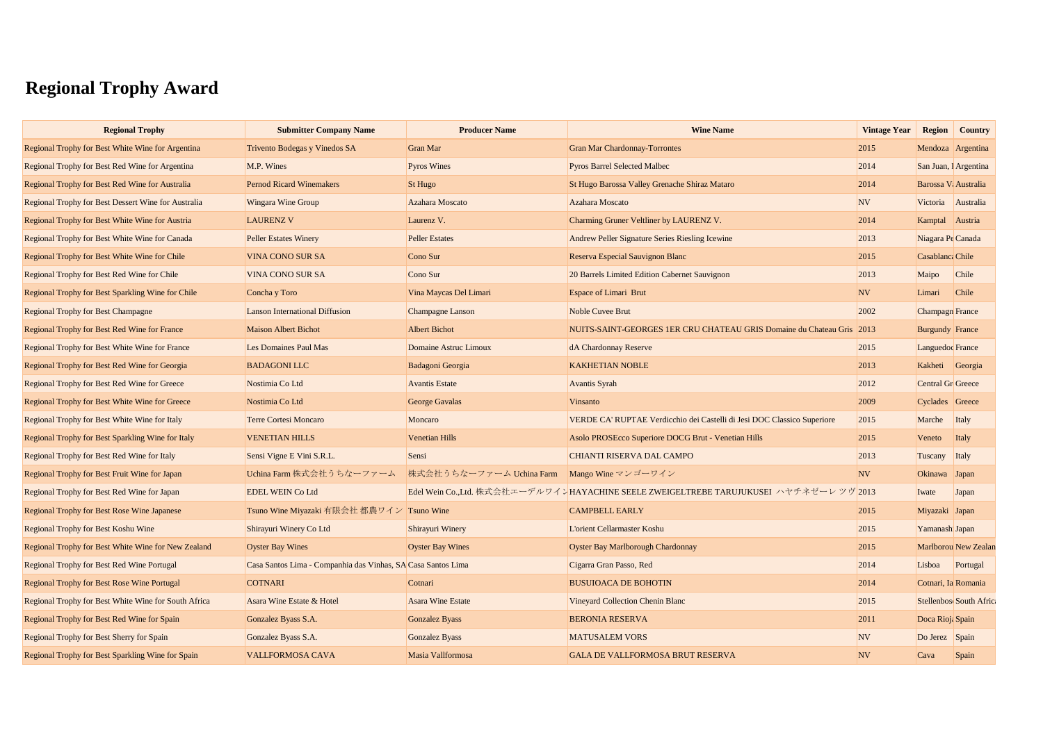# Regional Trophy Award

| Regional Trophy | Submitter Company Name | Producer Name | Wine Name | Vintage Year | Region | Country |
|---|---|---|---|---|---|---|
| Regional Trophy for Best White Wine for Argentina | Trivento Bodegas y Vinedos SA | Gran Mar | Gran Mar Chardonnay-Torrontes | 2015 | Mendoza | Argentina |
| Regional Trophy for Best Red Wine for Argentina | M.P. Wines | Pyros Wines | Pyros Barrel Selected Malbec | 2014 | San Juan, I | Argentina |
| Regional Trophy for Best Red Wine for Australia | Pernod Ricard Winemakers | St Hugo | St Hugo Barossa Valley Grenache Shiraz Mataro | 2014 | Barossa Va | Australia |
| Regional Trophy for Best Dessert Wine for Australia | Wingara Wine Group | Azahara Moscato | Azahara Moscato | NV | Victoria | Australia |
| Regional Trophy for Best White Wine for Austria | LAURENZ V | Laurenz V. | Charming Gruner Veltliner by LAURENZ V. | 2014 | Kamptal | Austria |
| Regional Trophy for Best White Wine for Canada | Peller Estates Winery | Peller Estates | Andrew Peller Signature Series Riesling Icewine | 2013 | Niagara Pe | Canada |
| Regional Trophy for Best White Wine for Chile | VINA CONO SUR SA | Cono Sur | Reserva Especial Sauvignon Blanc | 2015 | Casablanca | Chile |
| Regional Trophy for Best Red Wine for Chile | VINA CONO SUR SA | Cono Sur | 20 Barrels Limited Edition Cabernet Sauvignon | 2013 | Maipo | Chile |
| Regional Trophy for Best Sparkling Wine for Chile | Concha y Toro | Vina Maycas Del Limari | Espace of Limari Brut | NV | Limari | Chile |
| Regional Trophy for Best Champagne | Lanson International Diffusion | Champagne Lanson | Noble Cuvee Brut | 2002 | Champagn | France |
| Regional Trophy for Best Red Wine for France | Maison Albert Bichot | Albert Bichot | NUITS-SAINT-GEORGES 1ER CRU CHATEAU GRIS Domaine du Chateau Gris | 2013 | Burgundy | France |
| Regional Trophy for Best White Wine for France | Les Domaines Paul Mas | Domaine Astruc Limoux | dA Chardonnay Reserve | 2015 | Languedoc | France |
| Regional Trophy for Best Red Wine for Georgia | BADAGONI LLC | Badagoni Georgia | KAKHETIAN NOBLE | 2013 | Kakheti | Georgia |
| Regional Trophy for Best Red Wine for Greece | Nostimia Co Ltd | Avantis Estate | Avantis Syrah | 2012 | Central Gr | Greece |
| Regional Trophy for Best White Wine for Greece | Nostimia Co Ltd | George Gavalas | Vinsanto | 2009 | Cyclades | Greece |
| Regional Trophy for Best White Wine for Italy | Terre Cortesi Moncaro | Moncaro | VERDE CA' RUPTAE Verdicchio dei Castelli di Jesi DOC Classico Superiore | 2015 | Marche | Italy |
| Regional Trophy for Best Sparkling Wine for Italy | VENETIAN HILLS | Venetian Hills | Asolo PROSEcco Superiore DOCG Brut - Venetian Hills | 2015 | Veneto | Italy |
| Regional Trophy for Best Red Wine for Italy | Sensi Vigne E Vini S.R.L. | Sensi | CHIANTI RISERVA DAL CAMPO | 2013 | Tuscany | Italy |
| Regional Trophy for Best Fruit Wine for Japan | Uchina Farm 株式会社うちなーファーム | 株式会社うちなーファーム Uchina Farm | Mango Wine マンゴーワイン | NV | Okinawa | Japan |
| Regional Trophy for Best Red Wine for Japan | EDEL WEIN Co Ltd | Edel Wein Co.,Ltd. 株式会社エーデルワイン | HAYACHINE SEELE ZWEIGELTREBE TARUJUKUSEI ハヤチネゼーレ ツヴ | 2013 | Iwate | Japan |
| Regional Trophy for Best Rose Wine Japanese | Tsuno Wine Miyazaki 有限会社 都農ワイン | Tsuno Wine | CAMPBELL EARLY | 2015 | Miyazaki | Japan |
| Regional Trophy for Best Koshu Wine | Shirayuri Winery Co Ltd | Shirayuri Winery | L'orient Cellarmaster Koshu | 2015 | Yamanash | Japan |
| Regional Trophy for Best White Wine for New Zealand | Oyster Bay Wines | Oyster Bay Wines | Oyster Bay Marlborough Chardonnay | 2015 | Marlborou | New Zealan |
| Regional Trophy for Best Red Wine Portugal | Casa Santos Lima - Companhia das Vinhas, SA | Casa Santos Lima | Cigarra Gran Passo, Red | 2014 | Lisboa | Portugal |
| Regional Trophy for Best Rose Wine Portugal | COTNARI | Cotnari | BUSUIOACA DE BOHOTIN | 2014 | Cotnari, Ia | Romania |
| Regional Trophy for Best White Wine for South Africa | Asara Wine Estate & Hotel | Asara Wine Estate | Vineyard Collection Chenin Blanc | 2015 | Stellenbosc | South Afric |
| Regional Trophy for Best Red Wine for Spain | Gonzalez Byass S.A. | Gonzalez Byass | BERONIA RESERVA | 2011 | Doca Rioja | Spain |
| Regional Trophy for Best Sherry for Spain | Gonzalez Byass S.A. | Gonzalez Byass | MATUSALEM VORS | NV | Do Jerez | Spain |
| Regional Trophy for Best Sparkling Wine for Spain | VALLFORMOSA CAVA | Masia Vallformosa | GALA DE VALLFORMOSA BRUT RESERVA | NV | Cava | Spain |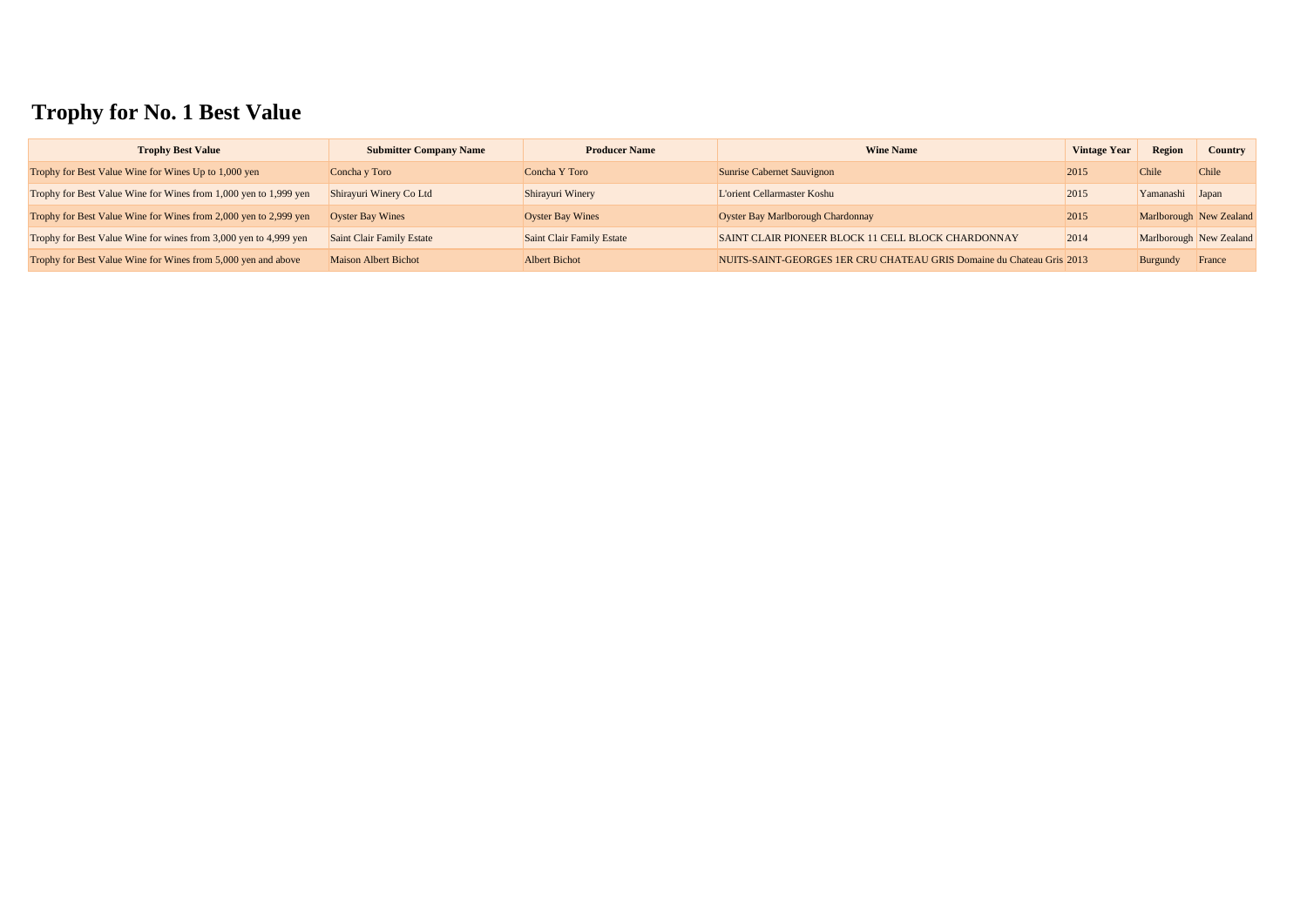# Trophy for No. 1 Best Value

| Trophy Best Value | Submitter Company Name | Producer Name | Wine Name | Vintage Year | Region | Country |
|---|---|---|---|---|---|---|
| Trophy for Best Value Wine for Wines Up to 1,000 yen | Concha y Toro | Concha Y Toro | Sunrise Cabernet Sauvignon | 2015 | Chile | Chile |
| Trophy for Best Value Wine for Wines from 1,000 yen to 1,999 yen | Shirayuri Winery Co Ltd | Shirayuri Winery | L'orient Cellarmaster Koshu | 2015 | Yamanashi | Japan |
| Trophy for Best Value Wine for Wines from 2,000 yen to 2,999 yen | Oyster Bay Wines | Oyster Bay Wines | Oyster Bay Marlborough Chardonnay | 2015 | Marlborough | New Zealand |
| Trophy for Best Value Wine for wines from 3,000 yen to 4,999 yen | Saint Clair Family Estate | Saint Clair Family Estate | SAINT CLAIR PIONEER BLOCK 11 CELL BLOCK CHARDONNAY | 2014 | Marlborough | New Zealand |
| Trophy for Best Value Wine for Wines from 5,000 yen and above | Maison Albert Bichot | Albert Bichot | NUITS-SAINT-GEORGES 1ER CRU CHATEAU GRIS Domaine du Chateau Gris | 2013 | Burgundy | France |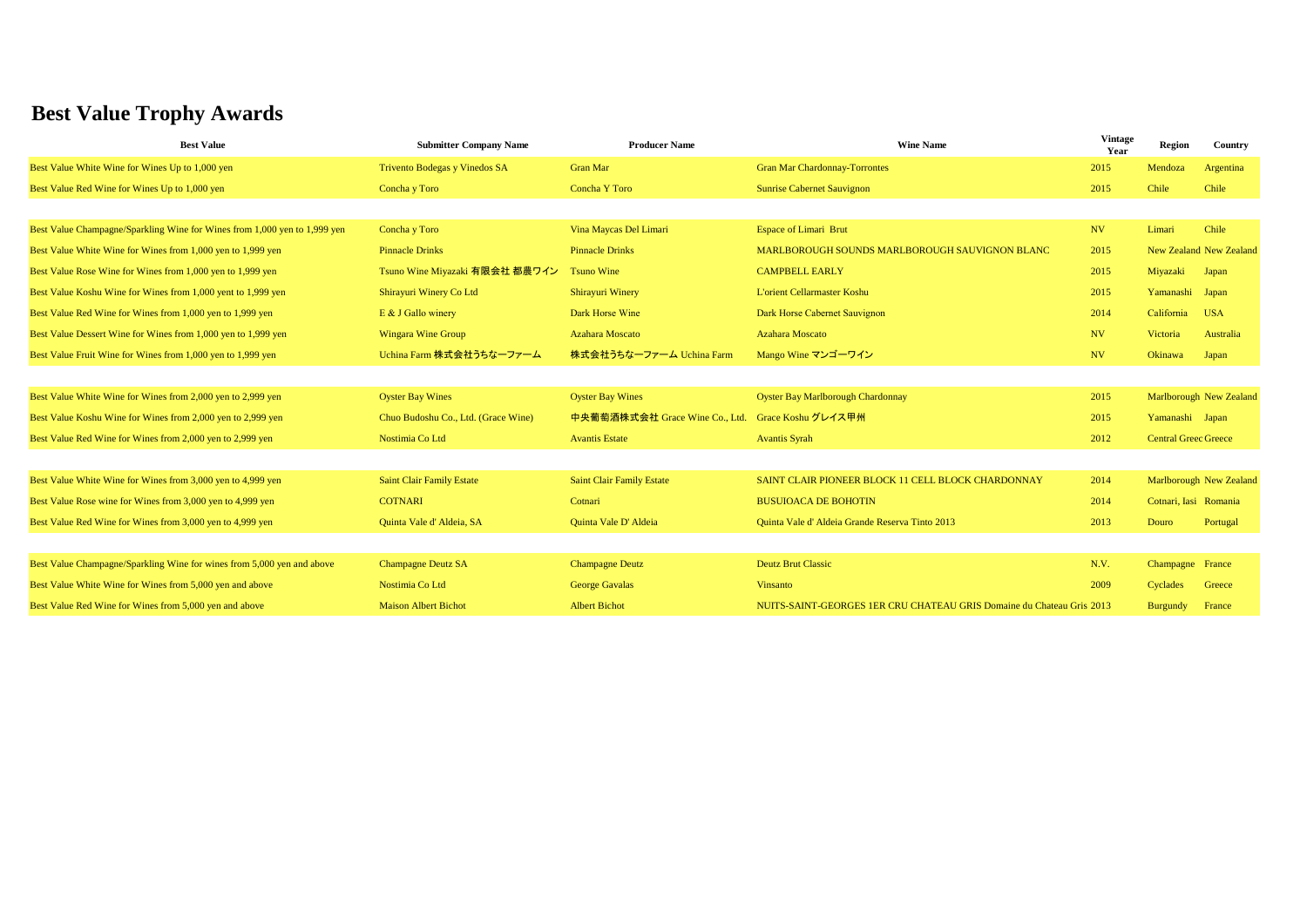# Best Value Trophy Awards

| Best Value | Submitter Company Name | Producer Name | Wine Name | Vintage Year | Region | Country |
|---|---|---|---|---|---|---|
| Best Value White Wine for Wines Up to 1,000 yen | Trivento Bodegas y Vinedos SA | Gran Mar | Gran Mar Chardonnay-Torrontes | 2015 | Mendoza | Argentina |
| Best Value Red Wine for Wines Up to 1,000 yen | Concha y Toro | Concha Y Toro | Sunrise Cabernet Sauvignon | 2015 | Chile | Chile |
| | | | | | | |
| Best Value Champagne/Sparkling Wine for Wines from 1,000 yen to 1,999 yen | Concha y Toro | Vina Maycas Del Limari | Espace of Limari Brut | NV | Limari | Chile |
| Best Value White Wine for Wines from 1,000 yen to 1,999 yen | Pinnacle Drinks | Pinnacle Drinks | MARLBOROUGH SOUNDS MARLBOROUGH SAUVIGNON BLANC | 2015 | New Zealand | New Zealand |
| Best Value Rose Wine for Wines from 1,000 yen to 1,999 yen | Tsuno Wine Miyazaki 有限会社 都農ワイン | Tsuno Wine | CAMPBELL EARLY | 2015 | Miyazaki | Japan |
| Best Value Koshu Wine for Wines from 1,000 yent to 1,999 yen | Shirayuri Winery Co Ltd | Shirayuri Winery | L'orient Cellarmaster Koshu | 2015 | Yamanashi | Japan |
| Best Value Red Wine for Wines from 1,000 yen to 1,999 yen | E & J Gallo winery | Dark Horse Wine | Dark Horse Cabernet Sauvignon | 2014 | California | USA |
| Best Value Dessert Wine for Wines from 1,000 yen to 1,999 yen | Wingara Wine Group | Azahara Moscato | Azahara Moscato | NV | Victoria | Australia |
| Best Value Fruit Wine for Wines from 1,000 yen to 1,999 yen | Uchina Farm 株式会社うちなーファーム | 株式会社うちなーファーム Uchina Farm | Mango Wine マンゴーワイン | NV | Okinawa | Japan |
| | | | | | | |
| Best Value White Wine for Wines from 2,000 yen to 2,999 yen | Oyster Bay Wines | Oyster Bay Wines | Oyster Bay Marlborough Chardonnay | 2015 | Marlborough | New Zealand |
| Best Value Koshu Wine for Wines from 2,000 yen to 2,999 yen | Chuo Budoshu Co., Ltd. (Grace Wine) | 中央葡萄酒株式会社 Grace Wine Co., Ltd. | Grace Koshu グレイス甲州 | 2015 | Yamanashi | Japan |
| Best Value Red Wine for Wines from 2,000 yen to 2,999 yen | Nostimia Co Ltd | Avantis Estate | Avantis Syrah | 2012 | Central Greece | Greece |
| | | | | | | |
| Best Value White Wine for Wines from 3,000 yen to 4,999 yen | Saint Clair Family Estate | Saint Clair Family Estate | SAINT CLAIR PIONEER BLOCK 11 CELL BLOCK CHARDONNAY | 2014 | Marlborough | New Zealand |
| Best Value Rose wine for Wines from 3,000 yen to 4,999 yen | COTNARI | Cotnari | BUSUIOACA DE BOHOTIN | 2014 | Cotnari, Iasi | Romania |
| Best Value Red Wine for Wines from 3,000 yen to 4,999 yen | Quinta Vale d' Aldeia, SA | Quinta Vale D' Aldeia | Quinta Vale d' Aldeia Grande Reserva Tinto 2013 | 2013 | Douro | Portugal |
| | | | | | | |
| Best Value Champagne/Sparkling Wine for wines from 5,000 yen and above | Champagne Deutz SA | Champagne Deutz | Deutz Brut Classic | N.V. | Champagne | France |
| Best Value White Wine for Wines from 5,000 yen and above | Nostimia Co Ltd | George Gavalas | Vinsanto | 2009 | Cyclades | Greece |
| Best Value Red Wine for Wines from 5,000 yen and above | Maison Albert Bichot | Albert Bichot | NUITS-SAINT-GEORGES 1ER CRU CHATEAU GRIS Domaine du Chateau Gris | 2013 | Burgundy | France |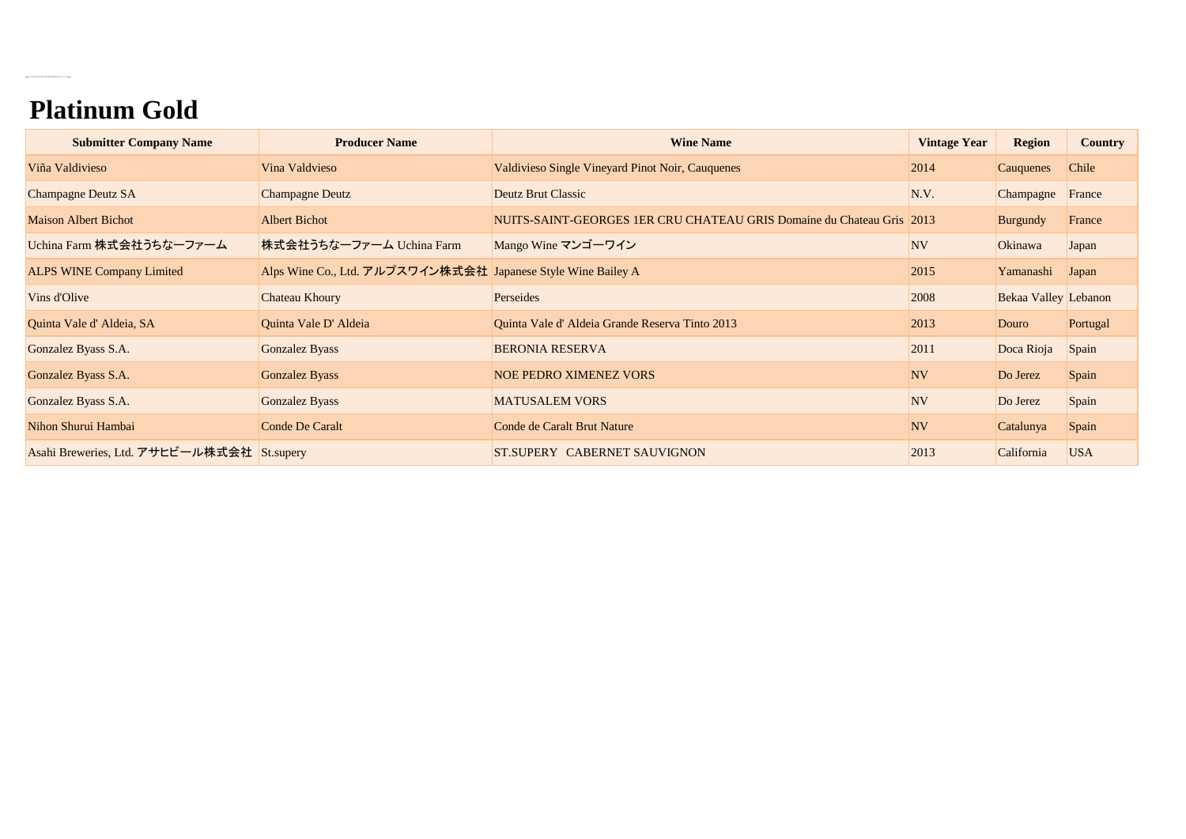# Platinum Gold

| Submitter Company Name | Producer Name | Wine Name | Vintage Year | Region | Country |
| --- | --- | --- | --- | --- | --- |
| Viña Valdivieso | Vina Valdvieso | Valdivieso Single Vineyard Pinot Noir, Cauquenes | 2014 | Cauquenes | Chile |
| Champagne Deutz SA | Champagne Deutz | Deutz Brut Classic | N.V. | Champagne | France |
| Maison Albert Bichot | Albert Bichot | NUITS-SAINT-GEORGES 1ER CRU CHATEAU GRIS Domaine du Chateau Gris | 2013 | Burgundy | France |
| Uchina Farm 株式会社うちなーファーム | 株式会社うちなーファーム Uchina Farm | Mango Wine マンゴーワイン | NV | Okinawa | Japan |
| ALPS WINE Company Limited | Alps Wine Co., Ltd. アルプスワイン株式会社 | Japanese Style Wine Bailey A | 2015 | Yamanashi | Japan |
| Vins d'Olive | Chateau Khoury | Perseides | 2008 | Bekaa Valley | Lebanon |
| Quinta Vale d' Aldeia, SA | Quinta Vale D' Aldeia | Quinta Vale d' Aldeia Grande Reserva Tinto 2013 | 2013 | Douro | Portugal |
| Gonzalez Byass S.A. | Gonzalez Byass | BERONIA RESERVA | 2011 | Doca Rioja | Spain |
| Gonzalez Byass S.A. | Gonzalez Byass | NOE PEDRO XIMENEZ VORS | NV | Do Jerez | Spain |
| Gonzalez Byass S.A. | Gonzalez Byass | MATUSALEM VORS | NV | Do Jerez | Spain |
| Nihon Shurui Hambai | Conde De Caralt | Conde de Caralt Brut Nature | NV | Catalunya | Spain |
| Asahi Breweries, Ltd. アサヒビール株式会社 | St.supery | ST.SUPERY  CABERNET SAUVIGNON | 2013 | California | USA |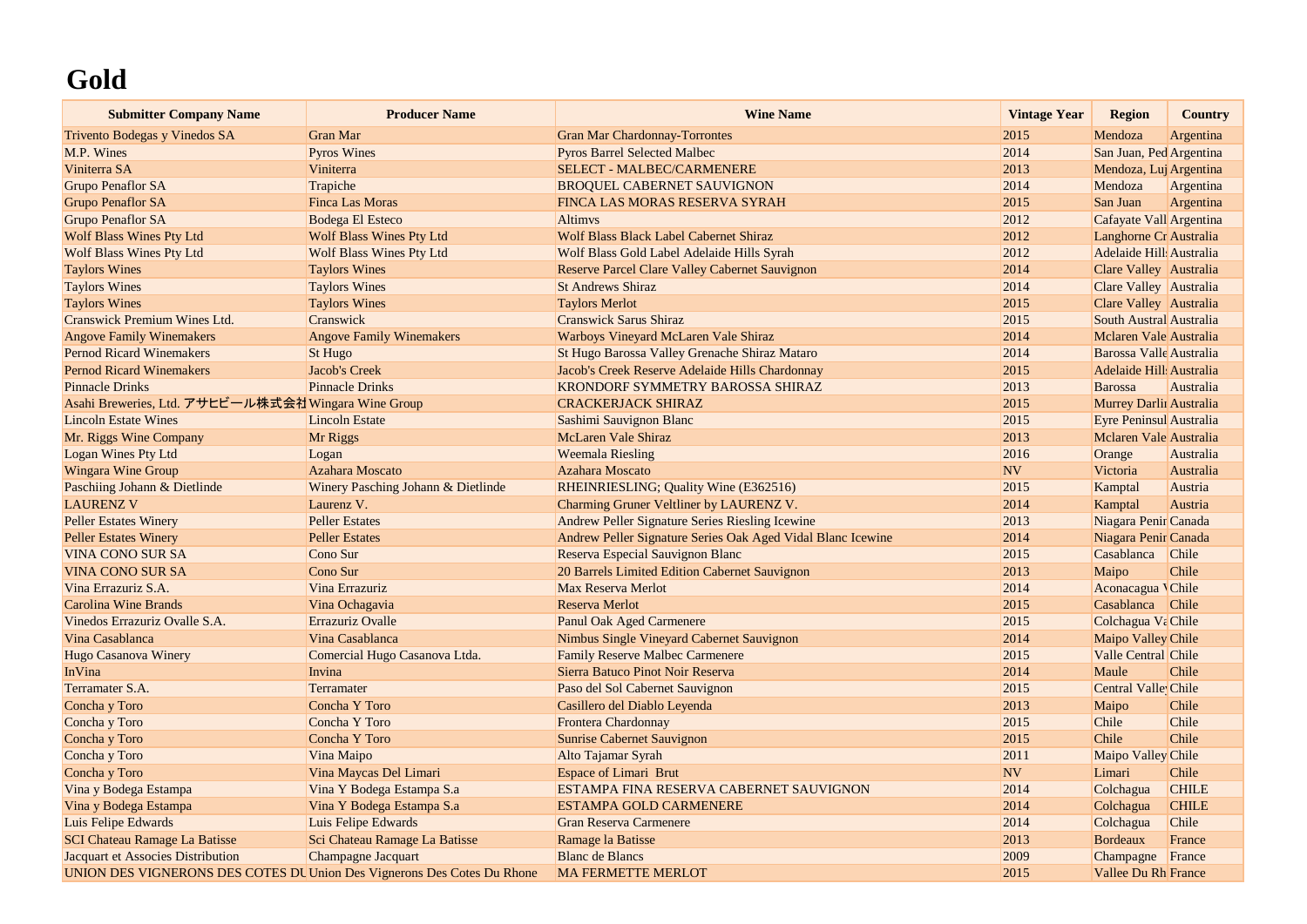# Gold

| Submitter Company Name | Producer Name | Wine Name | Vintage Year | Region | Country |
|---|---|---|---|---|---|
| Trivento Bodegas y Vinedos SA | Gran Mar | Gran Mar Chardonnay-Torrontes | 2015 | Mendoza | Argentina |
| M.P. Wines | Pyros Wines | Pyros Barrel Selected Malbec | 2014 | San Juan, Ped | Argentina |
| Viniterra SA | Viniterra | SELECT - MALBEC/CARMENERE | 2013 | Mendoza, Luj | Argentina |
| Grupo Penaflor SA | Trapiche | BROQUEL CABERNET SAUVIGNON | 2014 | Mendoza | Argentina |
| Grupo Penaflor SA | Finca Las Moras | FINCA LAS MORAS RESERVA SYRAH | 2015 | San Juan | Argentina |
| Grupo Penaflor SA | Bodega El Esteco | Altimvs | 2012 | Cafayate Vall | Argentina |
| Wolf Blass Wines Pty Ltd | Wolf Blass Wines Pty Ltd | Wolf Blass Black Label Cabernet Shiraz | 2012 | Langhorne Cr | Australia |
| Wolf Blass Wines Pty Ltd | Wolf Blass Wines Pty Ltd | Wolf Blass Gold Label Adelaide Hills Syrah | 2012 | Adelaide Hills | Australia |
| Taylors Wines | Taylors Wines | Reserve Parcel Clare Valley Cabernet Sauvignon | 2014 | Clare Valley | Australia |
| Taylors Wines | Taylors Wines | St Andrews Shiraz | 2014 | Clare Valley | Australia |
| Taylors Wines | Taylors Wines | Taylors Merlot | 2015 | Clare Valley | Australia |
| Cranswick Premium Wines Ltd. | Cranswick | Cranswick Sarus Shiraz | 2015 | South Austral | Australia |
| Angove Family Winemakers | Angove Family Winemakers | Warboys Vineyard McLaren Vale Shiraz | 2014 | Mclaren Vale | Australia |
| Pernod Ricard Winemakers | St Hugo | St Hugo Barossa Valley Grenache Shiraz Mataro | 2014 | Barossa Valle | Australia |
| Pernod Ricard Winemakers | Jacob's Creek | Jacob's Creek Reserve Adelaide Hills Chardonnay | 2015 | Adelaide Hills | Australia |
| Pinnacle Drinks | Pinnacle Drinks | KRONDORF SYMMETRY BAROSSA SHIRAZ | 2013 | Barossa | Australia |
| Asahi Breweries, Ltd. アサヒビール株式会社 | Wingara Wine Group | CRACKERJACK SHIRAZ | 2015 | Murrey Darlin | Australia |
| Lincoln Estate Wines | Lincoln Estate | Sashimi Sauvignon Blanc | 2015 | Eyre Peninsul | Australia |
| Mr. Riggs Wine Company | Mr Riggs | McLaren Vale Shiraz | 2013 | Mclaren Vale | Australia |
| Logan Wines Pty Ltd | Logan | Weemala Riesling | 2016 | Orange | Australia |
| Wingara Wine Group | Azahara Moscato | Azahara Moscato | NV | Victoria | Australia |
| Paschiing Johann & Dietlinde | Winery Pasching Johann & Dietlinde | RHEINRIESLING; Quality Wine (E362516) | 2015 | Kamptal | Austria |
| LAURENZ V | Laurenz V. | Charming Gruner Veltliner by LAURENZ V. | 2014 | Kamptal | Austria |
| Peller Estates Winery | Peller Estates | Andrew Peller Signature Series Riesling Icewine | 2013 | Niagara Penin | Canada |
| Peller Estates Winery | Peller Estates | Andrew Peller Signature Series Oak Aged Vidal Blanc Icewine | 2014 | Niagara Penin | Canada |
| VINA CONO SUR SA | Cono Sur | Reserva Especial Sauvignon Blanc | 2015 | Casablanca | Chile |
| VINA CONO SUR SA | Cono Sur | 20 Barrels Limited Edition Cabernet Sauvignon | 2013 | Maipo | Chile |
| Vina Errazuriz S.A. | Vina Errazuriz | Max Reserva Merlot | 2014 | Aconacagua V | Chile |
| Carolina Wine Brands | Vina Ochagavia | Reserva Merlot | 2015 | Casablanca | Chile |
| Vinedos Errazuriz Ovalle S.A. | Errazuriz Ovalle | Panul Oak Aged Carmenere | 2015 | Colchagua Va | Chile |
| Vina Casablanca | Vina Casablanca | Nimbus Single Vineyard Cabernet Sauvignon | 2014 | Maipo Valley | Chile |
| Hugo Casanova Winery | Comercial Hugo Casanova Ltda. | Family Reserve Malbec Carmenere | 2015 | Valle Central | Chile |
| InVina | Invina | Sierra Batuco Pinot Noir Reserva | 2014 | Maule | Chile |
| Terramater S.A. | Terramater | Paso del Sol Cabernet Sauvignon | 2015 | Central Valley | Chile |
| Concha y Toro | Concha Y Toro | Casillero del Diablo Leyenda | 2013 | Maipo | Chile |
| Concha y Toro | Concha Y Toro | Frontera Chardonnay | 2015 | Chile | Chile |
| Concha y Toro | Concha Y Toro | Sunrise Cabernet Sauvignon | 2015 | Chile | Chile |
| Concha y Toro | Vina Maipo | Alto Tajamar Syrah | 2011 | Maipo Valley | Chile |
| Concha y Toro | Vina Maycas Del Limari | Espace of Limari Brut | NV | Limari | Chile |
| Vina y Bodega Estampa | Vina Y Bodega Estampa S.a | ESTAMPA FINA RESERVA CABERNET SAUVIGNON | 2014 | Colchagua | CHILE |
| Vina y Bodega Estampa | Vina Y Bodega Estampa S.a | ESTAMPA GOLD CARMENERE | 2014 | Colchagua | CHILE |
| Luis Felipe Edwards | Luis Felipe Edwards | Gran Reserva Carmenere | 2014 | Colchagua | Chile |
| SCI Chateau Ramage La Batisse | Sci Chateau Ramage La Batisse | Ramage la Batisse | 2013 | Bordeaux | France |
| Jacquart et Associes Distribution | Champagne Jacquart | Blanc de Blancs | 2009 | Champagne | France |
| UNION DES VIGNERONS DES COTES DU | Union Des Vignerons Des Cotes Du Rhone | MA FERMETTE MERLOT | 2015 | Vallee Du Rh | France |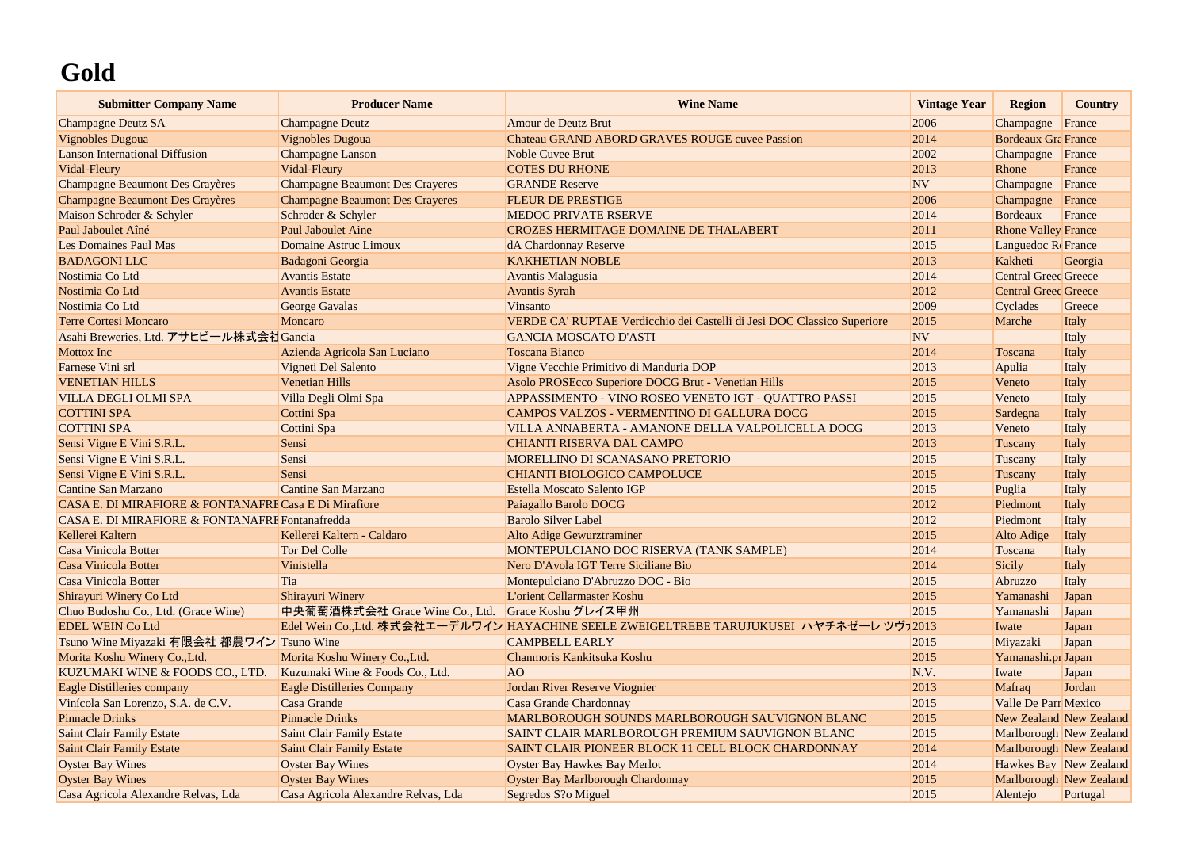# Gold

| Submitter Company Name | Producer Name | Wine Name | Vintage Year | Region | Country |
|---|---|---|---|---|---|
| Champagne Deutz SA | Champagne Deutz | Amour de Deutz Brut | 2006 | Champagne | France |
| Vignobles Dugoua | Vignobles Dugoua | Chateau GRAND ABORD GRAVES ROUGE cuvee Passion | 2014 | Bordeaux Gra | France |
| Lanson International Diffusion | Champagne Lanson | Noble Cuvee Brut | 2002 | Champagne | France |
| Vidal-Fleury | Vidal-Fleury | COTES DU RHONE | 2013 | Rhone | France |
| Champagne Beaumont Des Crayères | Champagne Beaumont Des Crayeres | GRANDE Reserve | NV | Champagne | France |
| Champagne Beaumont Des Crayères | Champagne Beaumont Des Crayeres | FLEUR DE PRESTIGE | 2006 | Champagne | France |
| Maison Schroder & Schyler | Schroder & Schyler | MEDOC PRIVATE RSERVE | 2014 | Bordeaux | France |
| Paul Jaboulet Aîné | Paul Jaboulet Aine | CROZES HERMITAGE DOMAINE DE THALABERT | 2011 | Rhone Valley | France |
| Les Domaines Paul Mas | Domaine Astruc Limoux | dA Chardonnay Reserve | 2015 | Languedoc Ro | France |
| BADAGONI LLC | Badagoni Georgia | KAKHETIAN NOBLE | 2013 | Kakheti | Georgia |
| Nostimia Co Ltd | Avantis Estate | Avantis Malagusia | 2014 | Central Greec | Greece |
| Nostimia Co Ltd | Avantis Estate | Avantis Syrah | 2012 | Central Greec | Greece |
| Nostimia Co Ltd | George Gavalas | Vinsanto | 2009 | Cyclades | Greece |
| Terre Cortesi Moncaro | Moncaro | VERDE CA' RUPTAE Verdicchio dei Castelli di Jesi DOC Classico Superiore | 2015 | Marche | Italy |
| Asahi Breweries, Ltd. アサヒビール株式会社 | Gancia | GANCIA MOSCATO D'ASTI | NV | | Italy |
| Mottox Inc | Azienda Agricola San Luciano | Toscana Bianco | 2014 | Toscana | Italy |
| Farnese Vini srl | Vigneti Del Salento | Vigne Vecchie Primitivo di Manduria DOP | 2013 | Apulia | Italy |
| VENETIAN HILLS | Venetian Hills | Asolo PROSEcco Superiore DOCG Brut - Venetian Hills | 2015 | Veneto | Italy |
| VILLA DEGLI OLMI SPA | Villa Degli Olmi Spa | APPASSIMENTO - VINO ROSEO VENETO IGT - QUATTRO PASSI | 2015 | Veneto | Italy |
| COTTINI SPA | Cottini Spa | CAMPOS VALZOS - VERMENTINO DI GALLURA DOCG | 2015 | Sardegna | Italy |
| COTTINI SPA | Cottini Spa | VILLA ANNABERTA - AMANONE DELLA VALPOLICELLA DOCG | 2013 | Veneto | Italy |
| Sensi Vigne E Vini S.R.L. | Sensi | CHIANTI RISERVA DAL CAMPO | 2013 | Tuscany | Italy |
| Sensi Vigne E Vini S.R.L. | Sensi | MORELLINO DI SCANASANO PRETORIO | 2015 | Tuscany | Italy |
| Sensi Vigne E Vini S.R.L. | Sensi | CHIANTI BIOLOGICO CAMPOLUCE | 2015 | Tuscany | Italy |
| Cantine San Marzano | Cantine San Marzano | Estella Moscato Salento IGP | 2015 | Puglia | Italy |
| CASA E. DI MIRAFIORE & FONTANAFRE | Casa E Di Mirafiore | Paiagallo Barolo DOCG | 2012 | Piedmont | Italy |
| CASA E. DI MIRAFIORE & FONTANAFRE | Fontanafredda | Barolo Silver Label | 2012 | Piedmont | Italy |
| Kellerei Kaltern | Kellerei Kaltern - Caldaro | Alto Adige Gewurztraminer | 2015 | Alto Adige | Italy |
| Casa Vinicola Botter | Tor Del Colle | MONTEPULCIANO DOC RISERVA (TANK SAMPLE) | 2014 | Toscana | Italy |
| Casa Vinicola Botter | Vinistella | Nero D'Avola IGT Terre Siciliane Bio | 2014 | Sicily | Italy |
| Casa Vinicola Botter | Tia | Montepulciano D'Abruzzo DOC - Bio | 2015 | Abruzzo | Italy |
| Shirayuri Winery Co Ltd | Shirayuri Winery | L'orient Cellarmaster Koshu | 2015 | Yamanashi | Japan |
| Chuo Budoshu Co., Ltd. (Grace Wine) | 中央葡萄酒株式会社 Grace Wine Co., Ltd. | Grace Koshu グレイス甲州 | 2015 | Yamanashi | Japan |
| EDEL WEIN Co Ltd | Edel Wein Co.,Ltd. 株式会社エーデルワイン | HAYACHINE SEELE ZWEIGELTREBE TARUJUKUSEI ハヤチネゼーレ ツヴァ | 2013 | Iwate | Japan |
| Tsuno Wine Miyazaki 有限会社 都農ワイン | Tsuno Wine | CAMPBELL EARLY | 2015 | Miyazaki | Japan |
| Morita Koshu Winery Co.,Ltd. | Morita Koshu Winery Co.,Ltd. | Chanmoris Kankitsuka Koshu | 2015 | Yamanashi.pr | Japan |
| KUZUMAKI WINE & FOODS CO., LTD. | Kuzumaki Wine & Foods Co., Ltd. | AO | N.V. | Iwate | Japan |
| Eagle Distilleries company | Eagle Distilleries Company | Jordan River Reserve Viognier | 2013 | Mafraq | Jordan |
| Vinícola San Lorenzo, S.A. de C.V. | Casa Grande | Casa Grande Chardonnay | 2015 | Valle De Parr | Mexico |
| Pinnacle Drinks | Pinnacle Drinks | MARLBOROUGH SOUNDS MARLBOROUGH SAUVIGNON BLANC | 2015 | New Zealand | New Zealand |
| Saint Clair Family Estate | Saint Clair Family Estate | SAINT CLAIR MARLBOROUGH PREMIUM SAUVIGNON BLANC | 2015 | Marlborough | New Zealand |
| Saint Clair Family Estate | Saint Clair Family Estate | SAINT CLAIR PIONEER BLOCK 11 CELL BLOCK CHARDONNAY | 2014 | Marlborough | New Zealand |
| Oyster Bay Wines | Oyster Bay Wines | Oyster Bay Hawkes Bay Merlot | 2014 | Hawkes Bay | New Zealand |
| Oyster Bay Wines | Oyster Bay Wines | Oyster Bay Marlborough Chardonnay | 2015 | Marlborough | New Zealand |
| Casa Agricola Alexandre Relvas, Lda | Casa Agricola Alexandre Relvas, Lda | Segredos S?o Miguel | 2015 | Alentejo | Portugal |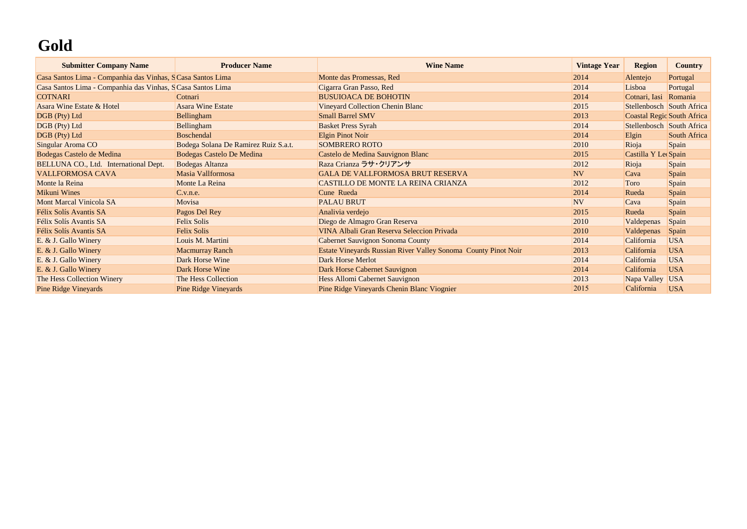# Gold

| Submitter Company Name | Producer Name | Wine Name | Vintage Year | Region | Country |
|---|---|---|---|---|---|
| Casa Santos Lima - Companhia das Vinhas, S | Casa Santos Lima | Monte das Promessas, Red | 2014 | Alentejo | Portugal |
| Casa Santos Lima - Companhia das Vinhas, S | Casa Santos Lima | Cigarra Gran Passo, Red | 2014 | Lisboa | Portugal |
| COTNARI | Cotnari | BUSUIOACA DE BOHOTIN | 2014 | Cotnari, Iasi | Romania |
| Asara Wine Estate & Hotel | Asara Wine Estate | Vineyard Collection Chenin Blanc | 2015 | Stellenbosch | South Africa |
| DGB (Pty) Ltd | Bellingham | Small Barrel SMV | 2013 | Coastal Regio | South Africa |
| DGB (Pty) Ltd | Bellingham | Basket Press Syrah | 2014 | Stellenbosch | South Africa |
| DGB (Pty) Ltd | Boschendal | Elgin Pinot Noir | 2014 | Elgin | South Africa |
| Singular Aroma CO | Bodega Solana De Ramirez Ruiz S.a.t. | SOMBRERO ROTO | 2010 | Rioja | Spain |
| Bodegas Castelo de Medina | Bodegas Castelo De Medina | Castelo de Medina Sauvignon Blanc | 2015 | Castilla Y Le | Spain |
| BELLUNA CO., Ltd. International Dept. | Bodegas Altanza | Raza Crianza ラサ・クリアンサ | 2012 | Rioja | Spain |
| VALLFORMOSA CAVA | Masia Vallformosa | GALA DE VALLFORMOSA BRUT RESERVA | NV | Cava | Spain |
| Monte la Reina | Monte La Reina | CASTILLO DE MONTE LA REINA CRIANZA | 2012 | Toro | Spain |
| Mikuni Wines | C.v.n.e. | Cune Rueda | 2014 | Rueda | Spain |
| Mont Marcal Vinicola SA | Movisa | PALAU BRUT | NV | Cava | Spain |
| Félix Solís Avantis SA | Pagos Del Rey | Analivia verdejo | 2015 | Rueda | Spain |
| Félix Solís Avantis SA | Felix Solis | Diego de Almagro Gran Reserva | 2010 | Valdepenas | Spain |
| Félix Solís Avantis SA | Felix Solis | VINA Albali Gran Reserva Seleccion Privada | 2010 | Valdepenas | Spain |
| E. & J. Gallo Winery | Louis M. Martini | Cabernet Sauvignon Sonoma County | 2014 | California | USA |
| E. & J. Gallo Winery | Macmurray Ranch | Estate Vineyards Russian River Valley Sonoma County Pinot Noir | 2013 | California | USA |
| E. & J. Gallo Winery | Dark Horse Wine | Dark Horse Merlot | 2014 | California | USA |
| E. & J. Gallo Winery | Dark Horse Wine | Dark Horse Cabernet Sauvignon | 2014 | California | USA |
| The Hess Collection Winery | The Hess Collection | Hess Allomi Cabernet Sauvignon | 2013 | Napa Valley | USA |
| Pine Ridge Vineyards | Pine Ridge Vineyards | Pine Ridge Vineyards Chenin Blanc Viognier | 2015 | California | USA |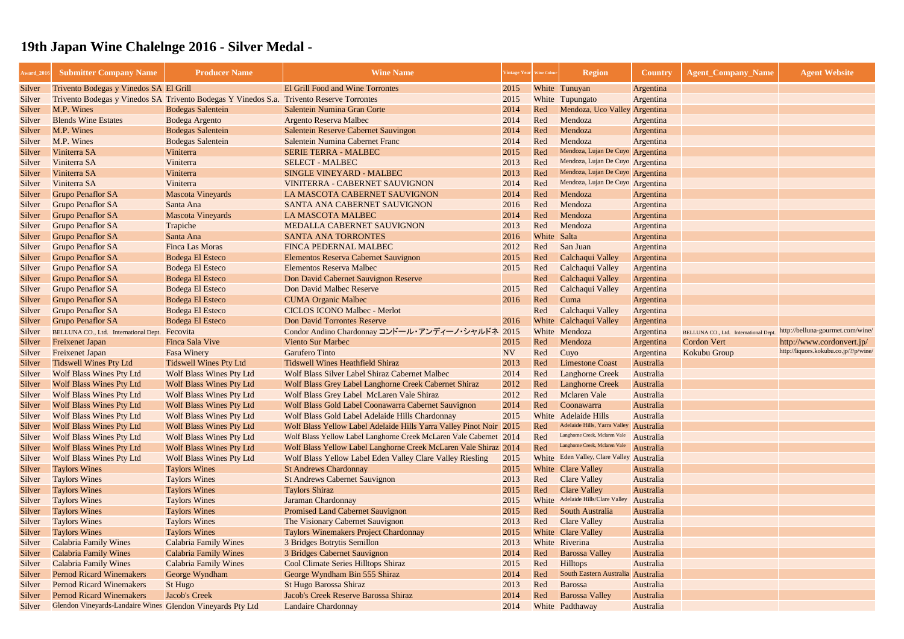# 19th Japan Wine Chalelnge 2016 - Silver Medal -

| Award_2016 | Submitter Company Name | Producer Name | Wine Name | Vintage Year | Wine Colour | Region | Country | Agent_Company_Name | Agent Website |
|---|---|---|---|---|---|---|---|---|---|
| Silver | Trivento Bodegas y Vinedos SA | El Grill | El Grill Food and Wine Torrontes | 2015 | White | Tunuyan | Argentina | | |
| Silver | Trivento Bodegas y Vinedos SA | Trivento Bodegas Y Vinedos S.a. | Trivento Reserve Torrontes | 2015 | White | Tupungato | Argentina | | |
| Silver | M.P. Wines | Bodegas Salentein | Salentein Numina Gran Corte | 2014 | Red | Mendoza, Uco Valley | Argentina | | |
| Silver | Blends Wine Estates | Bodega Argento | Argento Reserva Malbec | 2014 | Red | Mendoza | Argentina | | |
| Silver | M.P. Wines | Bodegas Salentein | Salentein Reserve Cabernet Sauvingon | 2014 | Red | Mendoza | Argentina | | |
| Silver | M.P. Wines | Bodegas Salentein | Salentein Numina Cabernet Franc | 2014 | Red | Mendoza | Argentina | | |
| Silver | Viniterra SA | Viniterra | SERIE TERRA - MALBEC | 2015 | Red | Mendoza, Lujan De Cuyo | Argentina | | |
| Silver | Viniterra SA | Viniterra | SELECT - MALBEC | 2013 | Red | Mendoza, Lujan De Cuyo | Argentina | | |
| Silver | Viniterra SA | Viniterra | SINGLE VINEYARD - MALBEC | 2013 | Red | Mendoza, Lujan De Cuyo | Argentina | | |
| Silver | Viniterra SA | Viniterra | VINITERRA - CABERNET SAUVIGNON | 2014 | Red | Mendoza, Lujan De Cuyo | Argentina | | |
| Silver | Grupo Penaflor SA | Mascota Vineyards | LA MASCOTA CABERNET SAUVIGNON | 2014 | Red | Mendoza | Argentina | | |
| Silver | Grupo Penaflor SA | Santa Ana | SANTA ANA CABERNET SAUVIGNON | 2016 | Red | Mendoza | Argentina | | |
| Silver | Grupo Penaflor SA | Mascota Vineyards | LA MASCOTA MALBEC | 2014 | Red | Mendoza | Argentina | | |
| Silver | Grupo Penaflor SA | Trapiche | MEDALLA CABERNET SAUVIGNON | 2013 | Red | Mendoza | Argentina | | |
| Silver | Grupo Penaflor SA | Santa Ana | SANTA ANA TORRONTES | 2016 | White | Salta | Argentina | | |
| Silver | Grupo Penaflor SA | Finca Las Moras | FINCA PEDERNAL MALBEC | 2012 | Red | San Juan | Argentina | | |
| Silver | Grupo Penaflor SA | Bodega El Esteco | Elementos Reserva Cabernet Sauvignon | 2015 | Red | Calchaqui Valley | Argentina | | |
| Silver | Grupo Penaflor SA | Bodega El Esteco | Elementos Reserva Malbec | 2015 | Red | Calchaqui Valley | Argentina | | |
| Silver | Grupo Penaflor SA | Bodega El Esteco | Don David Cabernet Sauvignon Reserve | | Red | Calchaqui Valley | Argentina | | |
| Silver | Grupo Penaflor SA | Bodega El Esteco | Don David Malbec Reserve | 2015 | Red | Calchaqui Valley | Argentina | | |
| Silver | Grupo Penaflor SA | Bodega El Esteco | CUMA Organic Malbec | 2016 | Red | Cuma | Argentina | | |
| Silver | Grupo Penaflor SA | Bodega El Esteco | CICLOS ICONO Malbec - Merlot | | Red | Calchaqui Valley | Argentina | | |
| Silver | Grupo Penaflor SA | Bodega El Esteco | Don David Torrontes Reserve | 2016 | White | Calchaqui Valley | Argentina | | |
| Silver | BELLUNA CO., Ltd. International Dept. | Fecovita | Condor Andino Chardonnay コンドール・アンディーノ・シャルドネ | 2015 | White | Mendoza | Argentina | BELLUNA CO., Ltd. International Dept. | http://belluna-gourmet.com/wine/ |
| Silver | Freixenet Japan | Finca Sala Vive | Viento Sur Marbec | 2015 | Red | Mendoza | Argentina | Cordon Vert | http://www.cordonvert.jp/ |
| Silver | Freixenet Japan | Fasa Winery | Garufero Tinto | NV | Red | Cuyo | Argentina | Kokubu Group | http://liquors.kokubu.co.jp/?/p/wine/ |
| Silver | Tidswell Wines Pty Ltd | Tidswell Wines Pty Ltd | Tidswell Wines Heathfield Shiraz | 2013 | Red | Limestone Coast | Australia | | |
| Silver | Wolf Blass Wines Pty Ltd | Wolf Blass Wines Pty Ltd | Wolf Blass Silver Label Shiraz Cabernet Malbec | 2014 | Red | Langhorne Creek | Australia | | |
| Silver | Wolf Blass Wines Pty Ltd | Wolf Blass Wines Pty Ltd | Wolf Blass Grey Label Langhorne Creek Cabernet Shiraz | 2012 | Red | Langhorne Creek | Australia | | |
| Silver | Wolf Blass Wines Pty Ltd | Wolf Blass Wines Pty Ltd | Wolf Blass Grey Label McLaren Vale Shiraz | 2012 | Red | Mclaren Vale | Australia | | |
| Silver | Wolf Blass Wines Pty Ltd | Wolf Blass Wines Pty Ltd | Wolf Blass Gold Label Coonawarra Cabernet Sauvignon | 2014 | Red | Coonawarra | Australia | | |
| Silver | Wolf Blass Wines Pty Ltd | Wolf Blass Wines Pty Ltd | Wolf Blass Gold Label Adelaide Hills Chardonnay | 2015 | White | Adelaide Hills | Australia | | |
| Silver | Wolf Blass Wines Pty Ltd | Wolf Blass Wines Pty Ltd | Wolf Blass Yellow Label Adelaide Hills Yarra Valley Pinot Noir | 2015 | Red | Adelaide Hills, Yarra Valley | Australia | | |
| Silver | Wolf Blass Wines Pty Ltd | Wolf Blass Wines Pty Ltd | Wolf Blass Yellow Label Langhorne Creek McLaren Vale Cabernet | 2014 | Red | Langhorne Creek, Mclaren Vale | Australia | | |
| Silver | Wolf Blass Wines Pty Ltd | Wolf Blass Wines Pty Ltd | Wolf Blass Yellow Label Langhorne Creek McLaren Vale Shiraz | 2014 | Red | Langhorne Creek, Mclaren Vale | Australia | | |
| Silver | Wolf Blass Wines Pty Ltd | Wolf Blass Wines Pty Ltd | Wolf Blass Yellow Label Eden Valley Clare Valley Riesling | 2015 | White | Eden Valley, Clare Valley | Australia | | |
| Silver | Taylors Wines | Taylors Wines | St Andrews Chardonnay | 2015 | White | Clare Valley | Australia | | |
| Silver | Taylors Wines | Taylors Wines | St Andrews Cabernet Sauvignon | 2013 | Red | Clare Valley | Australia | | |
| Silver | Taylors Wines | Taylors Wines | Taylors Shiraz | 2015 | Red | Clare Valley | Australia | | |
| Silver | Taylors Wines | Taylors Wines | Jaraman Chardonnay | 2015 | White | Adelaide Hills/Clare Valley | Australia | | |
| Silver | Taylors Wines | Taylors Wines | Promised Land Cabernet Sauvignon | 2015 | Red | South Australia | Australia | | |
| Silver | Taylors Wines | Taylors Wines | The Visionary Cabernet Sauvignon | 2013 | Red | Clare Valley | Australia | | |
| Silver | Taylors Wines | Taylors Wines | Taylors Winemakers Project Chardonnay | 2015 | White | Clare Valley | Australia | | |
| Silver | Calabria Family Wines | Calabria Family Wines | 3 Bridges Botrytis Semillon | 2013 | White | Riverina | Australia | | |
| Silver | Calabria Family Wines | Calabria Family Wines | 3 Bridges Cabernet Sauvignon | 2014 | Red | Barossa Valley | Australia | | |
| Silver | Calabria Family Wines | Calabria Family Wines | Cool Climate Series Hilltops Shiraz | 2015 | Red | Hilltops | Australia | | |
| Silver | Pernod Ricard Winemakers | George Wyndham | George Wyndham Bin 555 Shiraz | 2014 | Red | South Eastern Australia | Australia | | |
| Silver | Pernod Ricard Winemakers | St Hugo | St Hugo Barossa Shiraz | 2013 | Red | Barossa | Australia | | |
| Silver | Pernod Ricard Winemakers | Jacob's Creek | Jacob's Creek Reserve Barossa Shiraz | 2014 | Red | Barossa Valley | Australia | | |
| Silver | Glendon Vineyards-Landaire Wines | Glendon Vineyards Pty Ltd | Landaire Chardonnay | 2014 | White | Padthaway | Australia | | |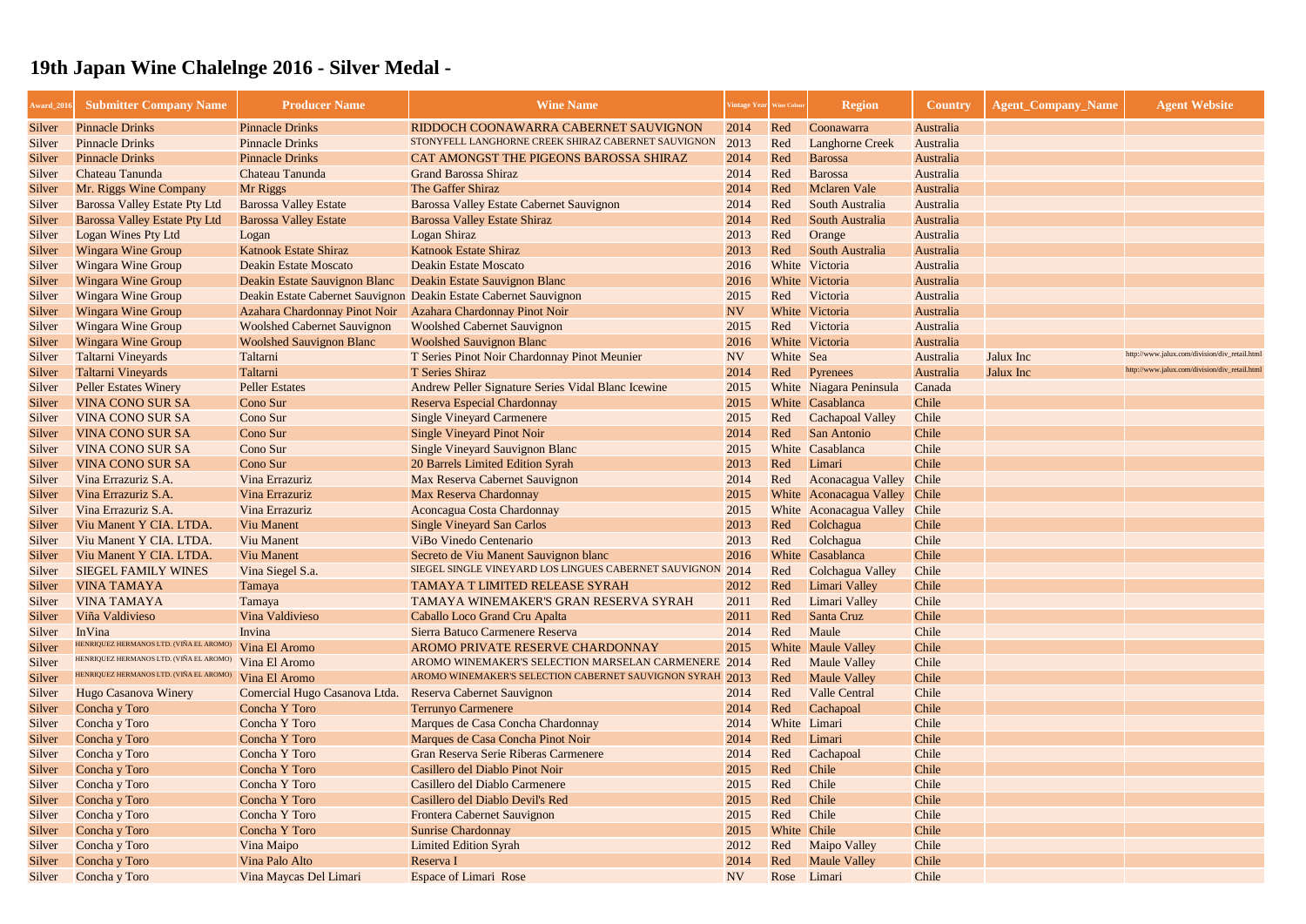# 19th Japan Wine Chalelnge 2016 - Silver Medal -

| Award_2016 | Submitter Company Name | Producer Name | Wine Name | Vintage Year | Wine Colour | Region | Country | Agent_Company_Name | Agent Website |
|---|---|---|---|---|---|---|---|---|---|
| Silver | Pinnacle Drinks | Pinnacle Drinks | RIDDOCH COONAWARRA CABERNET SAUVIGNON | 2014 | Red | Coonawarra | Australia | | |
| Silver | Pinnacle Drinks | Pinnacle Drinks | STONYFELL LANGHORNE CREEK SHIRAZ CABERNET SAUVIGNON | 2013 | Red | Langhorne Creek | Australia | | |
| Silver | Pinnacle Drinks | Pinnacle Drinks | CAT AMONGST THE PIGEONS BAROSSA SHIRAZ | 2014 | Red | Barossa | Australia | | |
| Silver | Chateau Tanunda | Chateau Tanunda | Grand Barossa Shiraz | 2014 | Red | Barossa | Australia | | |
| Silver | Mr. Riggs Wine Company | Mr Riggs | The Gaffer Shiraz | 2014 | Red | Mclaren Vale | Australia | | |
| Silver | Barossa Valley Estate Pty Ltd | Barossa Valley Estate | Barossa Valley Estate Cabernet Sauvignon | 2014 | Red | South Australia | Australia | | |
| Silver | Barossa Valley Estate Pty Ltd | Barossa Valley Estate | Barossa Valley Estate Shiraz | 2014 | Red | South Australia | Australia | | |
| Silver | Logan Wines Pty Ltd | Logan | Logan Shiraz | 2013 | Red | Orange | Australia | | |
| Silver | Wingara Wine Group | Katnook Estate Shiraz | Katnook Estate Shiraz | 2013 | Red | South Australia | Australia | | |
| Silver | Wingara Wine Group | Deakin Estate Moscato | Deakin Estate Moscato | 2016 | White | Victoria | Australia | | |
| Silver | Wingara Wine Group | Deakin Estate Sauvignon Blanc | Deakin Estate Sauvignon Blanc | 2016 | White | Victoria | Australia | | |
| Silver | Wingara Wine Group | Deakin Estate Cabernet Sauvignon | Deakin Estate Cabernet Sauvignon | 2015 | Red | Victoria | Australia | | |
| Silver | Wingara Wine Group | Azahara Chardonnay Pinot Noir | Azahara Chardonnay Pinot Noir | NV | White | Victoria | Australia | | |
| Silver | Wingara Wine Group | Woolshed Cabernet Sauvignon | Woolshed Cabernet Sauvignon | 2015 | Red | Victoria | Australia | | |
| Silver | Wingara Wine Group | Woolshed Sauvignon Blanc | Woolshed Sauvignon Blanc | 2016 | White | Victoria | Australia | | |
| Silver | Taltarni Vineyards | Taltarni | T Series Pinot Noir Chardonnay Pinot Meunier | NV | White | Sea | Australia | Jalux Inc | http://www.jalux.com/division/div_retail.html |
| Silver | Taltarni Vineyards | Taltarni | T Series Shiraz | 2014 | Red | Pyrenees | Australia | Jalux Inc | http://www.jalux.com/division/div_retail.html |
| Silver | Peller Estates Winery | Peller Estates | Andrew Peller Signature Series Vidal Blanc Icewine | 2015 | White | Niagara Peninsula | Canada | | |
| Silver | VINA CONO SUR SA | Cono Sur | Reserva Especial Chardonnay | 2015 | White | Casablanca | Chile | | |
| Silver | VINA CONO SUR SA | Cono Sur | Single Vineyard Carmenere | 2015 | Red | Cachapoal Valley | Chile | | |
| Silver | VINA CONO SUR SA | Cono Sur | Single Vineyard Pinot Noir | 2014 | Red | San Antonio | Chile | | |
| Silver | VINA CONO SUR SA | Cono Sur | Single Vineyard Sauvignon Blanc | 2015 | White | Casablanca | Chile | | |
| Silver | VINA CONO SUR SA | Cono Sur | 20 Barrels Limited Edition Syrah | 2013 | Red | Limari | Chile | | |
| Silver | Vina Errazuriz S.A. | Vina Errazuriz | Max Reserva Cabernet Sauvignon | 2014 | Red | Aconacagua Valley | Chile | | |
| Silver | Vina Errazuriz S.A. | Vina Errazuriz | Max Reserva Chardonnay | 2015 | White | Aconacagua Valley | Chile | | |
| Silver | Vina Errazuriz S.A. | Vina Errazuriz | Aconcagua Costa Chardonnay | 2015 | White | Aconacagua Valley | Chile | | |
| Silver | Viu Manent Y CIA. LTDA. | Viu Manent | Single Vineyard San Carlos | 2013 | Red | Colchagua | Chile | | |
| Silver | Viu Manent Y CIA. LTDA. | Viu Manent | ViBo Vinedo Centenario | 2013 | Red | Colchagua | Chile | | |
| Silver | Viu Manent Y CIA. LTDA. | Viu Manent | Secreto de Viu Manent Sauvignon blanc | 2016 | White | Casablanca | Chile | | |
| Silver | SIEGEL FAMILY WINES | Vina Siegel S.a. | SIEGEL SINGLE VINEYARD LOS LINGUES CABERNET SAUVIGNON | 2014 | Red | Colchagua Valley | Chile | | |
| Silver | VINA TAMAYA | Tamaya | TAMAYA T LIMITED RELEASE SYRAH | 2012 | Red | Limari Valley | Chile | | |
| Silver | VINA TAMAYA | Tamaya | TAMAYA WINEMAKER'S GRAN RESERVA SYRAH | 2011 | Red | Limari Valley | Chile | | |
| Silver | Viña Valdivieso | Vina Valdivieso | Caballo Loco Grand Cru Apalta | 2011 | Red | Santa Cruz | Chile | | |
| Silver | InVina | Invina | Sierra Batuco Carmenere Reserva | 2014 | Red | Maule | Chile | | |
| Silver | HENRIQUEZ HERMANOS LTD. (VIÑA EL AROMO) | Vina El Aromo | AROMO PRIVATE RESERVE CHARDONNAY | 2015 | White | Maule Valley | Chile | | |
| Silver | HENRIQUEZ HERMANOS LTD. (VIÑA EL AROMO) | Vina El Aromo | AROMO WINEMAKER'S SELECTION MARSELAN CARMENERE | 2014 | Red | Maule Valley | Chile | | |
| Silver | HENRIQUEZ HERMANOS LTD. (VIÑA EL AROMO) | Vina El Aromo | AROMO WINEMAKER'S SELECTION CABERNET SAUVIGNON SYRAH | 2013 | Red | Maule Valley | Chile | | |
| Silver | Hugo Casanova Winery | Comercial Hugo Casanova Ltda. | Reserva Cabernet Sauvignon | 2014 | Red | Valle Central | Chile | | |
| Silver | Concha y Toro | Concha Y Toro | Terrunyo Carmenere | 2014 | Red | Cachapoal | Chile | | |
| Silver | Concha y Toro | Concha Y Toro | Marques de Casa Concha Chardonnay | 2014 | White | Limari | Chile | | |
| Silver | Concha y Toro | Concha Y Toro | Marques de Casa Concha Pinot Noir | 2014 | Red | Limari | Chile | | |
| Silver | Concha y Toro | Concha Y Toro | Gran Reserva Serie Riberas Carmenere | 2014 | Red | Cachapoal | Chile | | |
| Silver | Concha y Toro | Concha Y Toro | Casillero del Diablo Pinot Noir | 2015 | Red | Chile | Chile | | |
| Silver | Concha y Toro | Concha Y Toro | Casillero del Diablo Carmenere | 2015 | Red | Chile | Chile | | |
| Silver | Concha y Toro | Concha Y Toro | Casillero del Diablo Devil's Red | 2015 | Red | Chile | Chile | | |
| Silver | Concha y Toro | Concha Y Toro | Frontera Cabernet Sauvignon | 2015 | Red | Chile | Chile | | |
| Silver | Concha y Toro | Concha Y Toro | Sunrise Chardonnay | 2015 | White | Chile | Chile | | |
| Silver | Concha y Toro | Vina Maipo | Limited Edition Syrah | 2012 | Red | Maipo Valley | Chile | | |
| Silver | Concha y Toro | Vina Palo Alto | Reserva I | 2014 | Red | Maule Valley | Chile | | |
| Silver | Concha y Toro | Vina Maycas Del Limari | Espace of Limari Rose | NV | Rose | Limari | Chile | | |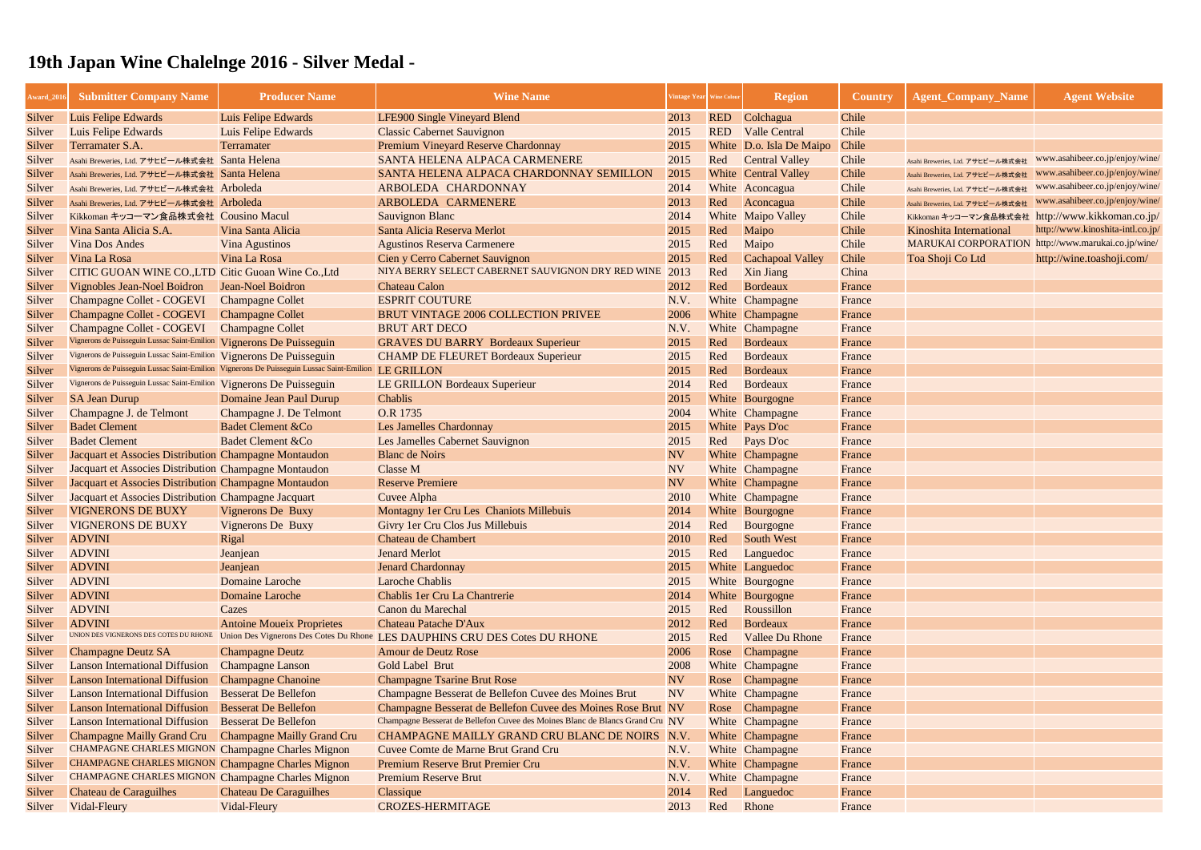# 19th Japan Wine Chalelnge 2016 - Silver Medal -

| Award_2016 | Submitter Company Name | Producer Name | Wine Name | Vintage Year | Wine Colour | Region | Country | Agent_Company_Name | Agent Website |
|---|---|---|---|---|---|---|---|---|---|
| Silver | Luis Felipe Edwards | Luis Felipe Edwards | LFE900 Single Vineyard Blend | 2013 | RED | Colchagua | Chile | | |
| Silver | Luis Felipe Edwards | Luis Felipe Edwards | Classic Cabernet Sauvignon | 2015 | RED | Valle Central | Chile | | |
| Silver | Terramater S.A. | Terramater | Premium Vineyard Reserve Chardonnay | 2015 | White | D.o. Isla De Maipo | Chile | | |
| Silver | Asahi Breweries, Ltd. アサヒビール株式会社 | Santa Helena | SANTA HELENA ALPACA CARMENERE | 2015 | Red | Central Valley | Chile | Asahi Breweries, Ltd. アサヒビール株式会社 | www.asahibeer.co.jp/enjoy/wine/ |
| Silver | Asahi Breweries, Ltd. アサヒビール株式会社 | Santa Helena | SANTA HELENA ALPACA CHARDONNAY SEMILLON | 2015 | White | Central Valley | Chile | Asahi Breweries, Ltd. アサヒビール株式会社 | www.asahibeer.co.jp/enjoy/wine/ |
| Silver | Asahi Breweries, Ltd. アサヒビール株式会社 | Arboleda | ARBOLEDA CHARDONNAY | 2014 | White | Aconcagua | Chile | Asahi Breweries, Ltd. アサヒビール株式会社 | www.asahibeer.co.jp/enjoy/wine/ |
| Silver | Asahi Breweries, Ltd. アサヒビール株式会社 | Arboleda | ARBOLEDA CARMENERE | 2013 | Red | Aconcagua | Chile | Asahi Breweries, Ltd. アサヒビール株式会社 | www.asahibeer.co.jp/enjoy/wine/ |
| Silver | Kikkoman キッコーマン食品株式会社 | Cousino Macul | Sauvignon Blanc | 2014 | White | Maipo Valley | Chile | Kikkoman キッコーマン食品株式会社 | http://www.kikkoman.co.jp/ |
| Silver | Vina Santa Alicia S.A. | Vina Santa Alicia | Santa Alicia Reserva Merlot | 2015 | Red | Maipo | Chile | Kinoshita International | http://www.kinoshita-intl.co.jp/ |
| Silver | Vina Dos Andes | Vina Agustinos | Agustinos Reserva Carmenere | 2015 | Red | Maipo | Chile | MARUKAI CORPORATION | http://www.marukai.co.jp/wine/ |
| Silver | Vina La Rosa | Vina La Rosa | Cien y Cerro Cabernet Sauvignon | 2015 | Red | Cachapoal Valley | Chile | Toa Shoji Co Ltd | http://wine.toashoji.com/ |
| Silver | CITIC GUOAN WINE CO.,LTD | Citic Guoan Wine Co.,Ltd | NIYA BERRY SELECT CABERNET SAUVIGNON DRY RED WINE | 2013 | Red | Xin Jiang | China | | |
| Silver | Vignobles Jean-Noel Boidron | Jean-Noel Boidron | Chateau Calon | 2012 | Red | Bordeaux | France | | |
| Silver | Champagne Collet - COGEVI | Champagne Collet | ESPRIT COUTURE | N.V. | White | Champagne | France | | |
| Silver | Champagne Collet - COGEVI | Champagne Collet | BRUT VINTAGE 2006 COLLECTION PRIVEE | 2006 | White | Champagne | France | | |
| Silver | Champagne Collet - COGEVI | Champagne Collet | BRUT ART DECO | N.V. | White | Champagne | France | | |
| Silver | Vignerons de Puisseguin Lussac Saint-Emilion | Vignerons De Puisseguin | GRAVES DU BARRY Bordeaux Superieur | 2015 | Red | Bordeaux | France | | |
| Silver | Vignerons de Puisseguin Lussac Saint-Emilion | Vignerons De Puisseguin | CHAMP DE FLEURET Bordeaux Superieur | 2015 | Red | Bordeaux | France | | |
| Silver | Vignerons de Puisseguin Lussac Saint-Emilion | Vignerons De Puisseguin Lussac Saint-Emilion | LE GRILLON | 2015 | Red | Bordeaux | France | | |
| Silver | Vignerons de Puisseguin Lussac Saint-Emilion | Vignerons De Puisseguin | LE GRILLON Bordeaux Superieur | 2014 | Red | Bordeaux | France | | |
| Silver | SA Jean Durup | Domaine Jean Paul Durup | Chablis | 2015 | White | Bourgogne | France | | |
| Silver | Champagne J. de Telmont | Champagne J. De Telmont | O.R 1735 | 2004 | White | Champagne | France | | |
| Silver | Badet Clement | Badet Clement &Co | Les Jamelles Chardonnay | 2015 | White | Pays D'oc | France | | |
| Silver | Badet Clement | Badet Clement &Co | Les Jamelles Cabernet Sauvignon | 2015 | Red | Pays D'oc | France | | |
| Silver | Jacquart et Associes Distribution | Champagne Montaudon | Blanc de Noirs | NV | White | Champagne | France | | |
| Silver | Jacquart et Associes Distribution | Champagne Montaudon | Classe M | NV | White | Champagne | France | | |
| Silver | Jacquart et Associes Distribution | Champagne Montaudon | Reserve Premiere | NV | White | Champagne | France | | |
| Silver | Jacquart et Associes Distribution | Champagne Jacquart | Cuvee Alpha | 2010 | White | Champagne | France | | |
| Silver | VIGNERONS DE BUXY | Vignerons De Buxy | Montagny 1er Cru Les Chaniots Millebuis | 2014 | White | Bourgogne | France | | |
| Silver | VIGNERONS DE BUXY | Vignerons De Buxy | Givry 1er Cru Clos Jus Millebuis | 2014 | Red | Bourgogne | France | | |
| Silver | ADVINI | Rigal | Chateau de Chambert | 2010 | Red | South West | France | | |
| Silver | ADVINI | Jeanjean | Jenard Merlot | 2015 | Red | Languedoc | France | | |
| Silver | ADVINI | Jeanjean | Jenard Chardonnay | 2015 | White | Languedoc | France | | |
| Silver | ADVINI | Domaine Laroche | Laroche Chablis | 2015 | White | Bourgogne | France | | |
| Silver | ADVINI | Domaine Laroche | Chablis 1er Cru La Chantrerie | 2014 | White | Bourgogne | France | | |
| Silver | ADVINI | Cazes | Canon du Marechal | 2015 | Red | Roussillon | France | | |
| Silver | ADVINI | Antoine Moueix Proprietes | Chateau Patache D'Aux | 2012 | Red | Bordeaux | France | | |
| Silver | UNION DES VIGNERONS DES COTES DU RHONE | Union Des Vignerons Des Cotes Du Rhone | LES DAUPHINS CRU DES Cotes DU RHONE | 2015 | Red | Vallee Du Rhone | France | | |
| Silver | Champagne Deutz SA | Champagne Deutz | Amour de Deutz Rose | 2006 | Rose | Champagne | France | | |
| Silver | Lanson International Diffusion | Champagne Lanson | Gold Label Brut | 2008 | White | Champagne | France | | |
| Silver | Lanson International Diffusion | Champagne Chanoine | Champagne Tsarine Brut Rose | NV | Rose | Champagne | France | | |
| Silver | Lanson International Diffusion | Besserat De Bellefon | Champagne Besserat de Bellefon Cuvee des Moines Brut | NV | White | Champagne | France | | |
| Silver | Lanson International Diffusion | Besserat De Bellefon | Champagne Besserat de Bellefon Cuvee des Moines Rose Brut | NV | Rose | Champagne | France | | |
| Silver | Lanson International Diffusion | Besserat De Bellefon | Champagne Besserat de Bellefon Cuvee des Moines Blanc de Blancs Grand Cru | NV | White | Champagne | France | | |
| Silver | Champagne Mailly Grand Cru | Champagne Mailly Grand Cru | CHAMPAGNE MAILLY GRAND CRU BLANC DE NOIRS | N.V. | White | Champagne | France | | |
| Silver | CHAMPAGNE CHARLES MIGNON | Champagne Charles Mignon | Cuvee Comte de Marne Brut Grand Cru | N.V. | White | Champagne | France | | |
| Silver | CHAMPAGNE CHARLES MIGNON | Champagne Charles Mignon | Premium Reserve Brut Premier Cru | N.V. | White | Champagne | France | | |
| Silver | CHAMPAGNE CHARLES MIGNON | Champagne Charles Mignon | Premium Reserve Brut | N.V. | White | Champagne | France | | |
| Silver | Chateau de Caraguilhes | Chateau De Caraguilhes | Classique | 2014 | Red | Languedoc | France | | |
| Silver | Vidal-Fleury | Vidal-Fleury | CROZES-HERMITAGE | 2013 | Red | Rhone | France | | |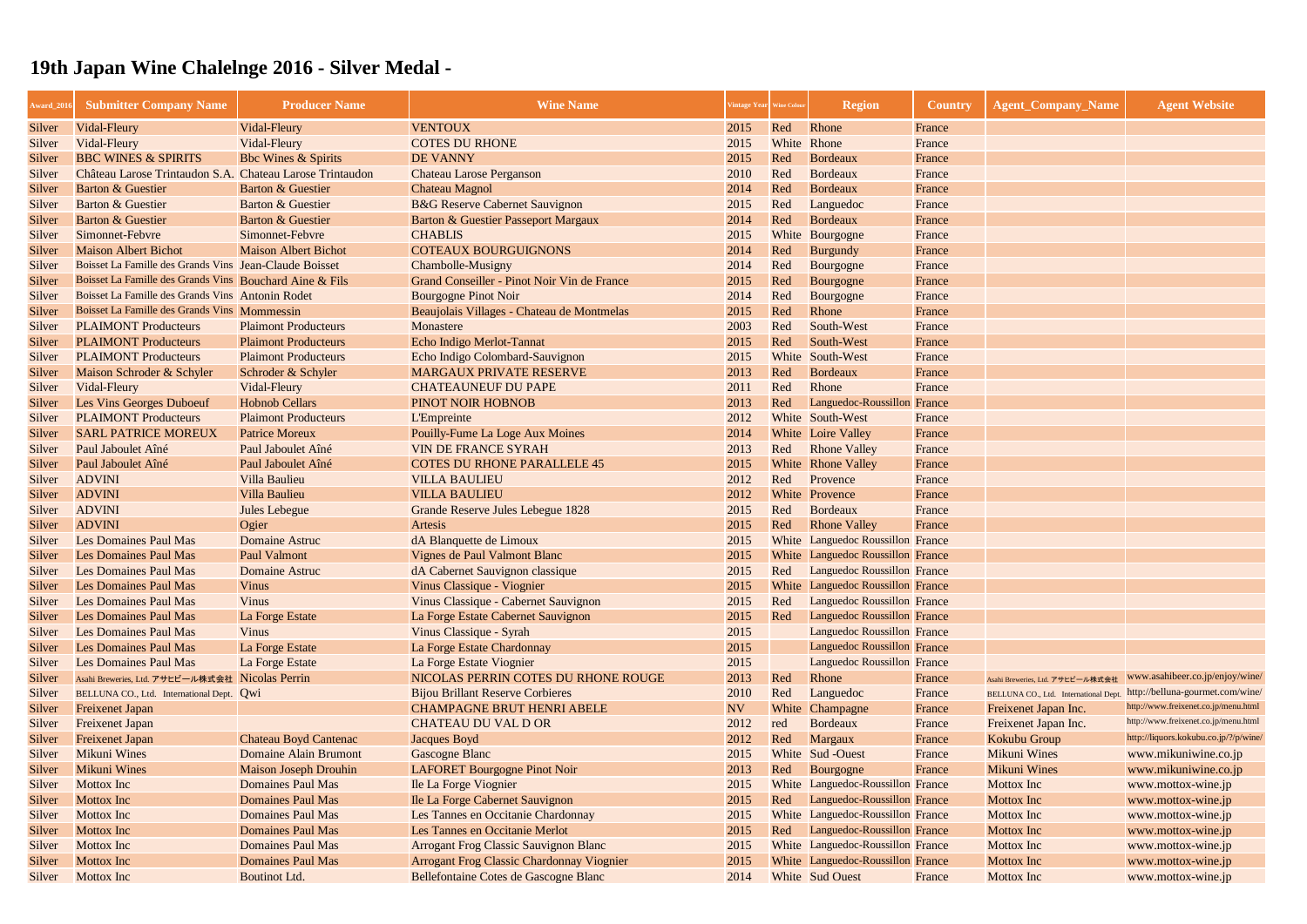# 19th Japan Wine Chalelnge 2016 - Silver Medal -

| Award_2016 | Submitter Company Name | Producer Name | Wine Name | Vintage Year | Wine Colour | Region | Country | Agent_Company_Name | Agent Website |
|---|---|---|---|---|---|---|---|---|---|
| Silver | Vidal-Fleury | Vidal-Fleury | VENTOUX | 2015 | Red | Rhone | France | | |
| Silver | Vidal-Fleury | Vidal-Fleury | COTES DU RHONE | 2015 | White | Rhone | France | | |
| Silver | BBC WINES & SPIRITS | Bbc Wines & Spirits | DE VANNY | 2015 | Red | Bordeaux | France | | |
| Silver | Château Larose Trintaudon S.A. | Chateau Larose Trintaudon | Chateau Larose Perganson | 2010 | Red | Bordeaux | France | | |
| Silver | Barton & Guestier | Barton & Guestier | Chateau Magnol | 2014 | Red | Bordeaux | France | | |
| Silver | Barton & Guestier | Barton & Guestier | B&G Reserve Cabernet Sauvignon | 2015 | Red | Languedoc | France | | |
| Silver | Barton & Guestier | Barton & Guestier | Barton & Guestier Passeport Margaux | 2014 | Red | Bordeaux | France | | |
| Silver | Simonnet-Febvre | Simonnet-Febvre | CHABLIS | 2015 | White | Bourgogne | France | | |
| Silver | Maison Albert Bichot | Maison Albert Bichot | COTEAUX BOURGUIGNONS | 2014 | Red | Burgundy | France | | |
| Silver | Boisset La Famille des Grands Vins | Jean-Claude Boisset | Chambolle-Musigny | 2014 | Red | Bourgogne | France | | |
| Silver | Boisset La Famille des Grands Vins | Bouchard Aine & Fils | Grand Conseiller - Pinot Noir Vin de France | 2015 | Red | Bourgogne | France | | |
| Silver | Boisset La Famille des Grands Vins | Antonin Rodet | Bourgogne Pinot Noir | 2014 | Red | Bourgogne | France | | |
| Silver | Boisset La Famille des Grands Vins | Mommessin | Beaujolais Villages - Chateau de Montmelas | 2015 | Red | Rhone | France | | |
| Silver | PLAIMONT Producteurs | Plaimont Producteurs | Monastere | 2003 | Red | South-West | France | | |
| Silver | PLAIMONT Producteurs | Plaimont Producteurs | Echo Indigo Merlot-Tannat | 2015 | Red | South-West | France | | |
| Silver | PLAIMONT Producteurs | Plaimont Producteurs | Echo Indigo Colombard-Sauvignon | 2015 | White | South-West | France | | |
| Silver | Maison Schroder & Schyler | Schroder & Schyler | MARGAUX PRIVATE RESERVE | 2013 | Red | Bordeaux | France | | |
| Silver | Vidal-Fleury | Vidal-Fleury | CHATEAUNEUF DU PAPE | 2011 | Red | Rhone | France | | |
| Silver | Les Vins Georges Duboeuf | Hobnob Cellars | PINOT NOIR HOBNOB | 2013 | Red | Languedoc-Roussillon | France | | |
| Silver | PLAIMONT Producteurs | Plaimont Producteurs | L'Empreinte | 2012 | White | South-West | France | | |
| Silver | SARL PATRICE MOREUX | Patrice Moreux | Pouilly-Fume La Loge Aux Moines | 2014 | White | Loire Valley | France | | |
| Silver | Paul Jaboulet Aîné | Paul Jaboulet Aîné | VIN DE FRANCE SYRAH | 2013 | Red | Rhone Valley | France | | |
| Silver | Paul Jaboulet Aîné | Paul Jaboulet Aîné | COTES DU RHONE PARALLELE 45 | 2015 | White | Rhone Valley | France | | |
| Silver | ADVINI | Villa Baulieu | VILLA BAULIEU | 2012 | Red | Provence | France | | |
| Silver | ADVINI | Villa Baulieu | VILLA BAULIEU | 2012 | White | Provence | France | | |
| Silver | ADVINI | Jules Lebegue | Grande Reserve Jules Lebegue 1828 | 2015 | Red | Bordeaux | France | | |
| Silver | ADVINI | Ogier | Artesis | 2015 | Red | Rhone Valley | France | | |
| Silver | Les Domaines Paul Mas | Domaine Astruc | dA Blanquette de Limoux | 2015 | White | Languedoc Roussillon | France | | |
| Silver | Les Domaines Paul Mas | Paul Valmont | Vignes de Paul Valmont Blanc | 2015 | White | Languedoc Roussillon | France | | |
| Silver | Les Domaines Paul Mas | Domaine Astruc | dA Cabernet Sauvignon classique | 2015 | Red | Languedoc Roussillon | France | | |
| Silver | Les Domaines Paul Mas | Vinus | Vinus Classique - Viognier | 2015 | White | Languedoc Roussillon | France | | |
| Silver | Les Domaines Paul Mas | Vinus | Vinus Classique - Cabernet Sauvignon | 2015 | Red | Languedoc Roussillon | France | | |
| Silver | Les Domaines Paul Mas | La Forge Estate | La Forge Estate Cabernet Sauvignon | 2015 | Red | Languedoc Roussillon | France | | |
| Silver | Les Domaines Paul Mas | Vinus | Vinus Classique - Syrah | 2015 | | Languedoc Roussillon | France | | |
| Silver | Les Domaines Paul Mas | La Forge Estate | La Forge Estate Chardonnay | 2015 | | Languedoc Roussillon | France | | |
| Silver | Les Domaines Paul Mas | La Forge Estate | La Forge Estate Viognier | 2015 | | Languedoc Roussillon | France | | |
| Silver | Asahi Breweries, Ltd. アサヒビール株式会社 | Nicolas Perrin | NICOLAS PERRIN COTES DU RHONE ROUGE | 2013 | Red | Rhone | France | Asahi Breweries, Ltd. アサヒビール株式会社 | www.asahibeer.co.jp/enjoy/wine/ |
| Silver | BELLUNA CO., Ltd. International Dept. | Qwi | Bijou Brillant Reserve Corbieres | 2010 | Red | Languedoc | France | BELLUNA CO., Ltd. International Dept. | http://belluna-gourmet.com/wine/ |
| Silver | Freixenet Japan | | CHAMPAGNE BRUT HENRI ABELE | NV | White | Champagne | France | Freixenet Japan Inc. | http://www.freixenet.co.jp/menu.html |
| Silver | Freixenet Japan | | CHATEAU DU VAL D OR | 2012 | red | Bordeaux | France | Freixenet Japan Inc. | http://www.freixenet.co.jp/menu.html |
| Silver | Freixenet Japan | Chateau Boyd Cantenac | Jacques Boyd | 2012 | Red | Margaux | France | Kokubu Group | http://liquors.kokubu.co.jp/?/p/wine/ |
| Silver | Mikuni Wines | Domaine Alain Brumont | Gascogne Blanc | 2015 | White | Sud -Ouest | France | Mikuni Wines | www.mikuniwine.co.jp |
| Silver | Mikuni Wines | Maison Joseph Drouhin | LAFORET Bourgogne Pinot Noir | 2013 | Red | Bourgogne | France | Mikuni Wines | www.mikuniwine.co.jp |
| Silver | Mottox Inc | Domaines Paul Mas | Ile La Forge Viognier | 2015 | White | Languedoc-Roussillon | France | Mottox Inc | www.mottox-wine.jp |
| Silver | Mottox Inc | Domaines Paul Mas | Ile La Forge Cabernet Sauvignon | 2015 | Red | Languedoc-Roussillon | France | Mottox Inc | www.mottox-wine.jp |
| Silver | Mottox Inc | Domaines Paul Mas | Les Tannes en Occitanie Chardonnay | 2015 | White | Languedoc-Roussillon | France | Mottox Inc | www.mottox-wine.jp |
| Silver | Mottox Inc | Domaines Paul Mas | Les Tannes en Occitanie Merlot | 2015 | Red | Languedoc-Roussillon | France | Mottox Inc | www.mottox-wine.jp |
| Silver | Mottox Inc | Domaines Paul Mas | Arrogant Frog Classic Sauvignon Blanc | 2015 | White | Languedoc-Roussillon | France | Mottox Inc | www.mottox-wine.jp |
| Silver | Mottox Inc | Domaines Paul Mas | Arrogant Frog Classic Chardonnay Viognier | 2015 | White | Languedoc-Roussillon | France | Mottox Inc | www.mottox-wine.jp |
| Silver | Mottox Inc | Boutinot Ltd. | Bellefontaine Cotes de Gascogne Blanc | 2014 | White | Sud Ouest | France | Mottox Inc | www.mottox-wine.jp |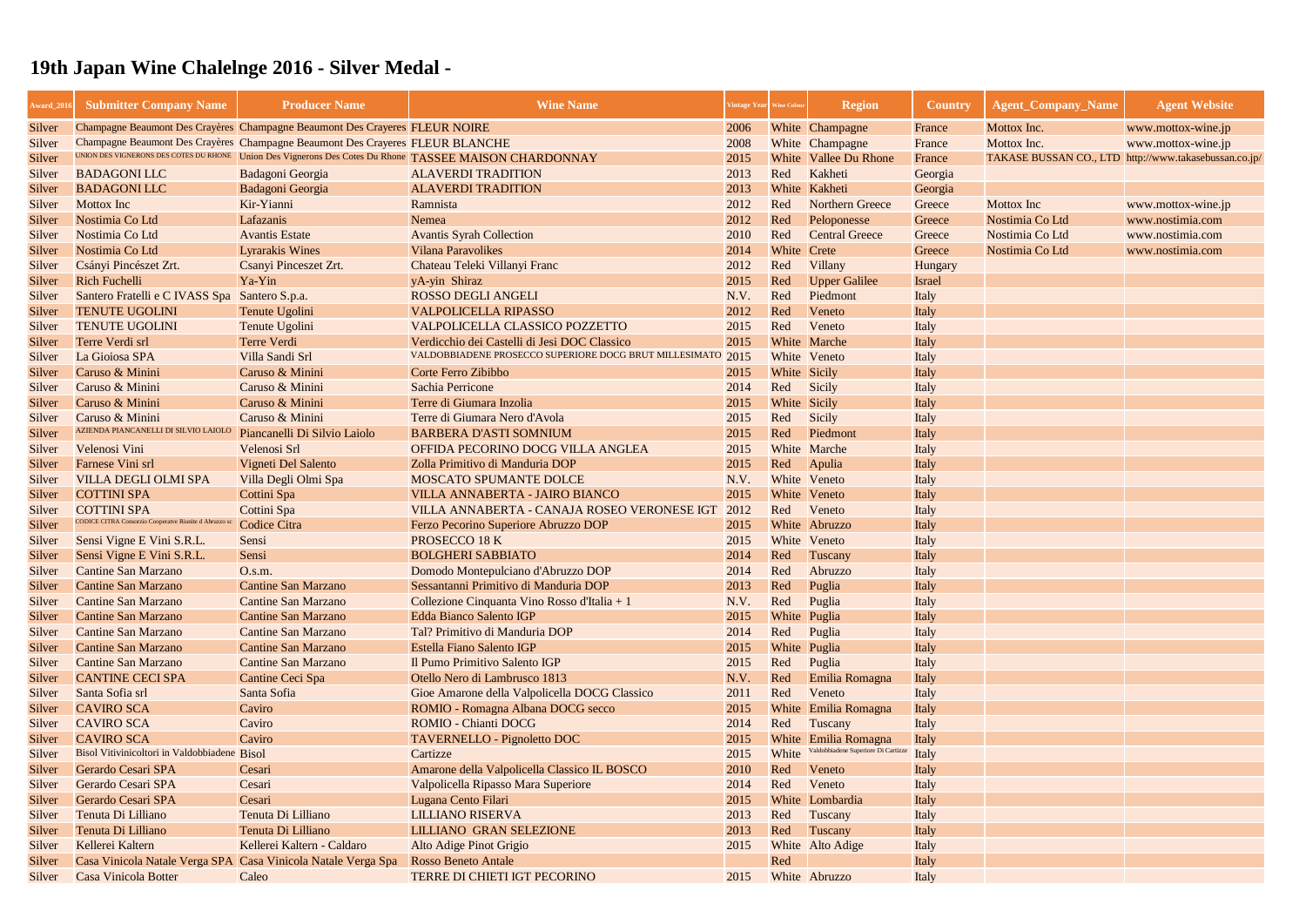# 19th Japan Wine Chalelnge 2016 - Silver Medal -

| Award_2016 | Submitter Company Name | Producer Name | Wine Name | Vintage Year | Wine Colour | Region | Country | Agent_Company_Name | Agent Website |
|---|---|---|---|---|---|---|---|---|---|
| Silver | Champagne Beaumont Des Crayères | Champagne Beaumont Des Crayeres | FLEUR NOIRE | 2006 | White | Champagne | France | Mottox Inc. | www.mottox-wine.jp |
| Silver | Champagne Beaumont Des Crayères | Champagne Beaumont Des Crayeres | FLEUR BLANCHE | 2008 | White | Champagne | France | Mottox Inc. | www.mottox-wine.jp |
| Silver | UNION DES VIGNERONS DES COTES DU RHONE | Union Des Vignerons Des Cotes Du Rhone | TASSEE MAISON CHARDONNAY | 2015 | White | Vallee Du Rhone | France | TAKASE BUSSAN CO., LTD | http://www.takasebussan.co.jp/ |
| Silver | BADAGONI LLC | Badagoni Georgia | ALAVERDI TRADITION | 2013 | Red | Kakheti | Georgia | | |
| Silver | BADAGONI LLC | Badagoni Georgia | ALAVERDI TRADITION | 2013 | White | Kakheti | Georgia | | |
| Silver | Mottox Inc | Kir-Yianni | Ramnista | 2012 | Red | Northern Greece | Greece | Mottox Inc | www.mottox-wine.jp |
| Silver | Nostimia Co Ltd | Lafazanis | Nemea | 2012 | Red | Peloponesse | Greece | Nostimia Co Ltd | www.nostimia.com |
| Silver | Nostimia Co Ltd | Avantis Estate | Avantis Syrah Collection | 2010 | Red | Central Greece | Greece | Nostimia Co Ltd | www.nostimia.com |
| Silver | Nostimia Co Ltd | Lyrarakis Wines | Vilana Paravolikes | 2014 | White | Crete | Greece | Nostimia Co Ltd | www.nostimia.com |
| Silver | Csányi Pincészet Zrt. | Csanyi Pinceszet Zrt. | Chateau Teleki Villanyi Franc | 2012 | Red | Villany | Hungary | | |
| Silver | Rich Fuchelli | Ya-Yin | yA-yin Shiraz | 2015 | Red | Upper Galilee | Israel | | |
| Silver | Santero Fratelli e C IVASS Spa | Santero S.p.a. | ROSSO DEGLI ANGELI | N.V. | Red | Piedmont | Italy | | |
| Silver | TENUTE UGOLINI | Tenute Ugolini | VALPOLICELLA RIPASSO | 2012 | Red | Veneto | Italy | | |
| Silver | TENUTE UGOLINI | Tenute Ugolini | VALPOLICELLA CLASSICO POZZETTO | 2015 | Red | Veneto | Italy | | |
| Silver | Terre Verdi srl | Terre Verdi | Verdicchio dei Castelli di Jesi DOC Classico | 2015 | White | Marche | Italy | | |
| Silver | La Gioiosa SPA | Villa Sandi Srl | VALDOBBIADENE PROSECCO SUPERIORE DOCG BRUT MILLESIMATO | 2015 | White | Veneto | Italy | | |
| Silver | Caruso & Minini | Caruso & Minini | Corte Ferro Zibibbo | 2015 | White | Sicily | Italy | | |
| Silver | Caruso & Minini | Caruso & Minini | Sachia Perricone | 2014 | Red | Sicily | Italy | | |
| Silver | Caruso & Minini | Caruso & Minini | Terre di Giumara Inzolia | 2015 | White | Sicily | Italy | | |
| Silver | Caruso & Minini | Caruso & Minini | Terre di Giumara Nero d'Avola | 2015 | Red | Sicily | Italy | | |
| Silver | AZIENDA PIANCANELLI DI SILVIO LAIOLO | Piancanelli Di Silvio Laiolo | BARBERA D'ASTI SOMNIUM | 2015 | Red | Piedmont | Italy | | |
| Silver | Velenosi Vini | Velenosi Srl | OFFIDA PECORINO DOCG VILLA ANGLEA | 2015 | White | Marche | Italy | | |
| Silver | Farnese Vini srl | Vigneti Del Salento | Zolla Primitivo di Manduria DOP | 2015 | Red | Apulia | Italy | | |
| Silver | VILLA DEGLI OLMI SPA | Villa Degli Olmi Spa | MOSCATO SPUMANTE DOLCE | N.V. | White | Veneto | Italy | | |
| Silver | COTTINI SPA | Cottini Spa | VILLA ANNABERTA - JAIRO BIANCO | 2015 | White | Veneto | Italy | | |
| Silver | COTTINI SPA | Cottini Spa | VILLA ANNABERTA - CANAJA ROSEO VERONESE IGT | 2012 | Red | Veneto | Italy | | |
| Silver | CODICE CITRA Consorzio Cooperative Riunite d Abruzzo sc | Codice Citra | Ferzo Pecorino Superiore Abruzzo DOP | 2015 | White | Abruzzo | Italy | | |
| Silver | Sensi Vigne E Vini S.R.L. | Sensi | PROSECCO 18 K | 2015 | White | Veneto | Italy | | |
| Silver | Sensi Vigne E Vini S.R.L. | Sensi | BOLGHERI SABBIATO | 2014 | Red | Tuscany | Italy | | |
| Silver | Cantine San Marzano | O.s.m. | Domodo Montepulciano d'Abruzzo DOP | 2014 | Red | Abruzzo | Italy | | |
| Silver | Cantine San Marzano | Cantine San Marzano | Sessantanni Primitivo di Manduria DOP | 2013 | Red | Puglia | Italy | | |
| Silver | Cantine San Marzano | Cantine San Marzano | Collezione Cinquanta Vino Rosso d'Italia + 1 | N.V. | Red | Puglia | Italy | | |
| Silver | Cantine San Marzano | Cantine San Marzano | Edda Bianco Salento IGP | 2015 | White | Puglia | Italy | | |
| Silver | Cantine San Marzano | Cantine San Marzano | Tal? Primitivo di Manduria DOP | 2014 | Red | Puglia | Italy | | |
| Silver | Cantine San Marzano | Cantine San Marzano | Estella Fiano Salento IGP | 2015 | White | Puglia | Italy | | |
| Silver | Cantine San Marzano | Cantine San Marzano | Il Pumo Primitivo Salento IGP | 2015 | Red | Puglia | Italy | | |
| Silver | CANTINE CECI SPA | Cantine Ceci Spa | Otello Nero di Lambrusco 1813 | N.V. | Red | Emilia Romagna | Italy | | |
| Silver | Santa Sofia srl | Santa Sofia | Gioe Amarone della Valpolicella DOCG Classico | 2011 | Red | Veneto | Italy | | |
| Silver | CAVIRO SCA | Caviro | ROMIO - Romagna Albana DOCG secco | 2015 | White | Emilia Romagna | Italy | | |
| Silver | CAVIRO SCA | Caviro | ROMIO - Chianti DOCG | 2014 | Red | Tuscany | Italy | | |
| Silver | CAVIRO SCA | Caviro | TAVERNELLO - Pignoletto DOC | 2015 | White | Emilia Romagna | Italy | | |
| Silver | Bisol Vitivinicoltori in Valdobbiadene | Bisol | Cartizze | 2015 | White | Valdobbiadene Superiore Di Cartizze | Italy | | |
| Silver | Gerardo Cesari SPA | Cesari | Amarone della Valpolicella Classico IL BOSCO | 2010 | Red | Veneto | Italy | | |
| Silver | Gerardo Cesari SPA | Cesari | Valpolicella Ripasso Mara Superiore | 2014 | Red | Veneto | Italy | | |
| Silver | Gerardo Cesari SPA | Cesari | Lugana Cento Filari | 2015 | White | Lombardia | Italy | | |
| Silver | Tenuta Di Lilliano | Tenuta Di Lilliano | LILLIANO RISERVA | 2013 | Red | Tuscany | Italy | | |
| Silver | Tenuta Di Lilliano | Tenuta Di Lilliano | LILLIANO GRAN SELEZIONE | 2013 | Red | Tuscany | Italy | | |
| Silver | Kellerei Kaltern | Kellerei Kaltern - Caldaro | Alto Adige Pinot Grigio | 2015 | White | Alto Adige | Italy | | |
| Silver | Casa Vinicola Natale Verga SPA | Casa Vinicola Natale Verga Spa | Rosso Beneto Antale | | Red | | Italy | | |
| Silver | Casa Vinicola Botter | Caleo | TERRE DI CHIETI IGT PECORINO | 2015 | White | Abruzzo | Italy | | |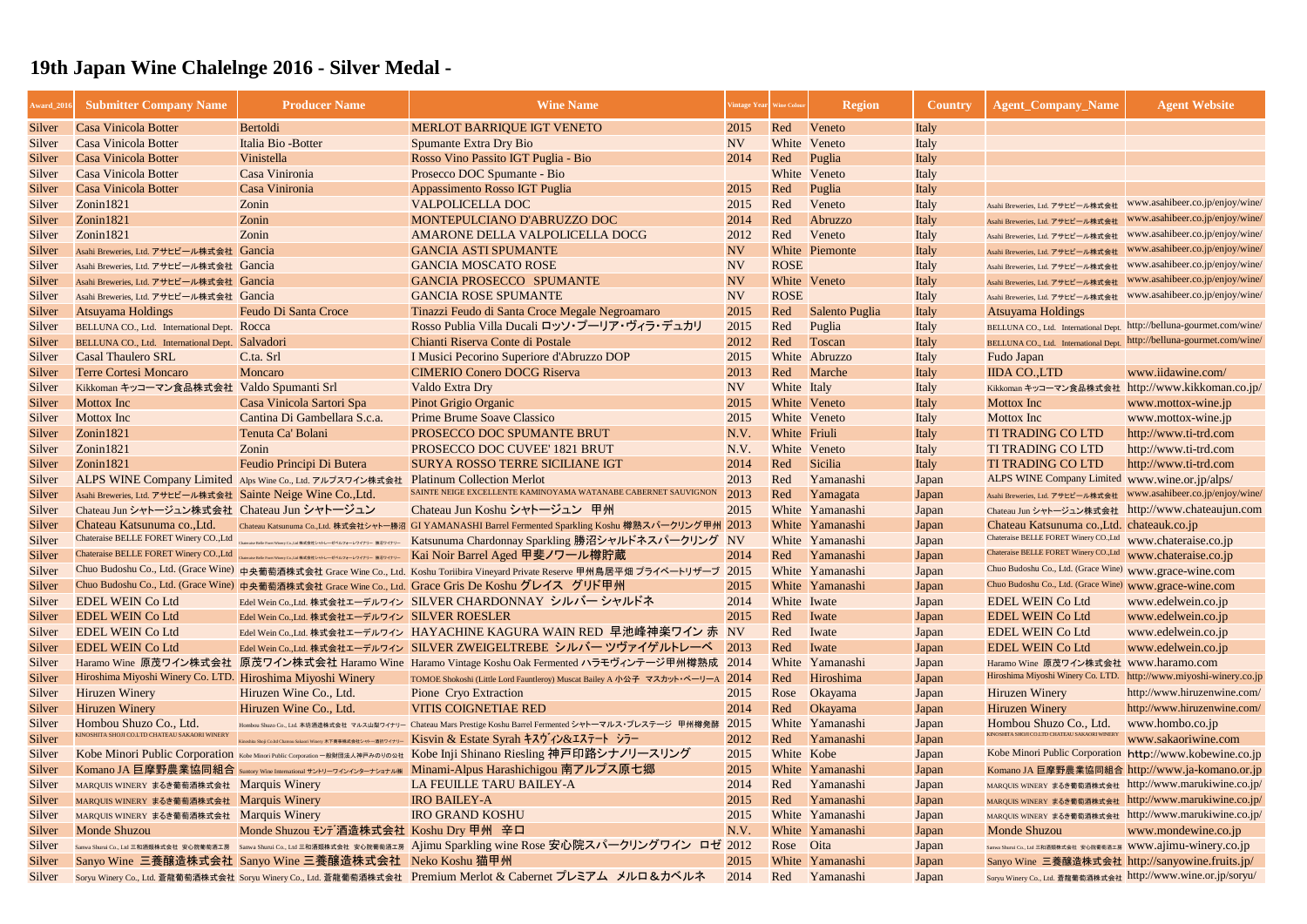# 19th Japan Wine Chalelnge 2016 - Silver Medal -

| Award_2016 | Submitter Company Name | Producer Name | Wine Name | Vintage Year | Wine Colour | Region | Country | Agent_Company_Name | Agent Website |
|---|---|---|---|---|---|---|---|---|---|
| Silver | Casa Vinicola Botter | Bertoldi | MERLOT BARRIQUE IGT VENETO | 2015 | Red | Veneto | Italy | | |
| Silver | Casa Vinicola Botter | Italia Bio -Botter | Spumante Extra Dry Bio | NV | White | Veneto | Italy | | |
| Silver | Casa Vinicola Botter | Vinistella | Rosso Vino Passito IGT Puglia - Bio | 2014 | Red | Puglia | Italy | | |
| Silver | Casa Vinicola Botter | Casa Vinironia | Prosecco DOC Spumante - Bio | | White | Veneto | Italy | | |
| Silver | Casa Vinicola Botter | Casa Vinironia | Appassimento Rosso IGT Puglia | 2015 | Red | Puglia | Italy | | |
| Silver | Zonin1821 | Zonin | VALPOLICELLA DOC | 2015 | Red | Veneto | Italy | Asahi Breweries, Ltd. アサヒビール株式会社 | www.asahibeer.co.jp/enjoy/wine/ |
| Silver | Zonin1821 | Zonin | MONTEPULCIANO D'ABRUZZO DOC | 2014 | Red | Abruzzo | Italy | Asahi Breweries, Ltd. アサヒビール株式会社 | www.asahibeer.co.jp/enjoy/wine/ |
| Silver | Zonin1821 | Zonin | AMARONE DELLA VALPOLICELLA DOCG | 2012 | Red | Veneto | Italy | Asahi Breweries, Ltd. アサヒビール株式会社 | www.asahibeer.co.jp/enjoy/wine/ |
| Silver | Asahi Breweries, Ltd. アサヒビール株式会社 | Gancia | GANCIA ASTI SPUMANTE | NV | White | Piemonte | Italy | Asahi Breweries, Ltd. アサヒビール株式会社 | www.asahibeer.co.jp/enjoy/wine/ |
| Silver | Asahi Breweries, Ltd. アサヒビール株式会社 | Gancia | GANCIA MOSCATO ROSE | NV | ROSE | | Italy | Asahi Breweries, Ltd. アサヒビール株式会社 | www.asahibeer.co.jp/enjoy/wine/ |
| Silver | Asahi Breweries, Ltd. アサヒビール株式会社 | Gancia | GANCIA PROSECCO SPUMANTE | NV | White | Veneto | Italy | Asahi Breweries, Ltd. アサヒビール株式会社 | www.asahibeer.co.jp/enjoy/wine/ |
| Silver | Asahi Breweries, Ltd. アサヒビール株式会社 | Gancia | GANCIA ROSE SPUMANTE | NV | ROSE | | Italy | Asahi Breweries, Ltd. アサヒビール株式会社 | www.asahibeer.co.jp/enjoy/wine/ |
| Silver | Atsuyama Holdings | Feudo Di Santa Croce | Tinazzi Feudo di Santa Croce Megale Negroamaro | 2015 | Red | Salento Puglia | Italy | Atsuyama Holdings | |
| Silver | BELLUNA CO., Ltd. International Dept. | Rocca | Rosso Publia Villa Ducali ロッソ・プーリア・ヴィラ・デュカリ | 2015 | Red | Puglia | Italy | BELLUNA CO., Ltd. International Dept. | http://belluna-gourmet.com/wine/ |
| Silver | BELLUNA CO., Ltd. International Dept. | Salvadori | Chianti Riserva Conte di Postale | 2012 | Red | Toscan | Italy | BELLUNA CO., Ltd. International Dept. | http://belluna-gourmet.com/wine/ |
| Silver | Casal Thaulero SRL | C.ta. Srl | I Musici Pecorino Superiore d'Abruzzo DOP | 2015 | White | Abruzzo | Italy | Fudo Japan | |
| Silver | Terre Cortesi Moncaro | Moncaro | CIMERIO Conero DOCG Riserva | 2013 | Red | Marche | Italy | IIDA CO.,LTD | www.iidawine.com/ |
| Silver | Kikkoman キッコーマン食品株式会社 | Valdo Spumanti Srl | Valdo Extra Dry | NV | White | Italy | Italy | Kikkoman キッコーマン食品株式会社 | http://www.kikkoman.co.jp/ |
| Silver | Mottox Inc | Casa Vinicola Sartori Spa | Pinot Grigio Organic | 2015 | White | Veneto | Italy | Mottox Inc | www.mottox-wine.jp |
| Silver | Mottox Inc | Cantina Di Gambellara S.c.a. | Prime Brume Soave Classico | 2015 | White | Veneto | Italy | Mottox Inc | www.mottox-wine.jp |
| Silver | Zonin1821 | Tenuta Ca' Bolani | PROSECCO DOC SPUMANTE BRUT | N.V. | White | Friuli | Italy | TI TRADING CO LTD | http://www.ti-trd.com |
| Silver | Zonin1821 | Zonin | PROSECCO DOC CUVEE' 1821 BRUT | N.V. | White | Veneto | Italy | TI TRADING CO LTD | http://www.ti-trd.com |
| Silver | Zonin1821 | Feudio Principi Di Butera | SURYA ROSSO TERRE SICILIANE IGT | 2014 | Red | Sicilia | Italy | TI TRADING CO LTD | http://www.ti-trd.com |
| Silver | ALPS WINE Company Limited | Alps Wine Co., Ltd. アルプスワイン株式会社 | Platinum Collection Merlot | 2013 | Red | Yamanashi | Japan | ALPS WINE Company Limited | www.wine.or.jp/alps/ |
| Silver | Asahi Breweries, Ltd. アサヒビール株式会社 | Sainte Neige Wine Co.,Ltd. | SAINTE NEIGE EXCELLENTE KAMINOYAMA WATANABE CABERNET SAUVIGNON | 2013 | Red | Yamagata | Japan | Asahi Breweries, Ltd. アサヒビール株式会社 | www.asahibeer.co.jp/enjoy/wine/ |
| Silver | Chateau Jun シャトージュン株式会社 | Chateau Jun シャトージュン | Chateau Jun Koshu シャトージュン 甲州 | 2015 | White | Yamanashi | Japan | Chateau Jun シャトージュン株式会社 | http://www.chateaujun.com |
| Silver | Chateau Katsunuma co.,Ltd. | Chateau Katsunuma Co.,Ltd. 株式会社シャトー勝沼 | GI YAMANASHI Barrel Fermented Sparkling Koshu 樽熟スパークリング甲州 | 2013 | White | Yamanashi | Japan | Chateau Katsunuma co.,Ltd. | chateauk.co.jp |
| Silver | Chateraise BELLE FORET Winery CO.,Ltd | Chateraise Belle Foret Winery Co.,Ltd 株式会社シャトレーゼベルフォーレワイナリー 勝沼ワイナリー | Katsunuma Chardonnay Sparkling 勝沼シャルドネスパークリング | NV | White | Yamanashi | Japan | Chateraise BELLE FORET Winery CO.,Ltd | www.chateraise.co.jp |
| Silver | Chateraise BELLE FORET Winery CO.,Ltd | Chateraise Belle Foret Winery Co.,Ltd 株式会社シャトレーゼベルフォーレワイナリー 勝沼ワイナリー | Kai Noir Barrel Aged 甲斐ノワール樽貯蔵 | 2014 | Red | Yamanashi | Japan | Chateraise BELLE FORET Winery CO.,Ltd | www.chateraise.co.jp |
| Silver | Chuo Budoshu Co., Ltd. (Grace Wine) | 中央葡萄酒株式会社 Grace Wine Co., Ltd. | Koshu Toriibira Vineyard Private Reserve 甲州鳥居平畑 プライベートリザーブ | 2015 | White | Yamanashi | Japan | Chuo Budoshu Co., Ltd. (Grace Wine) | www.grace-wine.com |
| Silver | Chuo Budoshu Co., Ltd. (Grace Wine) | 中央葡萄酒株式会社 Grace Wine Co., Ltd. | Grace Gris De Koshu グレイス グリド甲州 | 2015 | White | Yamanashi | Japan | Chuo Budoshu Co., Ltd. (Grace Wine) | www.grace-wine.com |
| Silver | EDEL WEIN Co Ltd | Edel Wein Co.,Ltd. 株式会社エーデルワイン | SILVER CHARDONNAY シルバー シャルドネ | 2014 | White | Iwate | Japan | EDEL WEIN Co Ltd | www.edelwein.co.jp |
| Silver | EDEL WEIN Co Ltd | Edel Wein Co.,Ltd. 株式会社エーデルワイン | SILVER ROESLER | 2015 | Red | Iwate | Japan | EDEL WEIN Co Ltd | www.edelwein.co.jp |
| Silver | EDEL WEIN Co Ltd | Edel Wein Co.,Ltd. 株式会社エーデルワイン | HAYACHINE KAGURA WAIN RED 早池峰神楽ワイン 赤 | NV | Red | Iwate | Japan | EDEL WEIN Co Ltd | www.edelwein.co.jp |
| Silver | EDEL WEIN Co Ltd | Edel Wein Co.,Ltd. 株式会社エーデルワイン | SILVER ZWEIGELTREBE シルバー ツヴァイゲルトレーベ | 2013 | Red | Iwate | Japan | EDEL WEIN Co Ltd | www.edelwein.co.jp |
| Silver | Haramo Wine 原茂ワイン株式会社 | 原茂ワイン株式会社 Haramo Wine | Haramo Vintage Koshu Oak Fermented ハラモヴィンテージ甲州樽熟成 | 2014 | White | Yamanashi | Japan | Haramo Wine 原茂ワイン株式会社 | www.haramo.com |
| Silver | Hiroshima Miyoshi Winery Co. LTD. | Hiroshima Miyoshi Winery | TOMOE Shokoshi (Little Lord Fauntleroy) Muscat Bailey A 小公子 マスカット・ベーリーA | 2014 | Red | Hiroshima | Japan | Hiroshima Miyoshi Winery Co. LTD. | http://www.miyoshi-winery.co.jp |
| Silver | Hiruzen Winery | Hiruzen Wine Co., Ltd. | Pione Cryo Extraction | 2015 | Rose | Okayama | Japan | Hiruzen Winery | http://www.hiruzenwine.com/ |
| Silver | Hiruzen Winery | Hiruzen Wine Co., Ltd. | VITIS COIGNETIAE RED | 2014 | Red | Okayama | Japan | Hiruzen Winery | http://www.hiruzenwine.com/ |
| Silver | Hombou Shuzo Co., Ltd. | Hombou Shuzo Co., Ltd. 本坊酒造株式会社 マルス山梨ワイナリー | Chateau Mars Prestige Koshu Barrel Fermented シャトーマルス・プレステージ 甲州樽発酵 | 2015 | White | Yamanashi | Japan | Hombou Shuzo Co., Ltd. | www.hombo.co.jp |
| Silver | KINOSHITA SHOJI CO.LTD CHATEAU SAKAORI WINERY | Kinoshita Shoji Co.ltd Chateau Sakaori Winery 木下商事株式会社シャトー酒折ワイナリー | Kisvin & Estate Syrah キスヴィン&エステート シラー | 2012 | Red | Yamanashi | Japan | KINOSHITA SHOJI CO.LTD CHATEAU SAKAORI WINERY | www.sakaoriwine.com |
| Silver | Kobe Minori Public Corporation | Kobe Minori Public Corporation 一般財団法人神戸みのりの公社 | Kobe Inji Shinano Riesling 神戸印路シナノリースリング | 2015 | White | Kobe | Japan | Kobe Minori Public Corporation | http://www.kobewine.co.jp |
| Silver | Komano JA 巨摩野農業協同組合 | Suntory Wine International サントリーワインインターナショナル㈱ | Minami-Alpus Harashichigou 南アルプス原七郷 | 2015 | White | Yamanashi | Japan | Komano JA 巨摩野農業協同組合 | http://www.ja-komano.or.jp |
| Silver | MARQUIS WINERY まるき葡萄酒株式会社 | Marquis Winery | LA FEUILLE TARU BAILEY-A | 2014 | Red | Yamanashi | Japan | MARQUIS WINERY まるき葡萄酒株式会社 | http://www.marukiwine.co.jp/ |
| Silver | MARQUIS WINERY まるき葡萄酒株式会社 | Marquis Winery | IRO BAILEY-A | 2015 | Red | Yamanashi | Japan | MARQUIS WINERY まるき葡萄酒株式会社 | http://www.marukiwine.co.jp/ |
| Silver | MARQUIS WINERY まるき葡萄酒株式会社 | Marquis Winery | IRO GRAND KOSHU | 2015 | White | Yamanashi | Japan | MARQUIS WINERY まるき葡萄酒株式会社 | http://www.marukiwine.co.jp/ |
| Silver | Monde Shuzou | Monde Shuzou モンデ酒造株式会社 | Koshu Dry 甲州 辛口 | N.V. | White | Yamanashi | Japan | Monde Shuzou | www.mondewine.co.jp |
| Silver | Sanwa Shurui Co., Ltd 三和酒類株式会社 安心院葡萄酒工房 | Sanwa Shurui Co., Ltd 三和酒類株式会社 安心院葡萄酒工房 | Ajimu Sparkling wine Rose 安心院スパークリングワイン ロゼ | 2012 | Rose | Oita | Japan | Sanwa Shurui Co., Ltd 三和酒類株式会社 安心院葡萄酒工房 | www.ajimu-winery.co.jp |
| Silver | Sanyo Wine 三養醸造株式会社 | Sanyo Wine 三養醸造株式会社 | Neko Koshu 猫甲州 | 2015 | White | Yamanashi | Japan | Sanyo Wine 三養醸造株式会社 | http://sanyowine.fruits.jp/ |
| Silver | Soryu Winery Co., Ltd. 蒼龍葡萄酒株式会社 | Soryu Winery Co., Ltd. 蒼龍葡萄酒株式会社 | Premium Merlot & Cabernet プレミアム メルロ&カベルネ | 2014 | Red | Yamanashi | Japan | Soryu Winery Co., Ltd. 蒼龍葡萄酒株式会社 | http://www.wine.or.jp/soryu/ |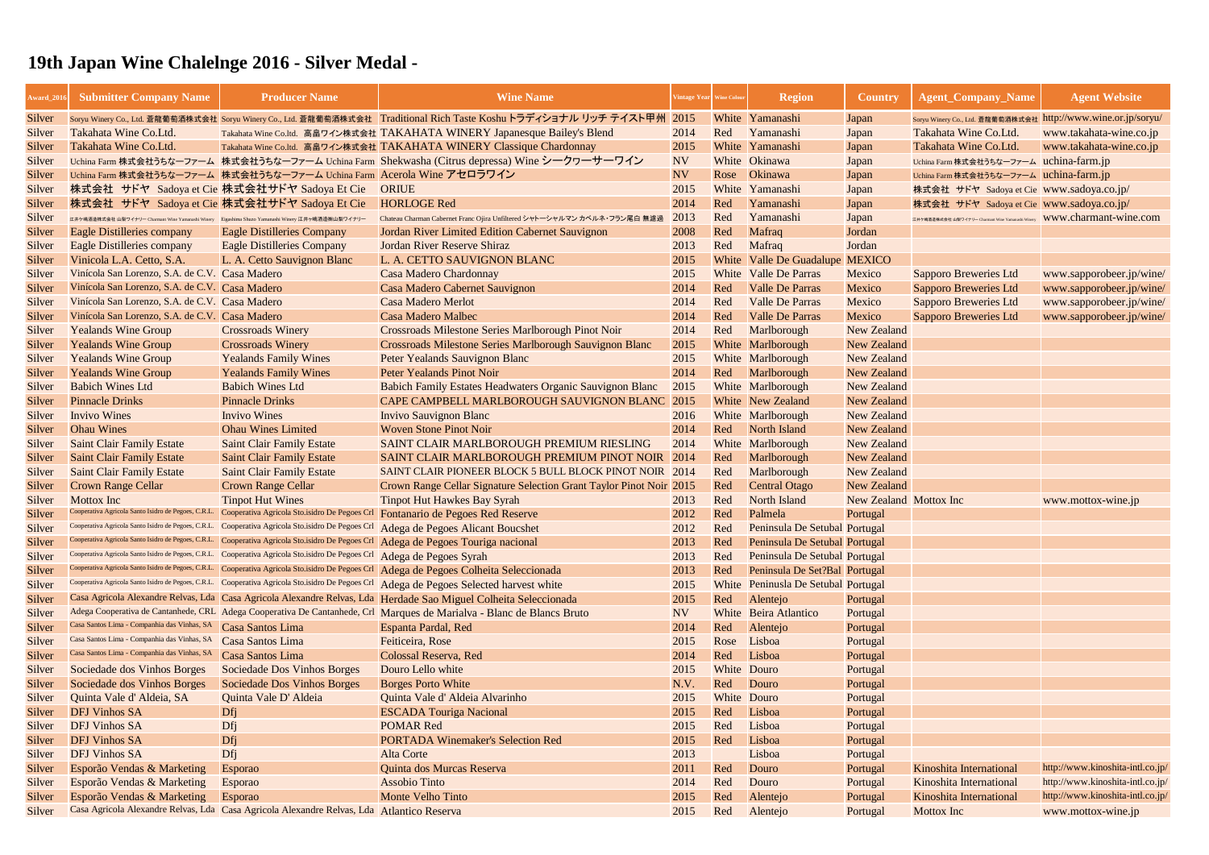# 19th Japan Wine Chalelnge 2016 - Silver Medal -

| Award_2016 | Submitter Company Name | Producer Name | Wine Name | Vintage Year | Wine Colour | Region | Country | Agent_Company_Name | Agent Website |
|---|---|---|---|---|---|---|---|---|---|
| Silver | Soryu Winery Co., Ltd. 蒼龍葡萄酒株式会社 | Soryu Winery Co., Ltd. 蒼龍葡萄酒株式会社 | Traditional Rich Taste Koshu トラディショナル リッチ テイスト甲州 | 2015 | White | Yamanashi | Japan | Soryu Winery Co., Ltd. 蒼龍葡萄酒株式会社 | http://www.wine.or.jp/soryu/ |
| Silver | Takahata Wine Co.Ltd. | Takahata Wine Co.ltd. 高畠ワイン株式会社 | TAKAHATA WINERY Japanesque Bailey's Blend | 2014 | Red | Yamanashi | Japan | Takahata Wine Co.Ltd. | www.takahata-wine.co.jp |
| Silver | Takahata Wine Co.Ltd. | Takahata Wine Co.ltd. 高畠ワイン株式会社 | TAKAHATA WINERY Classique Chardonnay | 2015 | White | Yamanashi | Japan | Takahata Wine Co.Ltd. | www.takahata-wine.co.jp |
| Silver | Uchina Farm 株式会社うちなーファーム | 株式会社うちなーファーム Uchina Farm | Shekwasha (Citrus depressa) Wine シークヮーサーワイン | NV | White | Okinawa | Japan | Uchina Farm 株式会社うちなーファーム | uchina-farm.jp |
| Silver | Uchina Farm 株式会社うちなーファーム | 株式会社うちなーファーム Uchina Farm | Acerola Wine アセロラワイン | NV | Rose | Okinawa | Japan | Uchina Farm 株式会社うちなーファーム | uchina-farm.jp |
| Silver | 株式会社　サドヤ　Sadoya et Cie | 株式会社サドヤ Sadoya Et Cie | ORIUE | 2015 | White | Yamanashi | Japan | 株式会社　サドヤ　Sadoya et Cie | www.sadoya.co.jp/ |
| Silver | 株式会社　サドヤ　Sadoya et Cie | 株式会社サドヤ Sadoya Et Cie | HORLOGE Red | 2014 | Red | Yamanashi | Japan | 株式会社　サドヤ　Sadoya et Cie | www.sadoya.co.jp/ |
| Silver | 江井ヶ嶋酒造株式会社 山梨ワイナリー Charmant Wine Yamanashi Winery | Eigashima Shuzo Yamanashi Winery 江井ヶ嶋酒造㈱山梨ワイナリー | Chateau Charman Cabernet Franc Ojira Unfiltered シャトーシャルマン カベルネ・フラン尾白 無濾過 | 2013 | Red | Yamanashi | Japan | 江井ヶ嶋酒造株式会社 山梨ワイナリー Charmant Wine Yamanashi Winery | www.charmant-wine.com |
| Silver | Eagle Distilleries company | Eagle Distilleries Company | Jordan River Limited Edition Cabernet Sauvignon | 2008 | Red | Mafraq | Jordan | | |
| Silver | Eagle Distilleries company | Eagle Distilleries Company | Jordan River Reserve Shiraz | 2013 | Red | Mafraq | Jordan | | |
| Silver | Vinicola L.A. Cetto, S.A. | L. A. Cetto Sauvignon Blanc | L. A. CETTO SAUVIGNON BLANC | 2015 | White | Valle De Guadalupe | MEXICO | | |
| Silver | Vinícola San Lorenzo, S.A. de C.V. | Casa Madero | Casa Madero Chardonnay | 2015 | White | Valle De Parras | Mexico | Sapporo Breweries Ltd | www.sapporobeer.jp/wine/ |
| Silver | Vinícola San Lorenzo, S.A. de C.V. | Casa Madero | Casa Madero Cabernet Sauvignon | 2014 | Red | Valle De Parras | Mexico | Sapporo Breweries Ltd | www.sapporobeer.jp/wine/ |
| Silver | Vinícola San Lorenzo, S.A. de C.V. | Casa Madero | Casa Madero Merlot | 2014 | Red | Valle De Parras | Mexico | Sapporo Breweries Ltd | www.sapporobeer.jp/wine/ |
| Silver | Vinícola San Lorenzo, S.A. de C.V. | Casa Madero | Casa Madero Malbec | 2014 | Red | Valle De Parras | Mexico | Sapporo Breweries Ltd | www.sapporobeer.jp/wine/ |
| Silver | Yealands Wine Group | Crossroads Winery | Crossroads Milestone Series Marlborough Pinot Noir | 2014 | Red | Marlborough | New Zealand | | |
| Silver | Yealands Wine Group | Crossroads Winery | Crossroads Milestone Series Marlborough Sauvignon Blanc | 2015 | White | Marlborough | New Zealand | | |
| Silver | Yealands Wine Group | Yealands Family Wines | Peter Yealands Sauvignon Blanc | 2015 | White | Marlborough | New Zealand | | |
| Silver | Yealands Wine Group | Yealands Family Wines | Peter Yealands Pinot Noir | 2014 | Red | Marlborough | New Zealand | | |
| Silver | Babich Wines Ltd | Babich Wines Ltd | Babich Family Estates Headwaters Organic Sauvignon Blanc | 2015 | White | Marlborough | New Zealand | | |
| Silver | Pinnacle Drinks | Pinnacle Drinks | CAPE CAMPBELL MARLBOROUGH SAUVIGNON BLANC | 2015 | White | New Zealand | New Zealand | | |
| Silver | Invivo Wines | Invivo Wines | Invivo Sauvignon Blanc | 2016 | White | Marlborough | New Zealand | | |
| Silver | Ohau Wines | Ohau Wines Limited | Woven Stone Pinot Noir | 2014 | Red | North Island | New Zealand | | |
| Silver | Saint Clair Family Estate | Saint Clair Family Estate | SAINT CLAIR MARLBOROUGH PREMIUM RIESLING | 2014 | White | Marlborough | New Zealand | | |
| Silver | Saint Clair Family Estate | Saint Clair Family Estate | SAINT CLAIR MARLBOROUGH PREMIUM PINOT NOIR | 2014 | Red | Marlborough | New Zealand | | |
| Silver | Saint Clair Family Estate | Saint Clair Family Estate | SAINT CLAIR PIONEER BLOCK 5 BULL BLOCK PINOT NOIR | 2014 | Red | Marlborough | New Zealand | | |
| Silver | Crown Range Cellar | Crown Range Cellar | Crown Range Cellar Signature Selection Grant Taylor Pinot Noir | 2015 | Red | Central Otago | New Zealand | | |
| Silver | Mottox Inc | Tinpot Hut Wines | Tinpot Hut Hawkes Bay Syrah | 2013 | Red | North Island | New Zealand | Mottox Inc | www.mottox-wine.jp |
| Silver | Cooperativa Agricola Santo Isidro de Pegoes, C.R.L. | Cooperativa Agricola Sto.isidro De Pegoes Crl | Fontanario de Pegoes Red Reserve | 2012 | Red | Palmela | Portugal | | |
| Silver | Cooperativa Agricola Santo Isidro de Pegoes, C.R.L. | Cooperativa Agricola Sto.isidro De Pegoes Crl | Adega de Pegoes Alicant Bouschet | 2012 | Red | Peninsula De Setubal | Portugal | | |
| Silver | Cooperativa Agricola Santo Isidro de Pegoes, C.R.L. | Cooperativa Agricola Sto.isidro De Pegoes Crl | Adega de Pegoes Touriga nacional | 2013 | Red | Peninsula De Setubal | Portugal | | |
| Silver | Cooperativa Agricola Santo Isidro de Pegoes, C.R.L. | Cooperativa Agricola Sto.isidro De Pegoes Crl | Adega de Pegoes Syrah | 2013 | Red | Peninsula De Setubal | Portugal | | |
| Silver | Cooperativa Agricola Santo Isidro de Pegoes, C.R.L. | Cooperativa Agricola Sto.isidro De Pegoes Crl | Adega de Pegoes Colheita Seleccionada | 2013 | Red | Peninsula De Set?Bal | Portugal | | |
| Silver | Cooperativa Agricola Santo Isidro de Pegoes, C.R.L. | Cooperativa Agricola Sto.isidro De Pegoes Crl | Adega de Pegoes Selected harvest white | 2015 | White | Peninsula De Setubal | Portugal | | |
| Silver | Casa Agricola Alexandre Relvas, Lda | Casa Agricola Alexandre Relvas, Lda | Herdade Sao Miguel Colheita Seleccionada | 2015 | Red | Alentejo | Portugal | | |
| Silver | Adega Cooperativa de Cantanhede, CRL | Adega Cooperativa De Cantanhede, Crl | Marques de Marialva - Blanc de Blancs Bruto | NV | White | Beira Atlantico | Portugal | | |
| Silver | Casa Santos Lima - Companhia das Vinhas, SA | Casa Santos Lima | Espanta Pardal, Red | 2014 | Red | Alentejo | Portugal | | |
| Silver | Casa Santos Lima - Companhia das Vinhas, SA | Casa Santos Lima | Feiticeira, Rose | 2015 | Rose | Lisboa | Portugal | | |
| Silver | Casa Santos Lima - Companhia das Vinhas, SA | Casa Santos Lima | Colossal Reserva, Red | 2014 | Red | Lisboa | Portugal | | |
| Silver | Sociedade dos Vinhos Borges | Sociedade Dos Vinhos Borges | Douro Lello white | 2015 | White | Douro | Portugal | | |
| Silver | Sociedade dos Vinhos Borges | Sociedade Dos Vinhos Borges | Borges Porto White | N.V. | Red | Douro | Portugal | | |
| Silver | Quinta Vale d' Aldeia, SA | Quinta Vale D' Aldeia | Quinta Vale d' Aldeia Alvarinho | 2015 | White | Douro | Portugal | | |
| Silver | DFJ Vinhos SA | Dfj | ESCADA Touriga Nacional | 2015 | Red | Lisboa | Portugal | | |
| Silver | DFJ Vinhos SA | Dfj | POMAR Red | 2015 | Red | Lisboa | Portugal | | |
| Silver | DFJ Vinhos SA | Dfj | PORTADA Winemaker's Selection Red | 2015 | Red | Lisboa | Portugal | | |
| Silver | DFJ Vinhos SA | Dfj | Alta Corte | 2013 | | Lisboa | Portugal | | |
| Silver | Esporão Vendas & Marketing | Esporao | Quinta dos Murcas Reserva | 2011 | Red | Douro | Portugal | Kinoshita International | http://www.kinoshita-intl.co.jp/ |
| Silver | Esporão Vendas & Marketing | Esporao | Assobio Tinto | 2014 | Red | Douro | Portugal | Kinoshita International | http://www.kinoshita-intl.co.jp/ |
| Silver | Esporão Vendas & Marketing | Esporao | Monte Velho Tinto | 2015 | Red | Alentejo | Portugal | Kinoshita International | http://www.kinoshita-intl.co.jp/ |
| Silver | Casa Agricola Alexandre Relvas, Lda | Casa Agricola Alexandre Relvas, Lda | Atlantico Reserva | 2015 | Red | Alentejo | Portugal | Mottox Inc | www.mottox-wine.jp |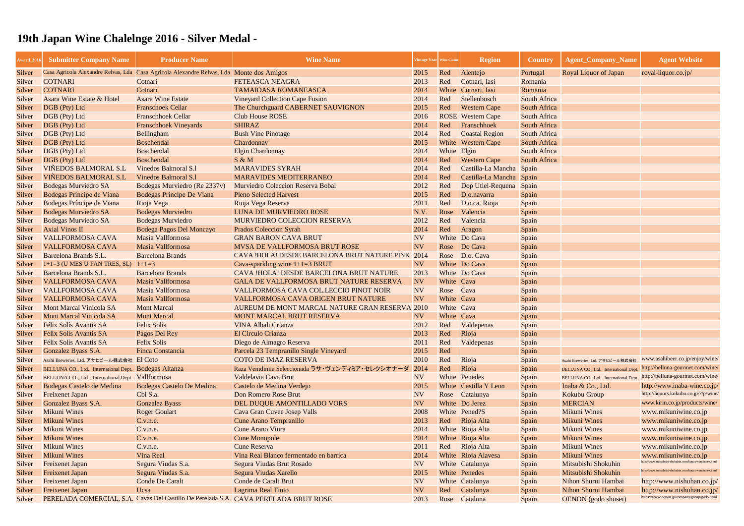# 19th Japan Wine Chalelnge 2016 - Silver Medal -

| Award_2016 | Submitter Company Name | Producer Name | Wine Name | Vintage Year | Wine Colour | Region | Country | Agent_Company_Name | Agent Website |
|---|---|---|---|---|---|---|---|---|---|
| Silver | Casa Agricola Alexandre Relvas, Lda | Casa Agricola Alexandre Relvas, Lda | Monte dos Amigos | 2015 | Red | Alentejo | Portugal | Royal Liquor of Japan | royal-liquor.co.jp/ |
| Silver | COTNARI | Cotnari | FETEASCA NEAGRA | 2013 | Red | Cotnari, Iasi | Romania | | |
| Silver | COTNARI | Cotnari | TAMAIOASA ROMANEASCA | 2014 | White | Cotnari, Iasi | Romania | | |
| Silver | Asara Wine Estate & Hotel | Asara Wine Estate | Vineyard Collection Cape Fusion | 2014 | Red | Stellenbosch | South Africa | | |
| Silver | DGB (Pty) Ltd | Franschoek Cellar | The Churchguard CABERNET SAUVIGNON | 2015 | Red | Western Cape | South Africa | | |
| Silver | DGB (Pty) Ltd | Franschhoek Cellar | Club House ROSE | 2016 | ROSE | Western Cape | South Africa | | |
| Silver | DGB (Pty) Ltd | Franschhoek Vineyards | SHIRAZ | 2014 | Red | Franschhoek | South Africa | | |
| Silver | DGB (Pty) Ltd | Bellingham | Bush Vine Pinotage | 2014 | Red | Coastal Region | South Africa | | |
| Silver | DGB (Pty) Ltd | Boschendal | Chardonnay | 2015 | White | Western Cape | South Africa | | |
| Silver | DGB (Pty) Ltd | Boschendal | Elgin Chardonnay | 2014 | White | Elgin | South Africa | | |
| Silver | DGB (Pty) Ltd | Boschendal | S & M | 2014 | Red | Western Cape | South Africa | | |
| Silver | VIÑEDOS BALMORAL S.L | Vinedos Balmoral S.l | MARAVIDES SYRAH | 2014 | Red | Castilla-La Mancha | Spain | | |
| Silver | VIÑEDOS BALMORAL S.L | Vinedos Balmoral S.l | MARAVIDES MEDITERRANEO | 2014 | Red | Castilla-La Mancha | Spain | | |
| Silver | Bodegas Murviedro SA | Bodegas Murviedro (Re 2337v) | Murviedro Coleccion Reserva Bobal | 2012 | Red | Dop Utiel-Requena | Spain | | |
| Silver | Bodegas Príncipe de Viana | Bodegas Principe De Viana | Pleno Selected Harvest | 2015 | Red | D.o.navarra | Spain | | |
| Silver | Bodegas Príncipe de Viana | Rioja Vega | Rioja Vega Reserva | 2011 | Red | D.o.ca. Rioja | Spain | | |
| Silver | Bodegas Murviedro SA | Bodegas Murviedro | LUNA DE MURVIEDRO ROSE | N.V. | Rose | Valencia | Spain | | |
| Silver | Bodegas Murviedro SA | Bodegas Murviedro | MURVIEDRO COLECCION RESERVA | 2012 | Red | Valencia | Spain | | |
| Silver | Axial Vinos II | Bodega Pagos Del Moncayo | Prados Coleccion Syrah | 2014 | Red | Aragon | Spain | | |
| Silver | VALLFORMOSA CAVA | Masia Vallformosa | GRAN BARON CAVA BRUT | NV | White | Do Cava | Spain | | |
| Silver | VALLFORMOSA CAVA | Masia Vallformosa | MVSA DE VALLFORMOSA BRUT ROSE | NV | Rose | Do Cava | Spain | | |
| Silver | Barcelona Brands S.L. | Barcelona Brands | CAVA !HOLA! DESDE BARCELONA BRUT NATURE PINK | 2014 | Rose | D.o. Cava | Spain | | |
| Silver | 1+1=3 (U MES U FAN TRES, SL) | 1+1=3 | Cava-sparkling wine 1+1=3 BRUT | NV | White | Do Cava | Spain | | |
| Silver | Barcelona Brands S.L. | Barcelona Brands | CAVA !HOLA! DESDE BARCELONA BRUT NATURE | 2013 | White | Do Cava | Spain | | |
| Silver | VALLFORMOSA CAVA | Masia Vallformosa | GALA DE VALLFORMOSA BRUT NATURE RESERVA | NV | White | Cava | Spain | | |
| Silver | VALLFORMOSA CAVA | Masia Vallformosa | VALLFORMOSA CAVA COL.LECCIO PINOT NOIR | NV | Rose | Cava | Spain | | |
| Silver | VALLFORMOSA CAVA | Masia Vallformosa | VALLFORMOSA CAVA ORIGEN BRUT NATURE | NV | White | Cava | Spain | | |
| Silver | Mont Marcal Vinicola SA | Mont Marcal | AUREUM DE MONT MARCAL NATURE GRAN RESERVA | 2010 | White | Cava | Spain | | |
| Silver | Mont Marcal Vinicola SA | Mont Marcal | MONT MARCAL BRUT RESERVA | NV | White | Cava | Spain | | |
| Silver | Félix Solís Avantis SA | Felix Solis | VINA Albali Crianza | 2012 | Red | Valdepenas | Spain | | |
| Silver | Félix Solís Avantis SA | Pagos Del Rey | El Circulo Crianza | 2013 | Red | Rioja | Spain | | |
| Silver | Félix Solís Avantis SA | Felix Solis | Diego de Almagro Reserva | 2011 | Red | Valdepenas | Spain | | |
| Silver | Gonzalez Byass S.A. | Finca Constancia | Parcela 23 Tempranillo Single Vineyard | 2015 | Red | | Spain | | |
| Silver | Asahi Breweries, Ltd. アサヒビール株式会社 | El Coto | COTO DE IMAZ RESERVA | 2010 | Red | Rioja | Spain | Asahi Breweries, Ltd. アサヒビール株式会社 | www.asahibeer.co.jp/enjoy/wine/ |
| Silver | BELLUNA CO., Ltd. International Dept. | Bodegas Altanza | Raza Vemdimia Seleccionada ラサ・ヴェンディミア・セレクシオナーダ | 2014 | Red | Rioja | Spain | BELLUNA CO., Ltd. International Dept. | http://belluna-gourmet.com/wine/ |
| Silver | BELLUNA CO., Ltd. International Dept. | Vallformosa | Valdelavia Cava Brut | NV | White | Penedes | Spain | BELLUNA CO., Ltd. International Dept. | http://belluna-gourmet.com/wine/ |
| Silver | Bodegas Castelo de Medina | Bodegas Castelo De Medina | Castelo de Medina Verdejo | 2015 | White | Castilla Y Leon | Spain | Inaba & Co., Ltd. | http://www.inaba-wine.co.jp/ |
| Silver | Freixenet Japan | Cbl S.a. | Don Romero Rose Brut | NV | Rose | Catalunya | Spain | Kokubu Group | http://liquors.kokubu.co.jp/?/p/wine/ |
| Silver | Gonzalez Byass S.A. | Gonzalez Byass | DEL DUQUE AMONTILLADO VORS | NV | White | Do Jerez | Spain | MERCIAN | www.kirin.co.jp/products/wine/ |
| Silver | Mikuni Wines | Roger Goulart | Cava Gran Cuvee Josep Valls | 2008 | White | Pened?S | Spain | Mikuni Wines | www.mikuniwine.co.jp |
| Silver | Mikuni Wines | C.v.n.e. | Cune Arano Tempranillo | 2013 | Red | Rioja Alta | Spain | Mikuni Wines | www.mikuniwine.co.jp |
| Silver | Mikuni Wines | C.v.n.e. | Cune Arano Viura | 2014 | White | Rioja Alta | Spain | Mikuni Wines | www.mikuniwine.co.jp |
| Silver | Mikuni Wines | C.v.n.e. | Cune Monopole | 2014 | White | Rioja Alta | Spain | Mikuni Wines | www.mikuniwine.co.jp |
| Silver | Mikuni Wines | C.v.n.e. | Cune Reserva | 2011 | Red | Rioja Alta | Spain | Mikuni Wines | www.mikuniwine.co.jp |
| Silver | Mikuni Wines | Vina Real | Vina Real Blanco fermentado en barrica | 2014 | White | Rioja Alavesa | Spain | Mikuni Wines | www.mikuniwine.co.jp |
| Silver | Freixenet Japan | Segura Viudas S.a. | Segura Viudas Brut Rosado | NV | White | Catalunya | Spain | Mitsubishi Shokuhin | http://www.mitsubishi-shokuhin.com/liquor/wine/index.html |
| Silver | Freixenet Japan | Segura Viudas S.a. | Segura Viudas Xarello | 2015 | White | Penedes | Spain | Mitsubishi Shokuhin | http://www.mitsubishi-shokuhin.com/liquor/wine/index.html |
| Silver | Freixenet Japan | Conde De Caralt | Conde de Caralt Brut | NV | White | Catalunya | Spain | Nihon Shurui Hambai | http://www.nishuhan.co.jp/ |
| Silver | Freixenet Japan | Ucsa | Lagrima Real Tinto | NV | Red | Catalunya | Spain | Nihon Shurui Hambai | http://www.nishuhan.co.jp/ |
| Silver | PERELADA COMERCIAL, S.A. | Cavas Del Castillo De Perelada S,A. | CAVA PERELADA BRUT ROSE | 2013 | Rose | Cataluna | Spain | OENON (godo shusei) | https://www.oenon.jp/company/group/godo.html |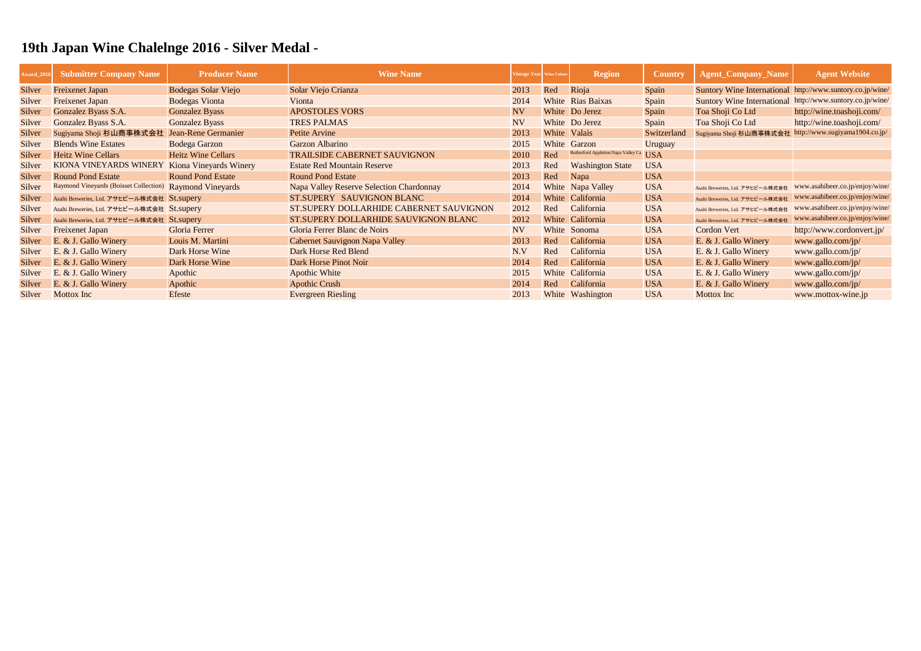# 19th Japan Wine Chalelnge 2016 - Silver Medal -

| Award_2016 | Submitter Company Name | Producer Name | Wine Name | Vintage Year | Wine Colour | Region | Country | Agent_Company_Name | Agent Website |
|---|---|---|---|---|---|---|---|---|---|
| Silver | Freixenet Japan | Bodegas Solar Viejo | Solar Viejo Crianza | 2013 | Red | Rioja | Spain | Suntory Wine International | http://www.suntory.co.jp/wine/ |
| Silver | Freixenet Japan | Bodegas Vionta | Vionta | 2014 | White | Rias Baixas | Spain | Suntory Wine International | http://www.suntory.co.jp/wine/ |
| Silver | Gonzalez Byass S.A. | Gonzalez Byass | APOSTOLES VORS | NV | White | Do Jerez | Spain | Toa Shoji Co Ltd | http://wine.toashoji.com/ |
| Silver | Gonzalez Byass S.A. | Gonzalez Byass | TRES PALMAS | NV | White | Do Jerez | Spain | Toa Shoji Co Ltd | http://wine.toashoji.com/ |
| Silver | Sugiyama Shoji 杉山商事株式会社 | Jean-Rene Germanier | Petite Arvine | 2013 | White | Valais | Switzerland | Sugiyama Shoji 杉山商事株式会社 | http://www.sugiyama1904.co.jp/ |
| Silver | Blends Wine Estates | Bodega Garzon | Garzon Albarino | 2015 | White | Garzon | Uruguay | | |
| Silver | Heitz Wine Cellars | Heitz Wine Cellars | TRAILSIDE CABERNET SAUVIGNON | 2010 | Red | Rutherford Appletion Napa Valley Ca | USA | | |
| Silver | KIONA VINEYARDS WINERY | Kiona Vineyards Winery | Estate Red Mountain Reserve | 2013 | Red | Washington State | USA | | |
| Silver | Round Pond Estate | Round Pond Estate | Round Pond Estate | 2013 | Red | Napa | USA | | |
| Silver | Raymond Vineyards (Boisset Collection) | Raymond Vineyards | Napa Valley Reserve Selection Chardonnay | 2014 | White | Napa Valley | USA | Asahi Breweries, Ltd. アサヒビール株式会社 | www.asahibeer.co.jp/enjoy/wine/ |
| Silver | Asahi Breweries, Ltd. アサヒビール株式会社 | St.supery | ST.SUPERY SAUVIGNON BLANC | 2014 | White | California | USA | Asahi Breweries, Ltd. アサヒビール株式会社 | www.asahibeer.co.jp/enjoy/wine/ |
| Silver | Asahi Breweries, Ltd. アサヒビール株式会社 | St.supery | ST.SUPERY DOLLARHIDE CABERNET SAUVIGNON | 2012 | Red | California | USA | Asahi Breweries, Ltd. アサヒビール株式会社 | www.asahibeer.co.jp/enjoy/wine/ |
| Silver | Asahi Breweries, Ltd. アサヒビール株式会社 | St.supery | ST.SUPERY DOLLARHIDE SAUVIGNON BLANC | 2012 | White | California | USA | Asahi Breweries, Ltd. アサヒビール株式会社 | www.asahibeer.co.jp/enjoy/wine/ |
| Silver | Freixenet Japan | Gloria Ferrer | Gloria Ferrer Blanc de Noirs | NV | White | Sonoma | USA | Cordon Vert | http://www.cordonvert.jp/ |
| Silver | E. & J. Gallo Winery | Louis M. Martini | Cabernet Sauvignon Napa Valley | 2013 | Red | California | USA | E. & J. Gallo Winery | www.gallo.com/jp/ |
| Silver | E. & J. Gallo Winery | Dark Horse Wine | Dark Horse Red Blend | N.V | Red | California | USA | E. & J. Gallo Winery | www.gallo.com/jp/ |
| Silver | E. & J. Gallo Winery | Dark Horse Wine | Dark Horse Pinot Noir | 2014 | Red | California | USA | E. & J. Gallo Winery | www.gallo.com/jp/ |
| Silver | E. & J. Gallo Winery | Apothic | Apothic White | 2015 | White | California | USA | E. & J. Gallo Winery | www.gallo.com/jp/ |
| Silver | E. & J. Gallo Winery | Apothic | Apothic Crush | 2014 | Red | California | USA | E. & J. Gallo Winery | www.gallo.com/jp/ |
| Silver | Mottox Inc | Efeste | Evergreen Riesling | 2013 | White | Washington | USA | Mottox Inc | www.mottox-wine.jp |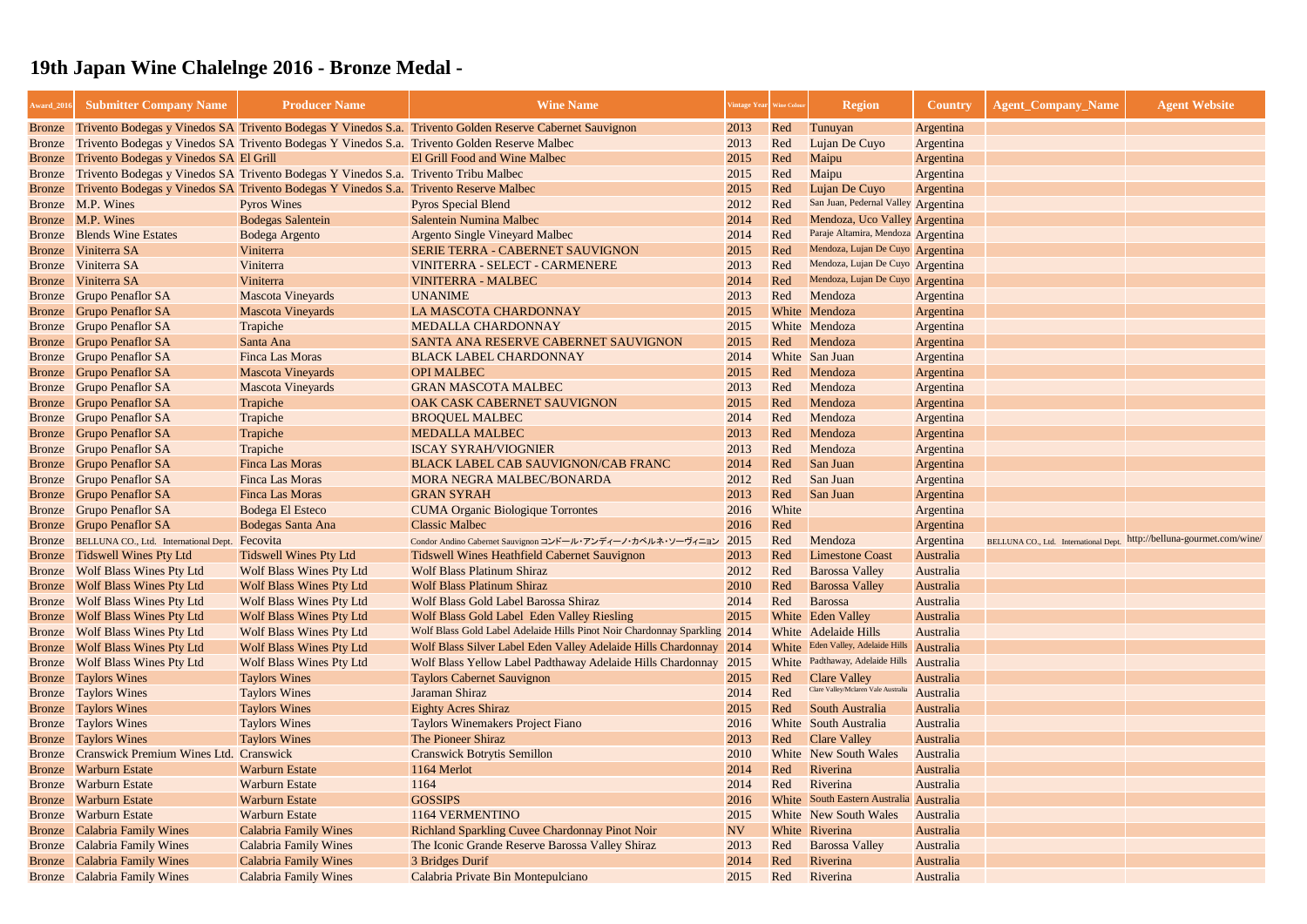# 19th Japan Wine Chalelnge 2016 - Bronze Medal -

| Award_2016 | Submitter Company Name | Producer Name | Wine Name | Vintage Year | Wine Colour | Region | Country | Agent_Company_Name | Agent Website |
|---|---|---|---|---|---|---|---|---|---|
| Bronze | Trivento Bodegas y Vinedos SA | Trivento Bodegas Y Vinedos S.a. | Trivento Golden Reserve Cabernet Sauvignon | 2013 | Red | Tunuyan | Argentina | | |
| Bronze | Trivento Bodegas y Vinedos SA | Trivento Bodegas Y Vinedos S.a. | Trivento Golden Reserve Malbec | 2013 | Red | Lujan De Cuyo | Argentina | | |
| Bronze | Trivento Bodegas y Vinedos SA | El Grill | El Grill Food and Wine Malbec | 2015 | Red | Maipu | Argentina | | |
| Bronze | Trivento Bodegas y Vinedos SA | Trivento Bodegas Y Vinedos S.a. | Trivento Tribu Malbec | 2015 | Red | Maipu | Argentina | | |
| Bronze | Trivento Bodegas y Vinedos SA | Trivento Bodegas Y Vinedos S.a. | Trivento Reserve Malbec | 2015 | Red | Lujan De Cuyo | Argentina | | |
| Bronze | M.P. Wines | Pyros Wines | Pyros Special Blend | 2012 | Red | San Juan, Pedernal Valley | Argentina | | |
| Bronze | M.P. Wines | Bodegas Salentein | Salentein Numina Malbec | 2014 | Red | Mendoza, Uco Valley | Argentina | | |
| Bronze | Blends Wine Estates | Bodega Argento | Argento Single Vineyard Malbec | 2014 | Red | Paraje Altamira, Mendoza | Argentina | | |
| Bronze | Viniterra SA | Viniterra | SERIE TERRA - CABERNET SAUVIGNON | 2015 | Red | Mendoza, Lujan De Cuyo | Argentina | | |
| Bronze | Viniterra SA | Viniterra | VINITERRA - SELECT - CARMENERE | 2013 | Red | Mendoza, Lujan De Cuyo | Argentina | | |
| Bronze | Viniterra SA | Viniterra | VINITERRA - MALBEC | 2014 | Red | Mendoza, Lujan De Cuyo | Argentina | | |
| Bronze | Grupo Penaflor SA | Mascota Vineyards | UNANIME | 2013 | Red | Mendoza | Argentina | | |
| Bronze | Grupo Penaflor SA | Mascota Vineyards | LA MASCOTA CHARDONNAY | 2015 | White | Mendoza | Argentina | | |
| Bronze | Grupo Penaflor SA | Trapiche | MEDALLA CHARDONNAY | 2015 | White | Mendoza | Argentina | | |
| Bronze | Grupo Penaflor SA | Santa Ana | SANTA ANA RESERVE CABERNET SAUVIGNON | 2015 | Red | Mendoza | Argentina | | |
| Bronze | Grupo Penaflor SA | Finca Las Moras | BLACK LABEL CHARDONNAY | 2014 | White | San Juan | Argentina | | |
| Bronze | Grupo Penaflor SA | Mascota Vineyards | OPI MALBEC | 2015 | Red | Mendoza | Argentina | | |
| Bronze | Grupo Penaflor SA | Mascota Vineyards | GRAN MASCOTA MALBEC | 2013 | Red | Mendoza | Argentina | | |
| Bronze | Grupo Penaflor SA | Trapiche | OAK CASK CABERNET SAUVIGNON | 2015 | Red | Mendoza | Argentina | | |
| Bronze | Grupo Penaflor SA | Trapiche | BROQUEL MALBEC | 2014 | Red | Mendoza | Argentina | | |
| Bronze | Grupo Penaflor SA | Trapiche | MEDALLA MALBEC | 2013 | Red | Mendoza | Argentina | | |
| Bronze | Grupo Penaflor SA | Trapiche | ISCAY SYRAH/VIOGNIER | 2013 | Red | Mendoza | Argentina | | |
| Bronze | Grupo Penaflor SA | Finca Las Moras | BLACK LABEL CAB SAUVIGNON/CAB FRANC | 2014 | Red | San Juan | Argentina | | |
| Bronze | Grupo Penaflor SA | Finca Las Moras | MORA NEGRA MALBEC/BONARDA | 2012 | Red | San Juan | Argentina | | |
| Bronze | Grupo Penaflor SA | Finca Las Moras | GRAN SYRAH | 2013 | Red | San Juan | Argentina | | |
| Bronze | Grupo Penaflor SA | Bodega El Esteco | CUMA Organic Biologique Torrontes | 2016 | White | | Argentina | | |
| Bronze | Grupo Penaflor SA | Bodegas Santa Ana | Classic Malbec | 2016 | Red | | Argentina | | |
| Bronze | BELLUNA CO., Ltd. International Dept. | Fecovita | Condor Andino Cabernet Sauvignon コンドール・アンディーノ・カベルネ・ソーヴィニヨン | 2015 | Red | Mendoza | Argentina | BELLUNA CO., Ltd. International Dept. | http://belluna-gourmet.com/wine/ |
| Bronze | Tidswell Wines Pty Ltd | Tidswell Wines Pty Ltd | Tidswell Wines Heathfield Cabernet Sauvignon | 2013 | Red | Limestone Coast | Australia | | |
| Bronze | Wolf Blass Wines Pty Ltd | Wolf Blass Wines Pty Ltd | Wolf Blass Platinum Shiraz | 2012 | Red | Barossa Valley | Australia | | |
| Bronze | Wolf Blass Wines Pty Ltd | Wolf Blass Wines Pty Ltd | Wolf Blass Platinum Shiraz | 2010 | Red | Barossa Valley | Australia | | |
| Bronze | Wolf Blass Wines Pty Ltd | Wolf Blass Wines Pty Ltd | Wolf Blass Gold Label Barossa Shiraz | 2014 | Red | Barossa | Australia | | |
| Bronze | Wolf Blass Wines Pty Ltd | Wolf Blass Wines Pty Ltd | Wolf Blass Gold Label Eden Valley Riesling | 2015 | White | Eden Valley | Australia | | |
| Bronze | Wolf Blass Wines Pty Ltd | Wolf Blass Wines Pty Ltd | Wolf Blass Gold Label Adelaide Hills Pinot Noir Chardonnay Sparkling | 2014 | White | Adelaide Hills | Australia | | |
| Bronze | Wolf Blass Wines Pty Ltd | Wolf Blass Wines Pty Ltd | Wolf Blass Silver Label Eden Valley Adelaide Hills Chardonnay | 2014 | White | Eden Valley, Adelaide Hills | Australia | | |
| Bronze | Wolf Blass Wines Pty Ltd | Wolf Blass Wines Pty Ltd | Wolf Blass Yellow Label Padthaway Adelaide Hills Chardonnay | 2015 | White | Padthaway, Adelaide Hills | Australia | | |
| Bronze | Taylors Wines | Taylors Wines | Taylors Cabernet Sauvignon | 2015 | Red | Clare Valley | Australia | | |
| Bronze | Taylors Wines | Taylors Wines | Jaraman Shiraz | 2014 | Red | Clare Valley/Mclaren Vale Australia | Australia | | |
| Bronze | Taylors Wines | Taylors Wines | Eighty Acres Shiraz | 2015 | Red | South Australia | Australia | | |
| Bronze | Taylors Wines | Taylors Wines | Taylors Winemakers Project Fiano | 2016 | White | South Australia | Australia | | |
| Bronze | Taylors Wines | Taylors Wines | The Pioneer Shiraz | 2013 | Red | Clare Valley | Australia | | |
| Bronze | Cranswick Premium Wines Ltd. | Cranswick | Cranswick Botrytis Semillon | 2010 | White | New South Wales | Australia | | |
| Bronze | Warburn Estate | Warburn Estate | 1164 Merlot | 2014 | Red | Riverina | Australia | | |
| Bronze | Warburn Estate | Warburn Estate | 1164 | 2014 | Red | Riverina | Australia | | |
| Bronze | Warburn Estate | Warburn Estate | GOSSIPS | 2016 | White | South Eastern Australia | Australia | | |
| Bronze | Warburn Estate | Warburn Estate | 1164 VERMENTINO | 2015 | White | New South Wales | Australia | | |
| Bronze | Calabria Family Wines | Calabria Family Wines | Richland Sparkling Cuvee Chardonnay Pinot Noir | NV | White | Riverina | Australia | | |
| Bronze | Calabria Family Wines | Calabria Family Wines | The Iconic Grande Reserve Barossa Valley Shiraz | 2013 | Red | Barossa Valley | Australia | | |
| Bronze | Calabria Family Wines | Calabria Family Wines | 3 Bridges Durif | 2014 | Red | Riverina | Australia | | |
| Bronze | Calabria Family Wines | Calabria Family Wines | Calabria Private Bin Montepulciano | 2015 | Red | Riverina | Australia | | |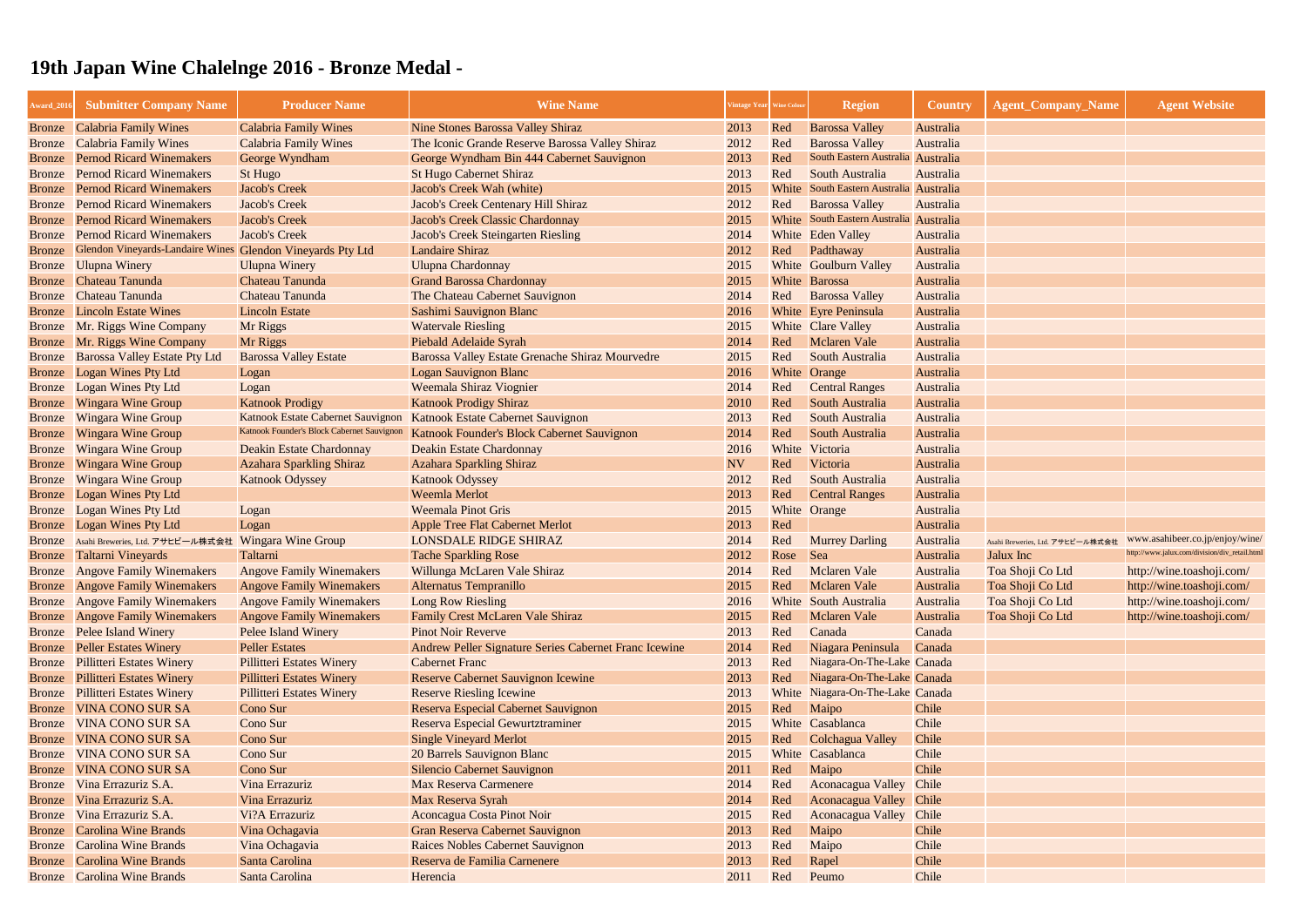# 19th Japan Wine Chalelnge 2016 - Bronze Medal -

| Award_2016 | Submitter Company Name | Producer Name | Wine Name | Vintage Year | Wine Colour | Region | Country | Agent_Company_Name | Agent Website |
|---|---|---|---|---|---|---|---|---|---|
| Bronze | Calabria Family Wines | Calabria Family Wines | Nine Stones Barossa Valley Shiraz | 2013 | Red | Barossa Valley | Australia | | |
| Bronze | Calabria Family Wines | Calabria Family Wines | The Iconic Grande Reserve Barossa Valley Shiraz | 2012 | Red | Barossa Valley | Australia | | |
| Bronze | Pernod Ricard Winemakers | George Wyndham | George Wyndham Bin 444 Cabernet Sauvignon | 2013 | Red | South Eastern Australia | Australia | | |
| Bronze | Pernod Ricard Winemakers | St Hugo | St Hugo Cabernet Shiraz | 2013 | Red | South Australia | Australia | | |
| Bronze | Pernod Ricard Winemakers | Jacob's Creek | Jacob's Creek Wah (white) | 2015 | White | South Eastern Australia | Australia | | |
| Bronze | Pernod Ricard Winemakers | Jacob's Creek | Jacob's Creek Centenary Hill Shiraz | 2012 | Red | Barossa Valley | Australia | | |
| Bronze | Pernod Ricard Winemakers | Jacob's Creek | Jacob's Creek Classic Chardonnay | 2015 | White | South Eastern Australia | Australia | | |
| Bronze | Pernod Ricard Winemakers | Jacob's Creek | Jacob's Creek Steingarten Riesling | 2014 | White | Eden Valley | Australia | | |
| Bronze | Glendon Vineyards-Landaire Wines | Glendon Vineyards Pty Ltd | Landaire Shiraz | 2012 | Red | Padthaway | Australia | | |
| Bronze | Ulupna Winery | Ulupna Winery | Ulupna Chardonnay | 2015 | White | Goulburn Valley | Australia | | |
| Bronze | Chateau Tanunda | Chateau Tanunda | Grand Barossa Chardonnay | 2015 | White | Barossa | Australia | | |
| Bronze | Chateau Tanunda | Chateau Tanunda | The Chateau Cabernet Sauvignon | 2014 | Red | Barossa Valley | Australia | | |
| Bronze | Lincoln Estate Wines | Lincoln Estate | Sashimi Sauvignon Blanc | 2016 | White | Eyre Peninsula | Australia | | |
| Bronze | Mr. Riggs Wine Company | Mr Riggs | Watervale Riesling | 2015 | White | Clare Valley | Australia | | |
| Bronze | Mr. Riggs Wine Company | Mr Riggs | Piebald Adelaide Syrah | 2014 | Red | Mclaren Vale | Australia | | |
| Bronze | Barossa Valley Estate Pty Ltd | Barossa Valley Estate | Barossa Valley Estate Grenache Shiraz Mourvedre | 2015 | Red | South Australia | Australia | | |
| Bronze | Logan Wines Pty Ltd | Logan | Logan Sauvignon Blanc | 2016 | White | Orange | Australia | | |
| Bronze | Logan Wines Pty Ltd | Logan | Weemala Shiraz Viognier | 2014 | Red | Central Ranges | Australia | | |
| Bronze | Wingara Wine Group | Katnook Prodigy | Katnook Prodigy Shiraz | 2010 | Red | South Australia | Australia | | |
| Bronze | Wingara Wine Group | Katnook Estate Cabernet Sauvignon | Katnook Estate Cabernet Sauvignon | 2013 | Red | South Australia | Australia | | |
| Bronze | Wingara Wine Group | Katnook Founder's Block Cabernet Sauvignon | Katnook Founder's Block Cabernet Sauvignon | 2014 | Red | South Australia | Australia | | |
| Bronze | Wingara Wine Group | Deakin Estate Chardonnay | Deakin Estate Chardonnay | 2016 | White | Victoria | Australia | | |
| Bronze | Wingara Wine Group | Azahara Sparkling Shiraz | Azahara Sparkling Shiraz | NV | Red | Victoria | Australia | | |
| Bronze | Wingara Wine Group | Katnook Odyssey | Katnook Odyssey | 2012 | Red | South Australia | Australia | | |
| Bronze | Logan Wines Pty Ltd | | Weemla Merlot | 2013 | Red | Central Ranges | Australia | | |
| Bronze | Logan Wines Pty Ltd | Logan | Weemala Pinot Gris | 2015 | White | Orange | Australia | | |
| Bronze | Logan Wines Pty Ltd | Logan | Apple Tree Flat Cabernet Merlot | 2013 | Red | | Australia | | |
| Bronze | Asahi Breweries, Ltd. アサヒビール株式会社 | Wingara Wine Group | LONSDALE RIDGE SHIRAZ | 2014 | Red | Murrey Darling | Australia | Asahi Breweries, Ltd. アサヒビール株式会社 | www.asahibeer.co.jp/enjoy/wine/ |
| Bronze | Taltarni Vineyards | Taltarni | Tache Sparkling Rose | 2012 | Rose | Sea | Australia | Jalux Inc | http://www.jalux.com/division/div_retail.html |
| Bronze | Angove Family Winemakers | Angove Family Winemakers | Willunga McLaren Vale Shiraz | 2014 | Red | Mclaren Vale | Australia | Toa Shoji Co Ltd | http://wine.toashoji.com/ |
| Bronze | Angove Family Winemakers | Angove Family Winemakers | Alternatus Tempranillo | 2015 | Red | Mclaren Vale | Australia | Toa Shoji Co Ltd | http://wine.toashoji.com/ |
| Bronze | Angove Family Winemakers | Angove Family Winemakers | Long Row Riesling | 2016 | White | South Australia | Australia | Toa Shoji Co Ltd | http://wine.toashoji.com/ |
| Bronze | Angove Family Winemakers | Angove Family Winemakers | Family Crest McLaren Vale Shiraz | 2015 | Red | Mclaren Vale | Australia | Toa Shoji Co Ltd | http://wine.toashoji.com/ |
| Bronze | Pelee Island Winery | Pelee Island Winery | Pinot Noir Reverve | 2013 | Red | Canada | Canada | | |
| Bronze | Peller Estates Winery | Peller Estates | Andrew Peller Signature Series Cabernet Franc Icewine | 2014 | Red | Niagara Peninsula | Canada | | |
| Bronze | Pillitteri Estates Winery | Pillitteri Estates Winery | Cabernet Franc | 2013 | Red | Niagara-On-The-Lake | Canada | | |
| Bronze | Pillitteri Estates Winery | Pillitteri Estates Winery | Reserve Cabernet Sauvignon Icewine | 2013 | Red | Niagara-On-The-Lake | Canada | | |
| Bronze | Pillitteri Estates Winery | Pillitteri Estates Winery | Reserve Riesling Icewine | 2013 | White | Niagara-On-The-Lake | Canada | | |
| Bronze | VINA CONO SUR SA | Cono Sur | Reserva Especial Cabernet Sauvignon | 2015 | Red | Maipo | Chile | | |
| Bronze | VINA CONO SUR SA | Cono Sur | Reserva Especial Gewurtztraminer | 2015 | White | Casablanca | Chile | | |
| Bronze | VINA CONO SUR SA | Cono Sur | Single Vineyard Merlot | 2015 | Red | Colchagua Valley | Chile | | |
| Bronze | VINA CONO SUR SA | Cono Sur | 20 Barrels Sauvignon Blanc | 2015 | White | Casablanca | Chile | | |
| Bronze | VINA CONO SUR SA | Cono Sur | Silencio Cabernet Sauvignon | 2011 | Red | Maipo | Chile | | |
| Bronze | Vina Errazuriz S.A. | Vina Errazuriz | Max Reserva Carmenere | 2014 | Red | Aconacagua Valley | Chile | | |
| Bronze | Vina Errazuriz S.A. | Vina Errazuriz | Max Reserva Syrah | 2014 | Red | Aconacagua Valley | Chile | | |
| Bronze | Vina Errazuriz S.A. | Vi?A Errazuriz | Aconcagua Costa Pinot Noir | 2015 | Red | Aconacagua Valley | Chile | | |
| Bronze | Carolina Wine Brands | Vina Ochagavia | Gran Reserva Cabernet Sauvignon | 2013 | Red | Maipo | Chile | | |
| Bronze | Carolina Wine Brands | Vina Ochagavia | Raices Nobles Cabernet Sauvignon | 2013 | Red | Maipo | Chile | | |
| Bronze | Carolina Wine Brands | Santa Carolina | Reserva de Familia Carnenere | 2013 | Red | Rapel | Chile | | |
| Bronze | Carolina Wine Brands | Santa Carolina | Herencia | 2011 | Red | Peumo | Chile | | |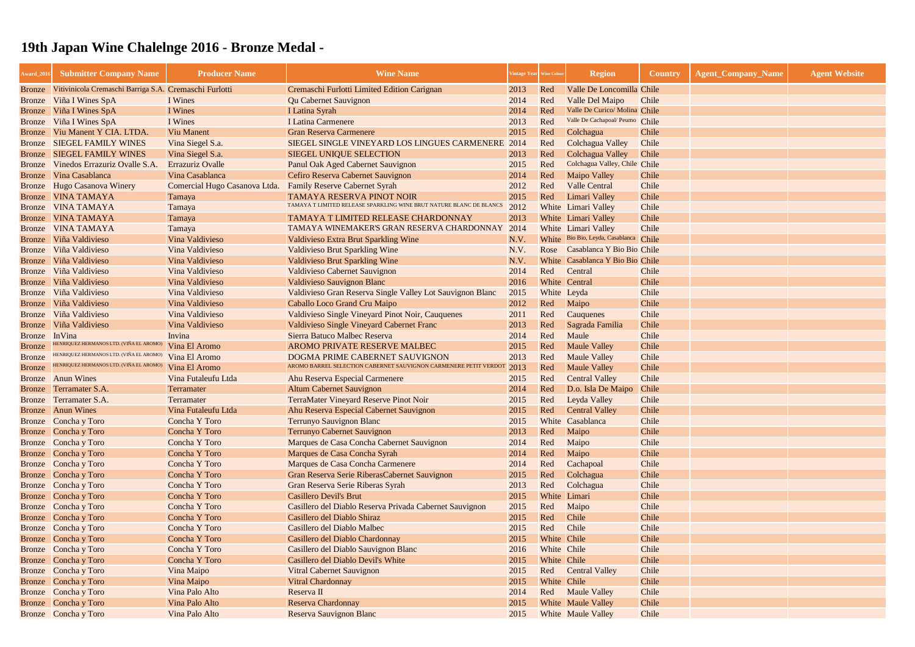# 19th Japan Wine Chalelnge 2016 - Bronze Medal -

| Award_2016 | Submitter Company Name | Producer Name | Wine Name | Vintage Year | Wine Colour | Region | Country | Agent_Company_Name | Agent Website |
|---|---|---|---|---|---|---|---|---|---|
| Bronze | Vitivinicola Cremaschi Barriga S.A. | Cremaschi Furlotti | Cremaschi Furlotti Limited Edition Carignan | 2013 | Red | Valle De Loncomilla | Chile | | |
| Bronze | Viña I Wines SpA | I Wines | Qu Cabernet Sauvignon | 2014 | Red | Valle Del Maipo | Chile | | |
| Bronze | Viña I Wines SpA | I Wines | I Latina Syrah | 2014 | Red | Valle De Curico/ Molina | Chile | | |
| Bronze | Viña I Wines SpA | I Wines | I Latina Carmenere | 2013 | Red | Valle De Cachapoal/ Peumo | Chile | | |
| Bronze | Viu Manent Y CIA. LTDA. | Viu Manent | Gran Reserva Carmenere | 2015 | Red | Colchagua | Chile | | |
| Bronze | SIEGEL FAMILY WINES | Vina Siegel S.a. | SIEGEL SINGLE VINEYARD LOS LINGUES CARMENERE | 2014 | Red | Colchagua Valley | Chile | | |
| Bronze | SIEGEL FAMILY WINES | Vina Siegel S.a. | SIEGEL UNIQUE SELECTION | 2013 | Red | Colchagua Valley | Chile | | |
| Bronze | Vinedos Errazuriz Ovalle S.A. | Errazuriz Ovalle | Panul Oak Aged Cabernet Sauvignon | 2015 | Red | Colchagua Valley, Chile | Chile | | |
| Bronze | Vina Casablanca | Vina Casablanca | Cefiro Reserva Cabernet Sauvignon | 2014 | Red | Maipo Valley | Chile | | |
| Bronze | Hugo Casanova Winery | Comercial Hugo Casanova Ltda. | Family Reserve Cabernet Syrah | 2012 | Red | Valle Central | Chile | | |
| Bronze | VINA TAMAYA | Tamaya | TAMAYA RESERVA PINOT NOIR | 2015 | Red | Limari Valley | Chile | | |
| Bronze | VINA TAMAYA | Tamaya | TAMAYA T LIMITED RELEASE SPARKLING WINE BRUT NATURE BLANC DE BLANCS | 2012 | White | Limari Valley | Chile | | |
| Bronze | VINA TAMAYA | Tamaya | TAMAYA T LIMITED RELEASE CHARDONNAY | 2013 | White | Limari Valley | Chile | | |
| Bronze | VINA TAMAYA | Tamaya | TAMAYA WINEMAKER'S GRAN RESERVA CHARDONNAY | 2014 | White | Limari Valley | Chile | | |
| Bronze | Viña Valdivieso | Vina Valdivieso | Valdivieso Extra Brut Sparkling Wine | N.V. | White | Bio Bio, Leyda, Casablanca | Chile | | |
| Bronze | Viña Valdivieso | Vina Valdivieso | Valdivieso Brut Sparkling Wine | N.V. | Rose | Casablanca Y Bio Bio | Chile | | |
| Bronze | Viña Valdivieso | Vina Valdivieso | Valdivieso Brut Sparkling Wine | N.V. | White | Casablanca Y Bio Bio | Chile | | |
| Bronze | Viña Valdivieso | Vina Valdivieso | Valdivieso Cabernet Sauvignon | 2014 | Red | Central | Chile | | |
| Bronze | Viña Valdivieso | Vina Valdivieso | Valdivieso Sauvignon Blanc | 2016 | White | Central | Chile | | |
| Bronze | Viña Valdivieso | Vina Valdivieso | Valdivieso Gran Reserva Single Valley Lot Sauvignon Blanc | 2015 | White | Leyda | Chile | | |
| Bronze | Viña Valdivieso | Vina Valdivieso | Caballo Loco Grand Cru Maipo | 2012 | Red | Maipo | Chile | | |
| Bronze | Viña Valdivieso | Vina Valdivieso | Valdivieso Single Vineyard Pinot Noir, Cauquenes | 2011 | Red | Cauquenes | Chile | | |
| Bronze | Viña Valdivieso | Vina Valdivieso | Valdivieso Single Vineyard Cabernet Franc | 2013 | Red | Sagrada Familia | Chile | | |
| Bronze | InVina | Invina | Sierra Batuco Malbec Reserva | 2014 | Red | Maule | Chile | | |
| Bronze | HENRIQUEZ HERMANOS LTD. (VIÑA EL AROMO) | Vina El Aromo | AROMO PRIVATE RESERVE MALBEC | 2015 | Red | Maule Valley | Chile | | |
| Bronze | HENRIQUEZ HERMANOS LTD. (VIÑA EL AROMO) | Vina El Aromo | DOGMA PRIME CABERNET SAUVIGNON | 2013 | Red | Maule Valley | Chile | | |
| Bronze | HENRIQUEZ HERMANOS LTD. (VIÑA EL AROMO) | Vina El Aromo | AROMO BARREL SELECTION CABERNET SAUVIGNON CARMENERE PETIT VERDOT | 2013 | Red | Maule Valley | Chile | | |
| Bronze | Anun Wines | Vina Futaleufu Ltda | Ahu Reserva Especial Carmenere | 2015 | Red | Central Valley | Chile | | |
| Bronze | Terramater S.A. | Terramater | Altum Cabernet Sauvignon | 2014 | Red | D.o. Isla De Maipo | Chile | | |
| Bronze | Terramater S.A. | Terramater | TerraMater Vineyard Reserve Pinot Noir | 2015 | Red | Leyda Valley | Chile | | |
| Bronze | Anun Wines | Vina Futaleufu Ltda | Ahu Reserva Especial Cabernet Sauvignon | 2015 | Red | Central Valley | Chile | | |
| Bronze | Concha y Toro | Concha Y Toro | Terrunyo Sauvignon Blanc | 2015 | White | Casablanca | Chile | | |
| Bronze | Concha y Toro | Concha Y Toro | Terrunyo Cabernet Sauvignon | 2013 | Red | Maipo | Chile | | |
| Bronze | Concha y Toro | Concha Y Toro | Marques de Casa Concha Cabernet Sauvignon | 2014 | Red | Maipo | Chile | | |
| Bronze | Concha y Toro | Concha Y Toro | Marques de Casa Concha Syrah | 2014 | Red | Maipo | Chile | | |
| Bronze | Concha y Toro | Concha Y Toro | Marques de Casa Concha Carmenere | 2014 | Red | Cachapoal | Chile | | |
| Bronze | Concha y Toro | Concha Y Toro | Gran Reserva Serie RiberasCabernet Sauvignon | 2015 | Red | Colchagua | Chile | | |
| Bronze | Concha y Toro | Concha Y Toro | Gran Reserva Serie Riberas Syrah | 2013 | Red | Colchagua | Chile | | |
| Bronze | Concha y Toro | Concha Y Toro | Casillero Devil's Brut | 2015 | White | Limari | Chile | | |
| Bronze | Concha y Toro | Concha Y Toro | Casillero del Diablo Reserva Privada Cabernet Sauvignon | 2015 | Red | Maipo | Chile | | |
| Bronze | Concha y Toro | Concha Y Toro | Casillero del Diablo Shiraz | 2015 | Red | Chile | Chile | | |
| Bronze | Concha y Toro | Concha Y Toro | Casillero del Diablo Malbec | 2015 | Red | Chile | Chile | | |
| Bronze | Concha y Toro | Concha Y Toro | Casillero del Diablo Chardonnay | 2015 | White | Chile | Chile | | |
| Bronze | Concha y Toro | Concha Y Toro | Casillero del Diablo Sauvignon Blanc | 2016 | White | Chile | Chile | | |
| Bronze | Concha y Toro | Concha Y Toro | Casillero del Diablo Devil's White | 2015 | White | Chile | Chile | | |
| Bronze | Concha y Toro | Vina Maipo | Vitral Cabernet Sauvignon | 2015 | Red | Central Valley | Chile | | |
| Bronze | Concha y Toro | Vina Maipo | Vitral Chardonnay | 2015 | White | Chile | Chile | | |
| Bronze | Concha y Toro | Vina Palo Alto | Reserva II | 2014 | Red | Maule Valley | Chile | | |
| Bronze | Concha y Toro | Vina Palo Alto | Reserva Chardonnay | 2015 | White | Maule Valley | Chile | | |
| Bronze | Concha y Toro | Vina Palo Alto | Reserva Sauvignon Blanc | 2015 | White | Maule Valley | Chile | | |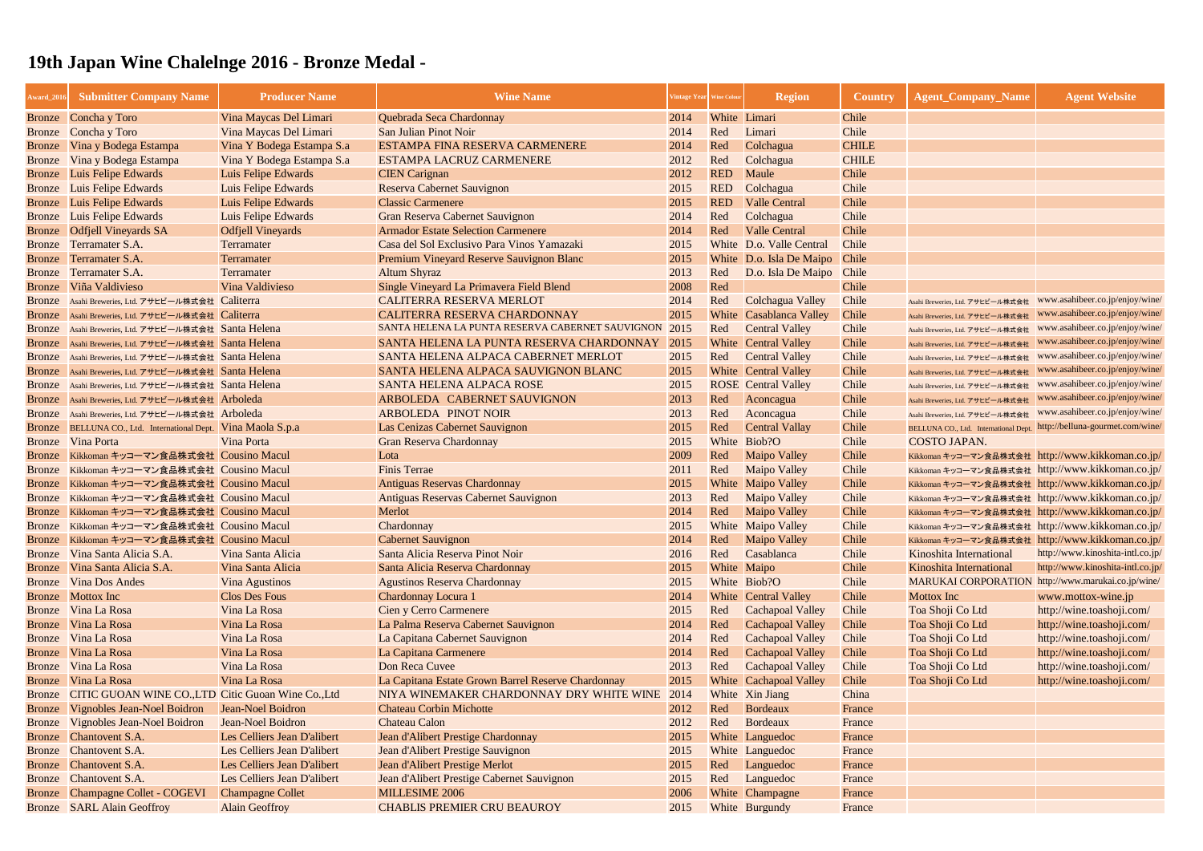# 19th Japan Wine Chalelnge 2016 - Bronze Medal -

| Award_2016 | Submitter Company Name | Producer Name | Wine Name | Vintage Year | Wine Colour | Region | Country | Agent_Company_Name | Agent Website |
|---|---|---|---|---|---|---|---|---|---|
| Bronze | Concha y Toro | Vina Maycas Del Limari | Quebrada Seca Chardonnay | 2014 | White | Limari | Chile | | |
| Bronze | Concha y Toro | Vina Maycas Del Limari | San Julian Pinot Noir | 2014 | Red | Limari | Chile | | |
| Bronze | Vina y Bodega Estampa | Vina Y Bodega Estampa S.a | ESTAMPA FINA RESERVA CARMENERE | 2014 | Red | Colchagua | CHILE | | |
| Bronze | Vina y Bodega Estampa | Vina Y Bodega Estampa S.a | ESTAMPA LACRUZ CARMENERE | 2012 | Red | Colchagua | CHILE | | |
| Bronze | Luis Felipe Edwards | Luis Felipe Edwards | CIEN Carignan | 2012 | RED | Maule | Chile | | |
| Bronze | Luis Felipe Edwards | Luis Felipe Edwards | Reserva Cabernet Sauvignon | 2015 | RED | Colchagua | Chile | | |
| Bronze | Luis Felipe Edwards | Luis Felipe Edwards | Classic Carmenere | 2015 | RED | Valle Central | Chile | | |
| Bronze | Luis Felipe Edwards | Luis Felipe Edwards | Gran Reserva Cabernet Sauvignon | 2014 | Red | Colchagua | Chile | | |
| Bronze | Odfjell Vineyards SA | Odfjell Vineyards | Armador Estate Selection Carmenere | 2014 | Red | Valle Central | Chile | | |
| Bronze | Terramater S.A. | Terramater | Casa del Sol Exclusivo Para Vinos Yamazaki | 2015 | White | D.o. Valle Central | Chile | | |
| Bronze | Terramater S.A. | Terramater | Premium Vineyard Reserve Sauvignon Blanc | 2015 | White | D.o. Isla De Maipo | Chile | | |
| Bronze | Terramater S.A. | Terramater | Altum Shyraz | 2013 | Red | D.o. Isla De Maipo | Chile | | |
| Bronze | Viña Valdivieso | Vina Valdivieso | Single Vineyard La Primavera Field Blend | 2008 | Red | | Chile | | |
| Bronze | Asahi Breweries, Ltd. アサヒビール株式会社 | Caliterra | CALITERRA RESERVA MERLOT | 2014 | Red | Colchagua Valley | Chile | Asahi Breweries, Ltd. アサヒビール株式会社 | www.asahibeer.co.jp/enjoy/wine/ |
| Bronze | Asahi Breweries, Ltd. アサヒビール株式会社 | Caliterra | CALITERRA RESERVA CHARDONNAY | 2015 | White | Casablanca Valley | Chile | Asahi Breweries, Ltd. アサヒビール株式会社 | www.asahibeer.co.jp/enjoy/wine/ |
| Bronze | Asahi Breweries, Ltd. アサヒビール株式会社 | Santa Helena | SANTA HELENA LA PUNTA RESERVA CABERNET SAUVIGNON | 2015 | Red | Central Valley | Chile | Asahi Breweries, Ltd. アサヒビール株式会社 | www.asahibeer.co.jp/enjoy/wine/ |
| Bronze | Asahi Breweries, Ltd. アサヒビール株式会社 | Santa Helena | SANTA HELENA LA PUNTA RESERVA CHARDONNAY | 2015 | White | Central Valley | Chile | Asahi Breweries, Ltd. アサヒビール株式会社 | www.asahibeer.co.jp/enjoy/wine/ |
| Bronze | Asahi Breweries, Ltd. アサヒビール株式会社 | Santa Helena | SANTA HELENA ALPACA CABERNET MERLOT | 2015 | Red | Central Valley | Chile | Asahi Breweries, Ltd. アサヒビール株式会社 | www.asahibeer.co.jp/enjoy/wine/ |
| Bronze | Asahi Breweries, Ltd. アサヒビール株式会社 | Santa Helena | SANTA HELENA ALPACA SAUVIGNON BLANC | 2015 | White | Central Valley | Chile | Asahi Breweries, Ltd. アサヒビール株式会社 | www.asahibeer.co.jp/enjoy/wine/ |
| Bronze | Asahi Breweries, Ltd. アサヒビール株式会社 | Santa Helena | SANTA HELENA ALPACA ROSE | 2015 | ROSE | Central Valley | Chile | Asahi Breweries, Ltd. アサヒビール株式会社 | www.asahibeer.co.jp/enjoy/wine/ |
| Bronze | Asahi Breweries, Ltd. アサヒビール株式会社 | Arboleda | ARBOLEDA CABERNET SAUVIGNON | 2013 | Red | Aconcagua | Chile | Asahi Breweries, Ltd. アサヒビール株式会社 | www.asahibeer.co.jp/enjoy/wine/ |
| Bronze | Asahi Breweries, Ltd. アサヒビール株式会社 | Arboleda | ARBOLEDA PINOT NOIR | 2013 | Red | Aconcagua | Chile | Asahi Breweries, Ltd. アサヒビール株式会社 | www.asahibeer.co.jp/enjoy/wine/ |
| Bronze | BELLUNA CO., Ltd. International Dept. | Vina Maola S.p.a | Las Cenizas Cabernet Sauvignon | 2015 | Red | Central Vallay | Chile | BELLUNA CO., Ltd. International Dept. | http://belluna-gourmet.com/wine/ |
| Bronze | Vina Porta | Vina Porta | Gran Reserva Chardonnay | 2015 | White | Biob?O | Chile | COSTO JAPAN. | |
| Bronze | Kikkoman キッコーマン食品株式会社 | Cousino Macul | Lota | 2009 | Red | Maipo Valley | Chile | Kikkoman キッコーマン食品株式会社 | http://www.kikkoman.co.jp/ |
| Bronze | Kikkoman キッコーマン食品株式会社 | Cousino Macul | Finis Terrae | 2011 | Red | Maipo Valley | Chile | Kikkoman キッコーマン食品株式会社 | http://www.kikkoman.co.jp/ |
| Bronze | Kikkoman キッコーマン食品株式会社 | Cousino Macul | Antiguas Reservas Chardonnay | 2015 | White | Maipo Valley | Chile | Kikkoman キッコーマン食品株式会社 | http://www.kikkoman.co.jp/ |
| Bronze | Kikkoman キッコーマン食品株式会社 | Cousino Macul | Antiguas Reservas Cabernet Sauvignon | 2013 | Red | Maipo Valley | Chile | Kikkoman キッコーマン食品株式会社 | http://www.kikkoman.co.jp/ |
| Bronze | Kikkoman キッコーマン食品株式会社 | Cousino Macul | Merlot | 2014 | Red | Maipo Valley | Chile | Kikkoman キッコーマン食品株式会社 | http://www.kikkoman.co.jp/ |
| Bronze | Kikkoman キッコーマン食品株式会社 | Cousino Macul | Chardonnay | 2015 | White | Maipo Valley | Chile | Kikkoman キッコーマン食品株式会社 | http://www.kikkoman.co.jp/ |
| Bronze | Kikkoman キッコーマン食品株式会社 | Cousino Macul | Cabernet Sauvignon | 2014 | Red | Maipo Valley | Chile | Kikkoman キッコーマン食品株式会社 | http://www.kikkoman.co.jp/ |
| Bronze | Vina Santa Alicia S.A. | Vina Santa Alicia | Santa Alicia Reserva Pinot Noir | 2016 | Red | Casablanca | Chile | Kinoshita International | http://www.kinoshita-intl.co.jp/ |
| Bronze | Vina Santa Alicia S.A. | Vina Santa Alicia | Santa Alicia Reserva Chardonnay | 2015 | White | Maipo | Chile | Kinoshita International | http://www.kinoshita-intl.co.jp/ |
| Bronze | Vina Dos Andes | Vina Agustinos | Agustinos Reserva Chardonnay | 2015 | White | Biob?O | Chile | MARUKAI CORPORATION | http://www.marukai.co.jp/wine/ |
| Bronze | Mottox Inc | Clos Des Fous | Chardonnay Locura 1 | 2014 | White | Central Valley | Chile | Mottox Inc | www.mottox-wine.jp |
| Bronze | Vina La Rosa | Vina La Rosa | Cien y Cerro Carmenere | 2015 | Red | Cachapoal Valley | Chile | Toa Shoji Co Ltd | http://wine.toashoji.com/ |
| Bronze | Vina La Rosa | Vina La Rosa | La Palma Reserva Cabernet Sauvignon | 2014 | Red | Cachapoal Valley | Chile | Toa Shoji Co Ltd | http://wine.toashoji.com/ |
| Bronze | Vina La Rosa | Vina La Rosa | La Capitana Cabernet Sauvignon | 2014 | Red | Cachapoal Valley | Chile | Toa Shoji Co Ltd | http://wine.toashoji.com/ |
| Bronze | Vina La Rosa | Vina La Rosa | La Capitana Carmenere | 2014 | Red | Cachapoal Valley | Chile | Toa Shoji Co Ltd | http://wine.toashoji.com/ |
| Bronze | Vina La Rosa | Vina La Rosa | Don Reca Cuvee | 2013 | Red | Cachapoal Valley | Chile | Toa Shoji Co Ltd | http://wine.toashoji.com/ |
| Bronze | Vina La Rosa | Vina La Rosa | La Capitana Estate Grown Barrel Reserve Chardonnay | 2015 | White | Cachapoal Valley | Chile | Toa Shoji Co Ltd | http://wine.toashoji.com/ |
| Bronze | CITIC GUOAN WINE CO.,LTD | Citic Guoan Wine Co.,Ltd | NIYA WINEMAKER CHARDONNAY DRY WHITE WINE | 2014 | White | Xin Jiang | China | | |
| Bronze | Vignobles Jean-Noel Boidron | Jean-Noel Boidron | Chateau Corbin Michotte | 2012 | Red | Bordeaux | France | | |
| Bronze | Vignobles Jean-Noel Boidron | Jean-Noel Boidron | Chateau Calon | 2012 | Red | Bordeaux | France | | |
| Bronze | Chantovent S.A. | Les Celliers Jean D'alibert | Jean d'Alibert Prestige Chardonnay | 2015 | White | Languedoc | France | | |
| Bronze | Chantovent S.A. | Les Celliers Jean D'alibert | Jean d'Alibert Prestige Sauvignon | 2015 | White | Languedoc | France | | |
| Bronze | Chantovent S.A. | Les Celliers Jean D'alibert | Jean d'Alibert Prestige Merlot | 2015 | Red | Languedoc | France | | |
| Bronze | Chantovent S.A. | Les Celliers Jean D'alibert | Jean d'Alibert Prestige Cabernet Sauvignon | 2015 | Red | Languedoc | France | | |
| Bronze | Champagne Collet - COGEVI | Champagne Collet | MILLESIME 2006 | 2006 | White | Champagne | France | | |
| Bronze | SARL Alain Geoffroy | Alain Geoffroy | CHABLIS PREMIER CRU BEAUROY | 2015 | White | Burgundy | France | | |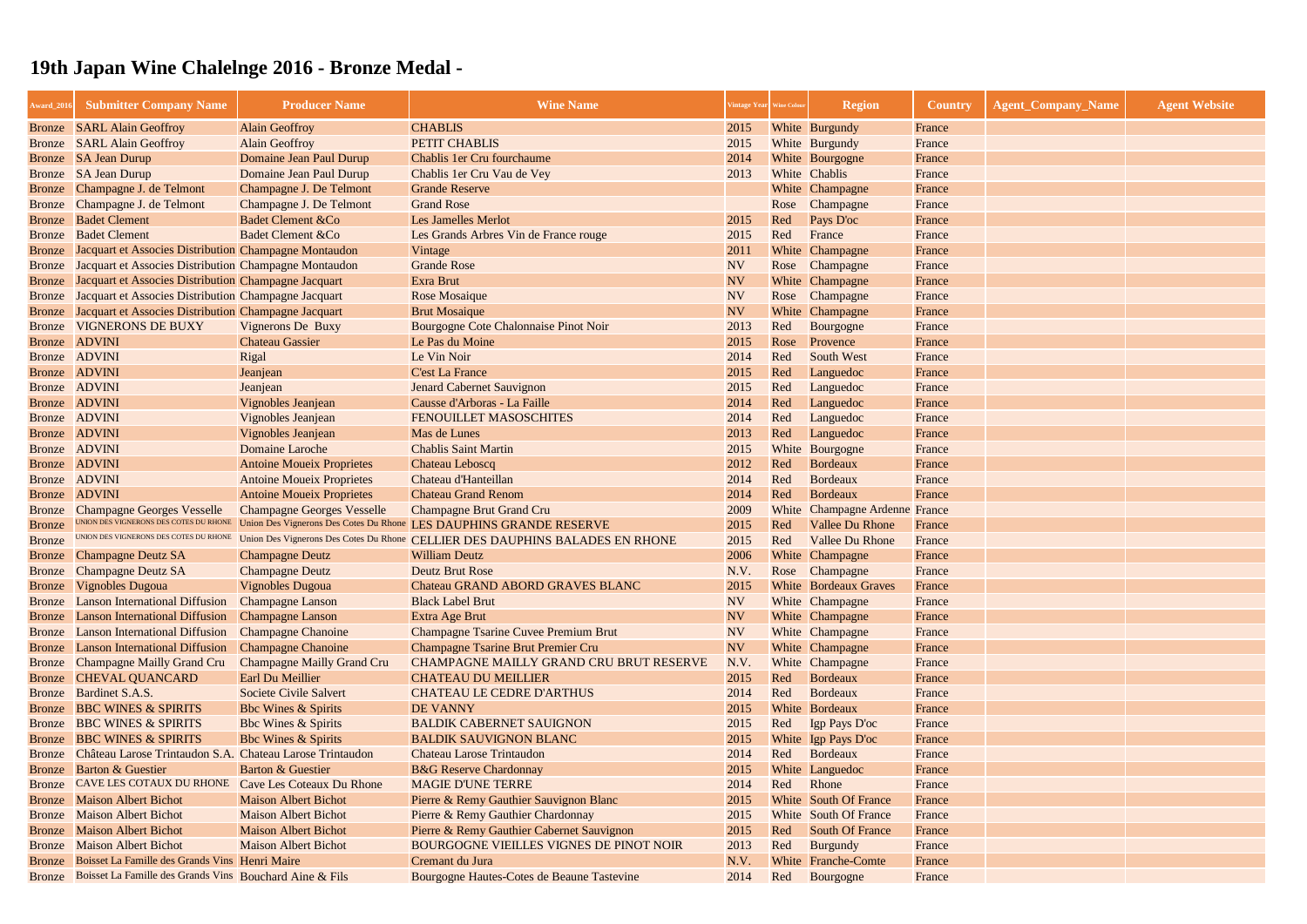# 19th Japan Wine Chalelnge 2016 - Bronze Medal -

| Award_2016 | Submitter Company Name | Producer Name | Wine Name | Vintage Year | Wine Colour | Region | Country | Agent_Company_Name | Agent Website |
|---|---|---|---|---|---|---|---|---|---|
| Bronze | SARL Alain Geoffroy | Alain Geoffroy | CHABLIS | 2015 | White | Burgundy | France | | |
| Bronze | SARL Alain Geoffroy | Alain Geoffroy | PETIT CHABLIS | 2015 | White | Burgundy | France | | |
| Bronze | SA Jean Durup | Domaine Jean Paul Durup | Chablis 1er Cru fourchaume | 2014 | White | Bourgogne | France | | |
| Bronze | SA Jean Durup | Domaine Jean Paul Durup | Chablis 1er Cru Vau de Vey | 2013 | White | Chablis | France | | |
| Bronze | Champagne J. de Telmont | Champagne J. De Telmont | Grande Reserve | | White | Champagne | France | | |
| Bronze | Champagne J. de Telmont | Champagne J. De Telmont | Grand Rose | | Rose | Champagne | France | | |
| Bronze | Badet Clement | Badet Clement &Co | Les Jamelles Merlot | 2015 | Red | Pays D'oc | France | | |
| Bronze | Badet Clement | Badet Clement &Co | Les Grands Arbres Vin de France rouge | 2015 | Red | France | France | | |
| Bronze | Jacquart et Associes Distribution | Champagne Montaudon | Vintage | 2011 | White | Champagne | France | | |
| Bronze | Jacquart et Associes Distribution | Champagne Montaudon | Grande Rose | NV | Rose | Champagne | France | | |
| Bronze | Jacquart et Associes Distribution | Champagne Jacquart | Exra Brut | NV | White | Champagne | France | | |
| Bronze | Jacquart et Associes Distribution | Champagne Jacquart | Rose Mosaique | NV | Rose | Champagne | France | | |
| Bronze | Jacquart et Associes Distribution | Champagne Jacquart | Brut Mosaique | NV | White | Champagne | France | | |
| Bronze | VIGNERONS DE BUXY | Vignerons De Buxy | Bourgogne Cote Chalonnaise Pinot Noir | 2013 | Red | Bourgogne | France | | |
| Bronze | ADVINI | Chateau Gassier | Le Pas du Moine | 2015 | Rose | Provence | France | | |
| Bronze | ADVINI | Rigal | Le Vin Noir | 2014 | Red | South West | France | | |
| Bronze | ADVINI | Jeanjean | C'est La France | 2015 | Red | Languedoc | France | | |
| Bronze | ADVINI | Jeanjean | Jenard Cabernet Sauvignon | 2015 | Red | Languedoc | France | | |
| Bronze | ADVINI | Vignobles Jeanjean | Causse d'Arboras - La Faille | 2014 | Red | Languedoc | France | | |
| Bronze | ADVINI | Vignobles Jeanjean | FENOUILLET MASOSCHITES | 2014 | Red | Languedoc | France | | |
| Bronze | ADVINI | Vignobles Jeanjean | Mas de Lunes | 2013 | Red | Languedoc | France | | |
| Bronze | ADVINI | Domaine Laroche | Chablis Saint Martin | 2015 | White | Bourgogne | France | | |
| Bronze | ADVINI | Antoine Moueix Proprietes | Chateau Leboscq | 2012 | Red | Bordeaux | France | | |
| Bronze | ADVINI | Antoine Moueix Proprietes | Chateau d'Hanteillan | 2014 | Red | Bordeaux | France | | |
| Bronze | ADVINI | Antoine Moueix Proprietes | Chateau Grand Renom | 2014 | Red | Bordeaux | France | | |
| Bronze | Champagne Georges Vesselle | Champagne Georges Vesselle | Champagne Brut Grand Cru | 2009 | White | Champagne Ardenne | France | | |
| Bronze | UNION DES VIGNERONS DES COTES DU RHONE | Union Des Vignerons Des Cotes Du Rhone | LES DAUPHINS GRANDE RESERVE | 2015 | Red | Vallee Du Rhone | France | | |
| Bronze | UNION DES VIGNERONS DES COTES DU RHONE | Union Des Vignerons Des Cotes Du Rhone | CELLIER DES DAUPHINS BALADES EN RHONE | 2015 | Red | Vallee Du Rhone | France | | |
| Bronze | Champagne Deutz SA | Champagne Deutz | William Deutz | 2006 | White | Champagne | France | | |
| Bronze | Champagne Deutz SA | Champagne Deutz | Deutz Brut Rose | N.V. | Rose | Champagne | France | | |
| Bronze | Vignobles Dugoua | Vignobles Dugoua | Chateau GRAND ABORD GRAVES BLANC | 2015 | White | Bordeaux Graves | France | | |
| Bronze | Lanson International Diffusion | Champagne Lanson | Black Label Brut | NV | White | Champagne | France | | |
| Bronze | Lanson International Diffusion | Champagne Lanson | Extra Age Brut | NV | White | Champagne | France | | |
| Bronze | Lanson International Diffusion | Champagne Chanoine | Champagne Tsarine Cuvee Premium Brut | NV | White | Champagne | France | | |
| Bronze | Lanson International Diffusion | Champagne Chanoine | Champagne Tsarine Brut Premier Cru | NV | White | Champagne | France | | |
| Bronze | Champagne Mailly Grand Cru | Champagne Mailly Grand Cru | CHAMPAGNE MAILLY GRAND CRU BRUT RESERVE | N.V. | White | Champagne | France | | |
| Bronze | CHEVAL QUANCARD | Earl Du Meillier | CHATEAU DU MEILLIER | 2015 | Red | Bordeaux | France | | |
| Bronze | Bardinet S.A.S. | Societe Civile Salvert | CHATEAU LE CEDRE D'ARTHUS | 2014 | Red | Bordeaux | France | | |
| Bronze | BBC WINES & SPIRITS | Bbc Wines & Spirits | DE VANNY | 2015 | White | Bordeaux | France | | |
| Bronze | BBC WINES & SPIRITS | Bbc Wines & Spirits | BALDIK CABERNET SAUIGNON | 2015 | Red | Igp Pays D'oc | France | | |
| Bronze | BBC WINES & SPIRITS | Bbc Wines & Spirits | BALDIK SAUVIGNON BLANC | 2015 | White | Igp Pays D'oc | France | | |
| Bronze | Château Larose Trintaudon S.A. | Chateau Larose Trintaudon | Chateau Larose Trintaudon | 2014 | Red | Bordeaux | France | | |
| Bronze | Barton & Guestier | Barton & Guestier | B&G Reserve Chardonnay | 2015 | White | Languedoc | France | | |
| Bronze | CAVE LES COTEAUX DU RHONE | Cave Les Coteaux Du Rhone | MAGIE D'UNE TERRE | 2014 | Red | Rhone | France | | |
| Bronze | Maison Albert Bichot | Maison Albert Bichot | Pierre & Remy Gauthier Sauvignon Blanc | 2015 | White | South Of France | France | | |
| Bronze | Maison Albert Bichot | Maison Albert Bichot | Pierre & Remy Gauthier Chardonnay | 2015 | White | South Of France | France | | |
| Bronze | Maison Albert Bichot | Maison Albert Bichot | Pierre & Remy Gauthier Cabernet Sauvignon | 2015 | Red | South Of France | France | | |
| Bronze | Maison Albert Bichot | Maison Albert Bichot | BOURGOGNE VIEILLES VIGNES DE PINOT NOIR | 2013 | Red | Burgundy | France | | |
| Bronze | Boisset La Famille des Grands Vins | Henri Maire | Cremant du Jura | N.V. | White | Franche-Comte | France | | |
| Bronze | Boisset La Famille des Grands Vins | Bouchard Aine & Fils | Bourgogne Hautes-Cotes de Beaune Tastevine | 2014 | Red | Bourgogne | France | | |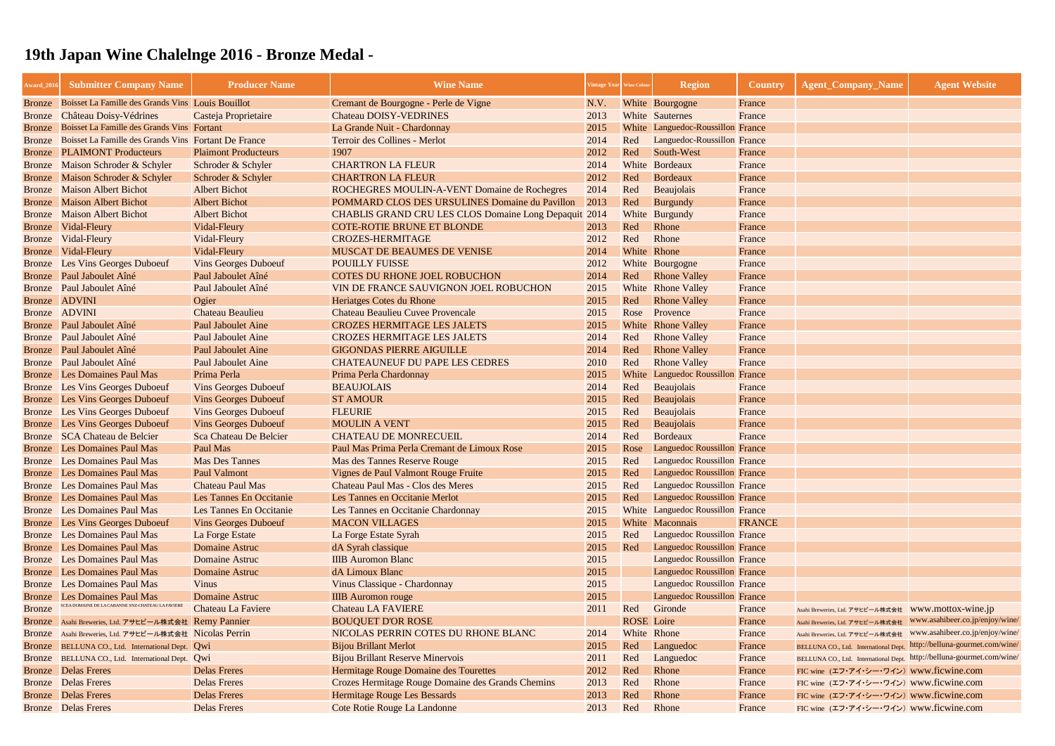# 19th Japan Wine Chalelnge 2016 - Bronze Medal -

| Award_2016 | Submitter Company Name | Producer Name | Wine Name | Vintage Year | Wine Colour | Region | Country | Agent_Company_Name | Agent Website |
|---|---|---|---|---|---|---|---|---|---|
| Bronze | Boisset La Famille des Grands Vins | Louis Bouillot | Cremant de Bourgogne - Perle de Vigne | N.V. | White | Bourgogne | France | | |
| Bronze | Château Doisy-Védrines | Casteja Proprietaire | Chateau DOISY-VEDRINES | 2013 | White | Sauternes | France | | |
| Bronze | Boisset La Famille des Grands Vins | Fortant | La Grande Nuit - Chardonnay | 2015 | White | Languedoc-Roussillon | France | | |
| Bronze | Boisset La Famille des Grands Vins | Fortant De France | Terroir des Collines - Merlot | 2014 | Red | Languedoc-Roussillon | France | | |
| Bronze | PLAIMONT Producteurs | Plaimont Producteurs | 1907 | 2012 | Red | South-West | France | | |
| Bronze | Maison Schroder & Schyler | Schroder & Schyler | CHARTRON LA FLEUR | 2014 | White | Bordeaux | France | | |
| Bronze | Maison Schroder & Schyler | Schroder & Schyler | CHARTRON LA FLEUR | 2012 | Red | Bordeaux | France | | |
| Bronze | Maison Albert Bichot | Albert Bichot | ROCHEGRES MOULIN-A-VENT Domaine de Rochegres | 2014 | Red | Beaujolais | France | | |
| Bronze | Maison Albert Bichot | Albert Bichot | POMMARD CLOS DES URSULINES Domaine du Pavillon | 2013 | Red | Burgundy | France | | |
| Bronze | Maison Albert Bichot | Albert Bichot | CHABLIS GRAND CRU LES CLOS Domaine Long Depaquit | 2014 | White | Burgundy | France | | |
| Bronze | Vidal-Fleury | Vidal-Fleury | COTE-ROTIE BRUNE ET BLONDE | 2013 | Red | Rhone | France | | |
| Bronze | Vidal-Fleury | Vidal-Fleury | CROZES-HERMITAGE | 2012 | Red | Rhone | France | | |
| Bronze | Vidal-Fleury | Vidal-Fleury | MUSCAT DE BEAUMES DE VENISE | 2014 | White | Rhone | France | | |
| Bronze | Les Vins Georges Duboeuf | Vins Georges Duboeuf | POUILLY FUISSE | 2012 | White | Bourgogne | France | | |
| Bronze | Paul Jaboulet Aîné | Paul Jaboulet Aîné | COTES DU RHONE JOEL ROBUCHON | 2014 | Red | Rhone Valley | France | | |
| Bronze | Paul Jaboulet Aîné | Paul Jaboulet Aîné | VIN DE FRANCE SAUVIGNON JOEL ROBUCHON | 2015 | White | Rhone Valley | France | | |
| Bronze | ADVINI | Ogier | Heriatges Cotes du Rhone | 2015 | Red | Rhone Valley | France | | |
| Bronze | ADVINI | Chateau Beaulieu | Chateau Beaulieu Cuvee Provencale | 2015 | Rose | Provence | France | | |
| Bronze | Paul Jaboulet Aîné | Paul Jaboulet Aine | CROZES HERMITAGE LES JALETS | 2015 | White | Rhone Valley | France | | |
| Bronze | Paul Jaboulet Aîné | Paul Jaboulet Aine | CROZES HERMITAGE LES JALETS | 2014 | Red | Rhone Valley | France | | |
| Bronze | Paul Jaboulet Aîné | Paul Jaboulet Aine | GIGONDAS PIERRE AIGUILLE | 2014 | Red | Rhone Valley | France | | |
| Bronze | Paul Jaboulet Aîné | Paul Jaboulet Aine | CHATEAUNEUF DU PAPE LES CEDRES | 2010 | Red | Rhone Valley | France | | |
| Bronze | Les Domaines Paul Mas | Prima Perla | Prima Perla Chardonnay | 2015 | White | Languedoc Roussillon | France | | |
| Bronze | Les Vins Georges Duboeuf | Vins Georges Duboeuf | BEAUJOLAIS | 2014 | Red | Beaujolais | France | | |
| Bronze | Les Vins Georges Duboeuf | Vins Georges Duboeuf | ST AMOUR | 2015 | Red | Beaujolais | France | | |
| Bronze | Les Vins Georges Duboeuf | Vins Georges Duboeuf | FLEURIE | 2015 | Red | Beaujolais | France | | |
| Bronze | Les Vins Georges Duboeuf | Vins Georges Duboeuf | MOULIN A VENT | 2015 | Red | Beaujolais | France | | |
| Bronze | SCA Chateau de Belcier | Sca Chateau De Belcier | CHATEAU DE MONRECUEIL | 2014 | Red | Bordeaux | France | | |
| Bronze | Les Domaines Paul Mas | Paul Mas | Paul Mas Prima Perla Cremant de Limoux Rose | 2015 | Rose | Languedoc Roussillon | France | | |
| Bronze | Les Domaines Paul Mas | Mas Des Tannes | Mas des Tannes Reserve Rouge | 2015 | Red | Languedoc Roussillon | France | | |
| Bronze | Les Domaines Paul Mas | Paul Valmont | Vignes de Paul Valmont Rouge Fruite | 2015 | Red | Languedoc Roussillon | France | | |
| Bronze | Les Domaines Paul Mas | Chateau Paul Mas | Chateau Paul Mas - Clos des Meres | 2015 | Red | Languedoc Roussillon | France | | |
| Bronze | Les Domaines Paul Mas | Les Tannes En Occitanie | Les Tannes en Occitanie Merlot | 2015 | Red | Languedoc Roussillon | France | | |
| Bronze | Les Domaines Paul Mas | Les Tannes En Occitanie | Les Tannes en Occitanie Chardonnay | 2015 | White | Languedoc Roussillon | France | | |
| Bronze | Les Vins Georges Duboeuf | Vins Georges Duboeuf | MACON VILLAGES | 2015 | White | Maconnais | FRANCE | | |
| Bronze | Les Domaines Paul Mas | La Forge Estate | La Forge Estate Syrah | 2015 | Red | Languedoc Roussillon | France | | |
| Bronze | Les Domaines Paul Mas | Domaine Astruc | dA Syrah classique | 2015 | Red | Languedoc Roussillon | France | | |
| Bronze | Les Domaines Paul Mas | Domaine Astruc | IIIB Auromon Blanc | 2015 | | Languedoc Roussillon | France | | |
| Bronze | Les Domaines Paul Mas | Domaine Astruc | dA Limoux Blanc | 2015 | | Languedoc Roussillon | France | | |
| Bronze | Les Domaines Paul Mas | Vinus | Vinus Classique - Chardonnay | 2015 | | Languedoc Roussillon | France | | |
| Bronze | Les Domaines Paul Mas | Domaine Astruc | IIIB Auromon rouge | 2015 | | Languedoc Roussillon | France | | |
| Bronze | SCEA DOMAINE DE LA CABANNE SNZ-CHATEAU LA FAVIERE | Chateau La Faviere | Chateau LA FAVIERE | 2011 | Red | Gironde | France | Asahi Breweries, Ltd. アサヒビール株式会社 | www.mottox-wine.jp |
| Bronze | Asahi Breweries, Ltd. アサヒビール株式会社 | Remy Pannier | BOUQUET D'OR ROSE | | ROSE | Loire | France | Asahi Breweries, Ltd. アサヒビール株式会社 | www.asahibeer.co.jp/enjoy/wine/ |
| Bronze | Asahi Breweries, Ltd. アサヒビール株式会社 | Nicolas Perrin | NICOLAS PERRIN COTES DU RHONE BLANC | 2014 | White | Rhone | France | Asahi Breweries, Ltd. アサヒビール株式会社 | www.asahibeer.co.jp/enjoy/wine/ |
| Bronze | BELLUNA CO., Ltd. International Dept. | Qwi | Bijou Brillant Merlot | 2015 | Red | Languedoc | France | BELLUNA CO., Ltd. International Dept. | http://belluna-gourmet.com/wine/ |
| Bronze | BELLUNA CO., Ltd. International Dept. | Qwi | Bijou Brillant Reserve Minervois | 2011 | Red | Languedoc | France | BELLUNA CO., Ltd. International Dept. | http://belluna-gourmet.com/wine/ |
| Bronze | Delas Freres | Delas Freres | Hermitage Rouge Domaine des Tourettes | 2012 | Red | Rhone | France | FIC wine（エフ・アイ・シー・ワイン） | www.ficwine.com |
| Bronze | Delas Freres | Delas Freres | Crozes Hermitage Rouge Domaine des Grands Chemins | 2013 | Red | Rhone | France | FIC wine（エフ・アイ・シー・ワイン） | www.ficwine.com |
| Bronze | Delas Freres | Delas Freres | Hermitage Rouge Les Bessards | 2013 | Red | Rhone | France | FIC wine（エフ・アイ・シー・ワイン） | www.ficwine.com |
| Bronze | Delas Freres | Delas Freres | Cote Rotie Rouge La Landonne | 2013 | Red | Rhone | France | FIC wine（エフ・アイ・シー・ワイン） | www.ficwine.com |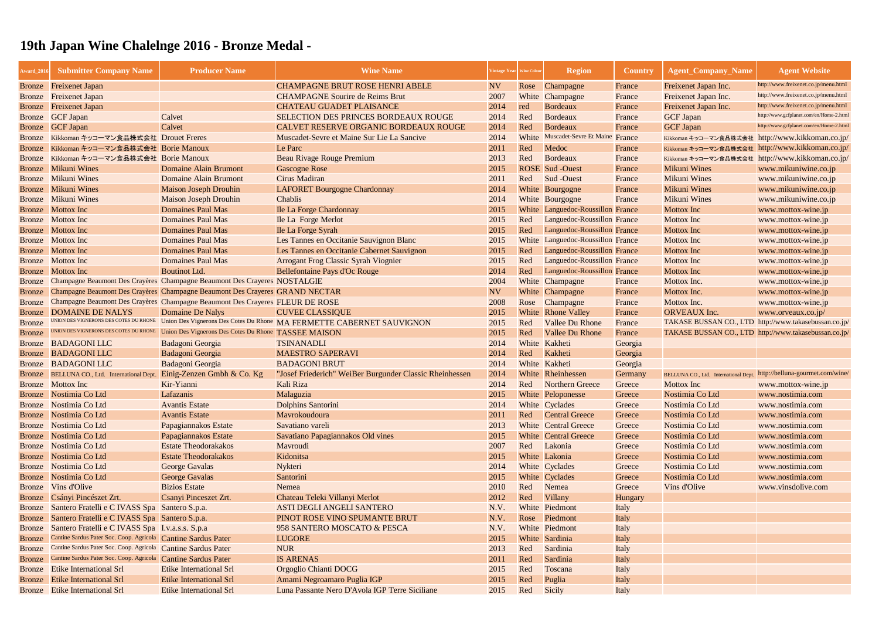# 19th Japan Wine Chalelnge 2016 - Bronze Medal -

| Award_2016 | Submitter Company Name | Producer Name | Wine Name | Vintage Year | Wine Colour | Region | Country | Agent_Company_Name | Agent Website |
|---|---|---|---|---|---|---|---|---|---|
| Bronze | Freixenet Japan | | CHAMPAGNE BRUT ROSE HENRI ABELE | NV | Rose | Champagne | France | Freixenet Japan Inc. | http://www.freixenet.co.jp/menu.html |
| Bronze | Freixenet Japan | | CHAMPAGNE Sourire de Reims Brut | 2007 | White | Champagne | France | Freixenet Japan Inc. | http://www.freixenet.co.jp/menu.html |
| Bronze | Freixenet Japan | | CHATEAU GUADET PLAISANCE | 2014 | red | Bordeaux | France | Freixenet Japan Inc. | http://www.freixenet.co.jp/menu.html |
| Bronze | GCF Japan | Calvet | SELECTION DES PRINCES BORDEAUX ROUGE | 2014 | Red | Bordeaux | France | GCF Japan | http://www.gcfplanet.com/en/Home-2.html |
| Bronze | GCF Japan | Calvet | CALVET RESERVE ORGANIC BORDEAUX ROUGE | 2014 | Red | Bordeaux | France | GCF Japan | http://www.gcfplanet.com/en/Home-2.html |
| Bronze | Kikkoman キッコーマン食品株式会社 | Drouet Freres | Muscadet-Sevre et Maine Sur Lie La Sancive | 2014 | White | Muscadet-Sevre Et Maine | France | Kikkoman キッコーマン食品株式会社 | http://www.kikkoman.co.jp/ |
| Bronze | Kikkoman キッコーマン食品株式会社 | Borie Manoux | Le Parc | 2011 | Red | Medoc | France | Kikkoman キッコーマン食品株式会社 | http://www.kikkoman.co.jp/ |
| Bronze | Kikkoman キッコーマン食品株式会社 | Borie Manoux | Beau Rivage Rouge Premium | 2013 | Red | Bordeaux | France | Kikkoman キッコーマン食品株式会社 | http://www.kikkoman.co.jp/ |
| Bronze | Mikuni Wines | Domaine Alain Brumont | Gascogne Rose | 2015 | ROSE | Sud -Ouest | France | Mikuni Wines | www.mikuniwine.co.jp |
| Bronze | Mikuni Wines | Domaine Alain Brumont | Cirus Madiran | 2011 | Red | Sud -Ouest | France | Mikuni Wines | www.mikuniwine.co.jp |
| Bronze | Mikuni Wines | Maison Joseph Drouhin | LAFORET Bourgogne Chardonnay | 2014 | White | Bourgogne | France | Mikuni Wines | www.mikuniwine.co.jp |
| Bronze | Mikuni Wines | Maison Joseph Drouhin | Chablis | 2014 | White | Bourgogne | France | Mikuni Wines | www.mikuniwine.co.jp |
| Bronze | Mottox Inc | Domaines Paul Mas | Ile La Forge Chardonnay | 2015 | White | Languedoc-Roussillon | France | Mottox Inc | www.mottox-wine.jp |
| Bronze | Mottox Inc | Domaines Paul Mas | Ile La Forge Merlot | 2015 | Red | Languedoc-Roussillon | France | Mottox Inc | www.mottox-wine.jp |
| Bronze | Mottox Inc | Domaines Paul Mas | Ile La Forge Syrah | 2015 | Red | Languedoc-Roussillon | France | Mottox Inc | www.mottox-wine.jp |
| Bronze | Mottox Inc | Domaines Paul Mas | Les Tannes en Occitanie Sauvignon Blanc | 2015 | White | Languedoc-Roussillon | France | Mottox Inc | www.mottox-wine.jp |
| Bronze | Mottox Inc | Domaines Paul Mas | Les Tannes en Occitanie Cabernet Sauvignon | 2015 | Red | Languedoc-Roussillon | France | Mottox Inc | www.mottox-wine.jp |
| Bronze | Mottox Inc | Domaines Paul Mas | Arrogant Frog Classic Syrah Viognier | 2015 | Red | Languedoc-Roussillon | France | Mottox Inc | www.mottox-wine.jp |
| Bronze | Mottox Inc | Boutinot Ltd. | Bellefontaine Pays d'Oc Rouge | 2014 | Red | Languedoc-Roussillon | France | Mottox Inc | www.mottox-wine.jp |
| Bronze | Champagne Beaumont Des Crayères | Champagne Beaumont Des Crayeres | NOSTALGIE | 2004 | White | Champagne | France | Mottox Inc. | www.mottox-wine.jp |
| Bronze | Champagne Beaumont Des Crayères | Champagne Beaumont Des Crayeres | GRAND NECTAR | NV | White | Champagne | France | Mottox Inc. | www.mottox-wine.jp |
| Bronze | Champagne Beaumont Des Crayères | Champagne Beaumont Des Crayeres | FLEUR DE ROSE | 2008 | Rose | Champagne | France | Mottox Inc. | www.mottox-wine.jp |
| Bronze | DOMAINE DE NALYS | Domaine De Nalys | CUVEE CLASSIQUE | 2015 | White | Rhone Valley | France | ORVEAUX Inc. | www.orveaux.co.jp/ |
| Bronze | UNION DES VIGNERONS DES COTES DU RHONE | Union Des Vignerons Des Cotes Du Rhone | MA FERMETTE CABERNET SAUVIGNON | 2015 | Red | Vallee Du Rhone | France | TAKASE BUSSAN CO., LTD | http://www.takasebussan.co.jp/ |
| Bronze | UNION DES VIGNERONS DES COTES DU RHONE | Union Des Vignerons Des Cotes Du Rhone | TASSEE MAISON | 2015 | Red | Vallee Du Rhone | France | TAKASE BUSSAN CO., LTD | http://www.takasebussan.co.jp/ |
| Bronze | BADAGONI LLC | Badagoni Georgia | TSINANADLI | 2014 | White | Kakheti | Georgia | | |
| Bronze | BADAGONI LLC | Badagoni Georgia | MAESTRO SAPERAVI | 2014 | Red | Kakheti | Georgia | | |
| Bronze | BADAGONI LLC | Badagoni Georgia | BADAGONI BRUT | 2014 | White | Kakheti | Georgia | | |
| Bronze | BELLUNA CO., Ltd. International Dept. | Einig-Zenzen Gmbh & Co. Kg | "Josef Friederich" WeiBer Burgunder Classic Rheinhessen | 2014 | White | Rheinhessen | Germany | BELLUNA CO., Ltd. International Dept. | http://belluna-gourmet.com/wine/ |
| Bronze | Mottox Inc | Kir-Yianni | Kali Riza | 2014 | Red | Northern Greece | Greece | Mottox Inc | www.mottox-wine.jp |
| Bronze | Nostimia Co Ltd | Lafazanis | Malaguzia | 2015 | White | Peloponesse | Greece | Nostimia Co Ltd | www.nostimia.com |
| Bronze | Nostimia Co Ltd | Avantis Estate | Dolphins Santorini | 2014 | White | Cyclades | Greece | Nostimia Co Ltd | www.nostimia.com |
| Bronze | Nostimia Co Ltd | Avantis Estate | Mavrokoudoura | 2011 | Red | Central Greece | Greece | Nostimia Co Ltd | www.nostimia.com |
| Bronze | Nostimia Co Ltd | Papagiannakos Estate | Savatiano vareli | 2013 | White | Central Greece | Greece | Nostimia Co Ltd | www.nostimia.com |
| Bronze | Nostimia Co Ltd | Papagiannakos Estate | Savatiano Papagiannakos Old vines | 2015 | White | Central Greece | Greece | Nostimia Co Ltd | www.nostimia.com |
| Bronze | Nostimia Co Ltd | Estate Theodorakakos | Mavroudi | 2007 | Red | Lakonia | Greece | Nostimia Co Ltd | www.nostimia.com |
| Bronze | Nostimia Co Ltd | Estate Theodorakakos | Kidonitsa | 2015 | White | Lakonia | Greece | Nostimia Co Ltd | www.nostimia.com |
| Bronze | Nostimia Co Ltd | George Gavalas | Nykteri | 2014 | White | Cyclades | Greece | Nostimia Co Ltd | www.nostimia.com |
| Bronze | Nostimia Co Ltd | George Gavalas | Santorini | 2015 | White | Cyclades | Greece | Nostimia Co Ltd | www.nostimia.com |
| Bronze | Vins d'Olive | Bizios Estate | Nemea | 2010 | Red | Nemea | Greece | Vins d'Olive | www.vinsdolive.com |
| Bronze | Csányi Pincészet Zrt. | Csanyi Pinceszet Zrt. | Chateau Teleki Villanyi Merlot | 2012 | Red | Villany | Hungary | | |
| Bronze | Santero Fratelli e C IVASS Spa | Santero S.p.a. | ASTI DEGLI ANGELI SANTERO | N.V. | White | Piedmont | Italy | | |
| Bronze | Santero Fratelli e C IVASS Spa | Santero S.p.a. | PINOT ROSE VINO SPUMANTE BRUT | N.V. | Rose | Piedmont | Italy | | |
| Bronze | Santero Fratelli e C IVASS Spa | I.v.a.s.s. S.p.a | 958 SANTERO MOSCATO & PESCA | N.V. | White | Piedmont | Italy | | |
| Bronze | Cantine Sardus Pater Soc. Coop. Agricola | Cantine Sardus Pater | LUGORE | 2015 | White | Sardinia | Italy | | |
| Bronze | Cantine Sardus Pater Soc. Coop. Agricola | Cantine Sardus Pater | NUR | 2013 | Red | Sardinia | Italy | | |
| Bronze | Cantine Sardus Pater Soc. Coop. Agricola | Cantine Sardus Pater | IS ARENAS | 2011 | Red | Sardinia | Italy | | |
| Bronze | Etike International Srl | Etike International Srl | Orgoglio Chianti DOCG | 2015 | Red | Toscana | Italy | | |
| Bronze | Etike International Srl | Etike International Srl | Amami Negroamaro Puglia IGP | 2015 | Red | Puglia | Italy | | |
| Bronze | Etike International Srl | Etike International Srl | Luna Passante Nero D'Avola IGP Terre Siciliane | 2015 | Red | Sicily | Italy | | |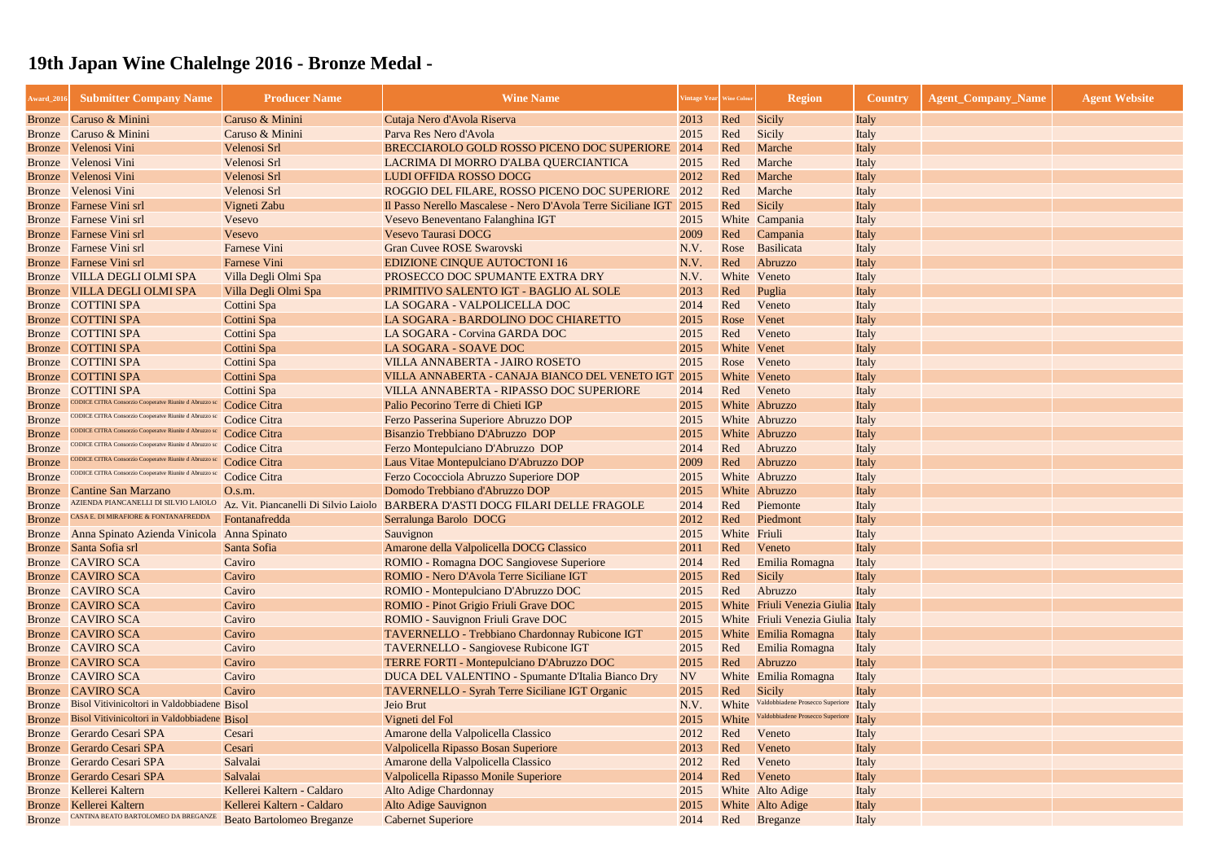# 19th Japan Wine Chalelnge 2016 - Bronze Medal -

| Award_2016 | Submitter Company Name | Producer Name | Wine Name | Vintage Year | Wine Colour | Region | Country | Agent_Company_Name | Agent Website |
|---|---|---|---|---|---|---|---|---|---|
| Bronze | Caruso & Minini | Caruso & Minini | Cutaja Nero d'Avola Riserva | 2013 | Red | Sicily | Italy | | |
| Bronze | Caruso & Minini | Caruso & Minini | Parva Res Nero d'Avola | 2015 | Red | Sicily | Italy | | |
| Bronze | Velenosi Vini | Velenosi Srl | BRECCIAROLO GOLD ROSSO PICENO DOC SUPERIORE | 2014 | Red | Marche | Italy | | |
| Bronze | Velenosi Vini | Velenosi Srl | LACRIMA DI MORRO D'ALBA QUERCIANTICA | 2015 | Red | Marche | Italy | | |
| Bronze | Velenosi Vini | Velenosi Srl | LUDI OFFIDA ROSSO DOCG | 2012 | Red | Marche | Italy | | |
| Bronze | Velenosi Vini | Velenosi Srl | ROGGIO DEL FILARE, ROSSO PICENO DOC SUPERIORE | 2012 | Red | Marche | Italy | | |
| Bronze | Farnese Vini srl | Vigneti Zabu | Il Passo Nerello Mascalese - Nero D'Avola Terre Siciliane IGT | 2015 | Red | Sicily | Italy | | |
| Bronze | Farnese Vini srl | Vesevo | Vesevo Beneventano Falanghina IGT | 2015 | White | Campania | Italy | | |
| Bronze | Farnese Vini srl | Vesevo | Vesevo Taurasi DOCG | 2009 | Red | Campania | Italy | | |
| Bronze | Farnese Vini srl | Farnese Vini | Gran Cuvee ROSE Swarovski | N.V. | Rose | Basilicata | Italy | | |
| Bronze | Farnese Vini srl | Farnese Vini | EDIZIONE CINQUE AUTOCTONI 16 | N.V. | Red | Abruzzo | Italy | | |
| Bronze | VILLA DEGLI OLMI SPA | Villa Degli Olmi Spa | PROSECCO DOC SPUMANTE EXTRA DRY | N.V. | White | Veneto | Italy | | |
| Bronze | VILLA DEGLI OLMI SPA | Villa Degli Olmi Spa | PRIMITIVO SALENTO IGT - BAGLIO AL SOLE | 2013 | Red | Puglia | Italy | | |
| Bronze | COTTINI SPA | Cottini Spa | LA SOGARA - VALPOLICELLA DOC | 2014 | Red | Veneto | Italy | | |
| Bronze | COTTINI SPA | Cottini Spa | LA SOGARA - BARDOLINO DOC CHIARETTO | 2015 | Rose | Venet | Italy | | |
| Bronze | COTTINI SPA | Cottini Spa | LA SOGARA - Corvina GARDA DOC | 2015 | Red | Veneto | Italy | | |
| Bronze | COTTINI SPA | Cottini Spa | LA SOGARA - SOAVE DOC | 2015 | White | Venet | Italy | | |
| Bronze | COTTINI SPA | Cottini Spa | VILLA ANNABERTA - JAIRO ROSETO | 2015 | Rose | Veneto | Italy | | |
| Bronze | COTTINI SPA | Cottini Spa | VILLA ANNABERTA - CANAJA BIANCO DEL VENETO IGT | 2015 | White | Veneto | Italy | | |
| Bronze | COTTINI SPA | Cottini Spa | VILLA ANNABERTA - RIPASSO DOC SUPERIORE | 2014 | Red | Veneto | Italy | | |
| Bronze | CODICE CITRA Consorzio Cooperatve Riunite d Abruzzo sc | Codice Citra | Palio Pecorino Terre di Chieti IGP | 2015 | White | Abruzzo | Italy | | |
| Bronze | CODICE CITRA Consorzio Cooperatve Riunite d Abruzzo sc | Codice Citra | Ferzo Passerina Superiore Abruzzo DOP | 2015 | White | Abruzzo | Italy | | |
| Bronze | CODICE CITRA Consorzio Cooperatve Riunite d Abruzzo sc | Codice Citra | Bisanzio Trebbiano D'Abruzzo DOP | 2015 | White | Abruzzo | Italy | | |
| Bronze | CODICE CITRA Consorzio Cooperatve Riunite d Abruzzo sc | Codice Citra | Ferzo Montepulciano D'Abruzzo DOP | 2014 | Red | Abruzzo | Italy | | |
| Bronze | CODICE CITRA Consorzio Cooperatve Riunite d Abruzzo sc | Codice Citra | Laus Vitae Montepulciano D'Abruzzo DOP | 2009 | Red | Abruzzo | Italy | | |
| Bronze | CODICE CITRA Consorzio Cooperatve Riunite d Abruzzo sc | Codice Citra | Ferzo Cococciola Abruzzo Superiore DOP | 2015 | White | Abruzzo | Italy | | |
| Bronze | Cantine San Marzano | O.s.m. | Domodo Trebbiano d'Abruzzo DOP | 2015 | White | Abruzzo | Italy | | |
| Bronze | AZIENDA PIANCANELLI DI SILVIO LAIOLO | Az. Vit. Piancanelli Di Silvio Laiolo | BARBERA D'ASTI DOCG FILARI DELLE FRAGOLE | 2014 | Red | Piemonte | Italy | | |
| Bronze | CASA E. DI MIRAFIORE & FONTANAFREDDA | Fontanafredda | Serralunga Barolo DOCG | 2012 | Red | Piedmont | Italy | | |
| Bronze | Anna Spinato Azienda Vinicola | Anna Spinato | Sauvignon | 2015 | White | Friuli | Italy | | |
| Bronze | Santa Sofia srl | Santa Sofia | Amarone della Valpolicella DOCG Classico | 2011 | Red | Veneto | Italy | | |
| Bronze | CAVIRO SCA | Caviro | ROMIO - Romagna DOC Sangiovese Superiore | 2014 | Red | Emilia Romagna | Italy | | |
| Bronze | CAVIRO SCA | Caviro | ROMIO - Nero D'Avola Terre Siciliane IGT | 2015 | Red | Sicily | Italy | | |
| Bronze | CAVIRO SCA | Caviro | ROMIO - Montepulciano D'Abruzzo DOC | 2015 | Red | Abruzzo | Italy | | |
| Bronze | CAVIRO SCA | Caviro | ROMIO - Pinot Grigio Friuli Grave DOC | 2015 | White | Friuli Venezia Giulia | Italy | | |
| Bronze | CAVIRO SCA | Caviro | ROMIO - Sauvignon Friuli Grave DOC | 2015 | White | Friuli Venezia Giulia | Italy | | |
| Bronze | CAVIRO SCA | Caviro | TAVERNELLO - Trebbiano Chardonnay Rubicone IGT | 2015 | White | Emilia Romagna | Italy | | |
| Bronze | CAVIRO SCA | Caviro | TAVERNELLO - Sangiovese Rubicone IGT | 2015 | Red | Emilia Romagna | Italy | | |
| Bronze | CAVIRO SCA | Caviro | TERRE FORTI - Montepulciano D'Abruzzo DOC | 2015 | Red | Abruzzo | Italy | | |
| Bronze | CAVIRO SCA | Caviro | DUCA DEL VALENTINO - Spumante D'Italia Bianco Dry | NV | White | Emilia Romagna | Italy | | |
| Bronze | CAVIRO SCA | Caviro | TAVERNELLO - Syrah Terre Siciliane IGT Organic | 2015 | Red | Sicily | Italy | | |
| Bronze | Bisol Vitivinicoltori in Valdobbiadene | Bisol | Jeio Brut | N.V. | White | Valdobbiadene Prosecco Superiore | Italy | | |
| Bronze | Bisol Vitivinicoltori in Valdobbiadene | Bisol | Vigneti del Fol | 2015 | White | Valdobbiadene Prosecco Superiore | Italy | | |
| Bronze | Gerardo Cesari SPA | Cesari | Amarone della Valpolicella Classico | 2012 | Red | Veneto | Italy | | |
| Bronze | Gerardo Cesari SPA | Cesari | Valpolicella Ripasso Bosan Superiore | 2013 | Red | Veneto | Italy | | |
| Bronze | Gerardo Cesari SPA | Salvalai | Amarone della Valpolicella Classico | 2012 | Red | Veneto | Italy | | |
| Bronze | Gerardo Cesari SPA | Salvalai | Valpolicella Ripasso Monile Superiore | 2014 | Red | Veneto | Italy | | |
| Bronze | Kellerei Kaltern | Kellerei Kaltern - Caldaro | Alto Adige Chardonnay | 2015 | White | Alto Adige | Italy | | |
| Bronze | Kellerei Kaltern | Kellerei Kaltern - Caldaro | Alto Adige Sauvignon | 2015 | White | Alto Adige | Italy | | |
| Bronze | CANTINA BEATO BARTOLOMEO DA BREGANZE | Beato Bartolomeo Breganze | Cabernet Superiore | 2014 | Red | Breganze | Italy | | |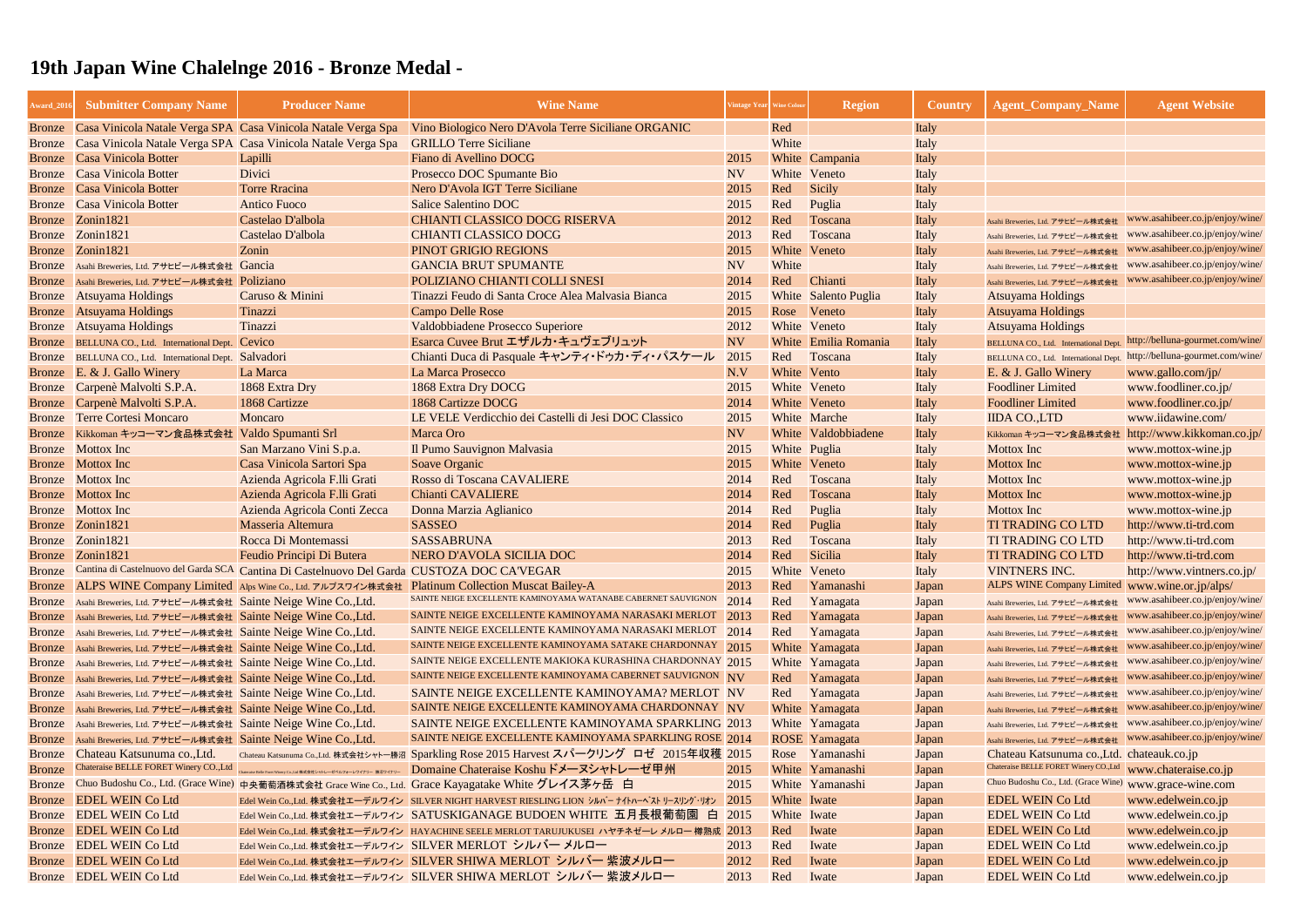# 19th Japan Wine Chalelnge 2016 - Bronze Medal -

| Award_2016 | Submitter Company Name | Producer Name | Wine Name | Vintage Year | Wine Colour | Region | Country | Agent_Company_Name | Agent Website |
|---|---|---|---|---|---|---|---|---|---|
| Bronze | Casa Vinicola Natale Verga SPA | Casa Vinicola Natale Verga Spa | Vino Biologico Nero D'Avola Terre Siciliane ORGANIC | | Red | | Italy | | |
| Bronze | Casa Vinicola Natale Verga SPA | Casa Vinicola Natale Verga Spa | GRILLO Terre Siciliane | | White | | Italy | | |
| Bronze | Casa Vinicola Botter | Lapilli | Fiano di Avellino DOCG | 2015 | White | Campania | Italy | | |
| Bronze | Casa Vinicola Botter | Divici | Prosecco DOC Spumante Bio | NV | White | Veneto | Italy | | |
| Bronze | Casa Vinicola Botter | Torre Rracina | Nero D'Avola IGT Terre Siciliane | 2015 | Red | Sicily | Italy | | |
| Bronze | Casa Vinicola Botter | Antico Fuoco | Salice Salentino DOC | 2015 | Red | Puglia | Italy | | |
| Bronze | Zonin1821 | Castelao D'albola | CHIANTI CLASSICO DOCG RISERVA | 2012 | Red | Toscana | Italy | Asahi Breweries, Ltd. アサヒビール株式会社 | www.asahibeer.co.jp/enjoy/wine/ |
| Bronze | Zonin1821 | Castelao D'albola | CHIANTI CLASSICO DOCG | 2013 | Red | Toscana | Italy | Asahi Breweries, Ltd. アサヒビール株式会社 | www.asahibeer.co.jp/enjoy/wine/ |
| Bronze | Zonin1821 | Zonin | PINOT GRIGIO REGIONS | 2015 | White | Veneto | Italy | Asahi Breweries, Ltd. アサヒビール株式会社 | www.asahibeer.co.jp/enjoy/wine/ |
| Bronze | Asahi Breweries, Ltd. アサヒビール株式会社 | Gancia | GANCIA BRUT SPUMANTE | NV | White | | Italy | Asahi Breweries, Ltd. アサヒビール株式会社 | www.asahibeer.co.jp/enjoy/wine/ |
| Bronze | Asahi Breweries, Ltd. アサヒビール株式会社 | Poliziano | POLIZIANO CHIANTI COLLI SNESI | 2014 | Red | Chianti | Italy | Asahi Breweries, Ltd. アサヒビール株式会社 | www.asahibeer.co.jp/enjoy/wine/ |
| Bronze | Atsuyama Holdings | Caruso & Minini | Tinazzi Feudo di Santa Croce Alea Malvasia Bianca | 2015 | White | Salento Puglia | Italy | Atsuyama Holdings | |
| Bronze | Atsuyama Holdings | Tinazzi | Campo Delle Rose | 2015 | Rose | Veneto | Italy | Atsuyama Holdings | |
| Bronze | Atsuyama Holdings | Tinazzi | Valdobbiadene Prosecco Superiore | 2012 | White | Veneto | Italy | Atsuyama Holdings | |
| Bronze | BELLUNA CO., Ltd. International Dept. | Cevico | Esarca Cuvee Brut エザルカ・キュヴェブリュット | NV | White | Emilia Romania | Italy | BELLUNA CO., Ltd. International Dept. | http://belluna-gourmet.com/wine/ |
| Bronze | BELLUNA CO., Ltd. International Dept. | Salvadori | Chianti Duca di Pasquale キャンティ・ドゥカ・ディ・パスケール | 2015 | Red | Toscana | Italy | BELLUNA CO., Ltd. International Dept. | http://belluna-gourmet.com/wine/ |
| Bronze | E. & J. Gallo Winery | La Marca | La Marca Prosecco | N.V | White | Vento | Italy | E. & J. Gallo Winery | www.gallo.com/jp/ |
| Bronze | Carpenè Malvolti S.P.A. | 1868 Extra Dry | 1868 Extra Dry DOCG | 2015 | White | Veneto | Italy | Foodliner Limited | www.foodliner.co.jp/ |
| Bronze | Carpenè Malvolti S.P.A. | 1868 Cartizze | 1868 Cartizze DOCG | 2014 | White | Veneto | Italy | Foodliner Limited | www.foodliner.co.jp/ |
| Bronze | Terre Cortesi Moncaro | Moncaro | LE VELE Verdicchio dei Castelli di Jesi DOC Classico | 2015 | White | Marche | Italy | IIDA CO.,LTD | www.iidawine.com/ |
| Bronze | Kikkoman キッコーマン食品株式会社 | Valdo Spumanti Srl | Marca Oro | NV | White | Valdobbiadene | Italy | Kikkoman キッコーマン食品株式会社 | http://www.kikkoman.co.jp/ |
| Bronze | Mottox Inc | San Marzano Vini S.p.a. | Il Pumo Sauvignon Malvasia | 2015 | White | Puglia | Italy | Mottox Inc | www.mottox-wine.jp |
| Bronze | Mottox Inc | Casa Vinicola Sartori Spa | Soave Organic | 2015 | White | Veneto | Italy | Mottox Inc | www.mottox-wine.jp |
| Bronze | Mottox Inc | Azienda Agricola F.lli Grati | Rosso di Toscana CAVALIERE | 2014 | Red | Toscana | Italy | Mottox Inc | www.mottox-wine.jp |
| Bronze | Mottox Inc | Azienda Agricola F.lli Grati | Chianti CAVALIERE | 2014 | Red | Toscana | Italy | Mottox Inc | www.mottox-wine.jp |
| Bronze | Mottox Inc | Azienda Agricola Conti Zecca | Donna Marzia Aglianico | 2014 | Red | Puglia | Italy | Mottox Inc | www.mottox-wine.jp |
| Bronze | Zonin1821 | Masseria Altemura | SASSEO | 2014 | Red | Puglia | Italy | TI TRADING CO LTD | http://www.ti-trd.com |
| Bronze | Zonin1821 | Rocca Di Montemassi | SASSABRUNA | 2013 | Red | Toscana | Italy | TI TRADING CO LTD | http://www.ti-trd.com |
| Bronze | Zonin1821 | Feudio Principi Di Butera | NERO D'AVOLA SICILIA DOC | 2014 | Red | Sicilia | Italy | TI TRADING CO LTD | http://www.ti-trd.com |
| Bronze | Cantina di Castelnuovo del Garda SCA | Cantina Di Castelnuovo Del Garda | CUSTOZA DOC CA'VEGAR | 2015 | White | Veneto | Italy | VINTNERS INC. | http://www.vintners.co.jp/ |
| Bronze | ALPS WINE Company Limited | Alps Wine Co., Ltd. アルプスワイン株式会社 | Platinum Collection Muscat Bailey-A | 2013 | Red | Yamanashi | Japan | ALPS WINE Company Limited | www.wine.or.jp/alps/ |
| Bronze | Asahi Breweries, Ltd. アサヒビール株式会社 | Sainte Neige Wine Co.,Ltd. | SAINTE NEIGE EXCELLENTE KAMINOYAMA WATANABE CABERNET SAUVIGNON | 2014 | Red | Yamagata | Japan | Asahi Breweries, Ltd. アサヒビール株式会社 | www.asahibeer.co.jp/enjoy/wine/ |
| Bronze | Asahi Breweries, Ltd. アサヒビール株式会社 | Sainte Neige Wine Co.,Ltd. | SAINTE NEIGE EXCELLENTE KAMINOYAMA NARASAKI MERLOT | 2013 | Red | Yamagata | Japan | Asahi Breweries, Ltd. アサヒビール株式会社 | www.asahibeer.co.jp/enjoy/wine/ |
| Bronze | Asahi Breweries, Ltd. アサヒビール株式会社 | Sainte Neige Wine Co.,Ltd. | SAINTE NEIGE EXCELLENTE KAMINOYAMA NARASAKI MERLOT | 2014 | Red | Yamagata | Japan | Asahi Breweries, Ltd. アサヒビール株式会社 | www.asahibeer.co.jp/enjoy/wine/ |
| Bronze | Asahi Breweries, Ltd. アサヒビール株式会社 | Sainte Neige Wine Co.,Ltd. | SAINTE NEIGE EXCELLENTE KAMINOYAMA SATAKE CHARDONNAY | 2015 | White | Yamagata | Japan | Asahi Breweries, Ltd. アサヒビール株式会社 | www.asahibeer.co.jp/enjoy/wine/ |
| Bronze | Asahi Breweries, Ltd. アサヒビール株式会社 | Sainte Neige Wine Co.,Ltd. | SAINTE NEIGE EXCELLENTE MAKIOKA KURASHINA CHARDONNAY | 2015 | White | Yamagata | Japan | Asahi Breweries, Ltd. アサヒビール株式会社 | www.asahibeer.co.jp/enjoy/wine/ |
| Bronze | Asahi Breweries, Ltd. アサヒビール株式会社 | Sainte Neige Wine Co.,Ltd. | SAINTE NEIGE EXCELLENTE KAMINOYAMA CABERNET SAUVIGNON | NV | Red | Yamagata | Japan | Asahi Breweries, Ltd. アサヒビール株式会社 | www.asahibeer.co.jp/enjoy/wine/ |
| Bronze | Asahi Breweries, Ltd. アサヒビール株式会社 | Sainte Neige Wine Co.,Ltd. | SAINTE NEIGE EXCELLENTE KAMINOYAMA? MERLOT | NV | Red | Yamagata | Japan | Asahi Breweries, Ltd. アサヒビール株式会社 | www.asahibeer.co.jp/enjoy/wine/ |
| Bronze | Asahi Breweries, Ltd. アサヒビール株式会社 | Sainte Neige Wine Co.,Ltd. | SAINTE NEIGE EXCELLENTE KAMINOYAMA CHARDONNAY | NV | White | Yamagata | Japan | Asahi Breweries, Ltd. アサヒビール株式会社 | www.asahibeer.co.jp/enjoy/wine/ |
| Bronze | Asahi Breweries, Ltd. アサヒビール株式会社 | Sainte Neige Wine Co.,Ltd. | SAINTE NEIGE EXCELLENTE KAMINOYAMA SPARKLING | 2013 | White | Yamagata | Japan | Asahi Breweries, Ltd. アサヒビール株式会社 | www.asahibeer.co.jp/enjoy/wine/ |
| Bronze | Asahi Breweries, Ltd. アサヒビール株式会社 | Sainte Neige Wine Co.,Ltd. | SAINTE NEIGE EXCELLENTE KAMINOYAMA SPARKLING ROSE | 2014 | ROSE | Yamagata | Japan | Asahi Breweries, Ltd. アサヒビール株式会社 | www.asahibeer.co.jp/enjoy/wine/ |
| Bronze | Chateau Katsunuma co.,Ltd. | Chateau Katsunuma Co.,Ltd. 株式会社シャトー勝沼 | Sparkling Rose 2015 Harvest スパークリング ロゼ 2015年収穫 | 2015 | Rose | Yamanashi | Japan | Chateau Katsunuma co.,Ltd. | chateauk.co.jp |
| Bronze | Chateraise BELLE FORET Winery CO.,Ltd | Chateraise Belle Foret Winery Co.,Ltd 株式会社シャトレーゼベルフォーレワイナリー 勝沼ワイナリー | Domaine Chateraise Koshu ドメーヌシャトレーゼ甲州 | 2015 | White | Yamanashi | Japan | Chateraise BELLE FORET Winery CO.,Ltd | www.chateraise.co.jp |
| Bronze | Chuo Budoshu Co., Ltd. (Grace Wine) | 中央葡萄酒株式会社 Grace Wine Co., Ltd. | Grace Kayagatake White グレイス茅ヶ岳 白 | 2015 | White | Yamanashi | Japan | Chuo Budoshu Co., Ltd. (Grace Wine) | www.grace-wine.com |
| Bronze | EDEL WEIN Co Ltd | Edel Wein Co.,Ltd. 株式会社エーデルワイン | SILVER NIGHT HARVEST RIESLING LION シルバー ナイトハーベスト リースリング・リオン | 2015 | White | Iwate | Japan | EDEL WEIN Co Ltd | www.edelwein.co.jp |
| Bronze | EDEL WEIN Co Ltd | Edel Wein Co.,Ltd. 株式会社エーデルワイン | SATUSKIGANAGE BUDOEN WHITE 五月長根葡萄園 白 | 2015 | White | Iwate | Japan | EDEL WEIN Co Ltd | www.edelwein.co.jp |
| Bronze | EDEL WEIN Co Ltd | Edel Wein Co.,Ltd. 株式会社エーデルワイン | HAYACHINE SEELE MERLOT TARUJUKUSEI ハヤチネゼーレ メルロー 樽熟成 | 2013 | Red | Iwate | Japan | EDEL WEIN Co Ltd | www.edelwein.co.jp |
| Bronze | EDEL WEIN Co Ltd | Edel Wein Co.,Ltd. 株式会社エーデルワイン | SILVER MERLOT シルバー メルロー | 2013 | Red | Iwate | Japan | EDEL WEIN Co Ltd | www.edelwein.co.jp |
| Bronze | EDEL WEIN Co Ltd | Edel Wein Co.,Ltd. 株式会社エーデルワイン | SILVER SHIWA MERLOT シルバー 紫波メルロー | 2012 | Red | Iwate | Japan | EDEL WEIN Co Ltd | www.edelwein.co.jp |
| Bronze | EDEL WEIN Co Ltd | Edel Wein Co.,Ltd. 株式会社エーデルワイン | SILVER SHIWA MERLOT シルバー 紫波メルロー | 2013 | Red | Iwate | Japan | EDEL WEIN Co Ltd | www.edelwein.co.jp |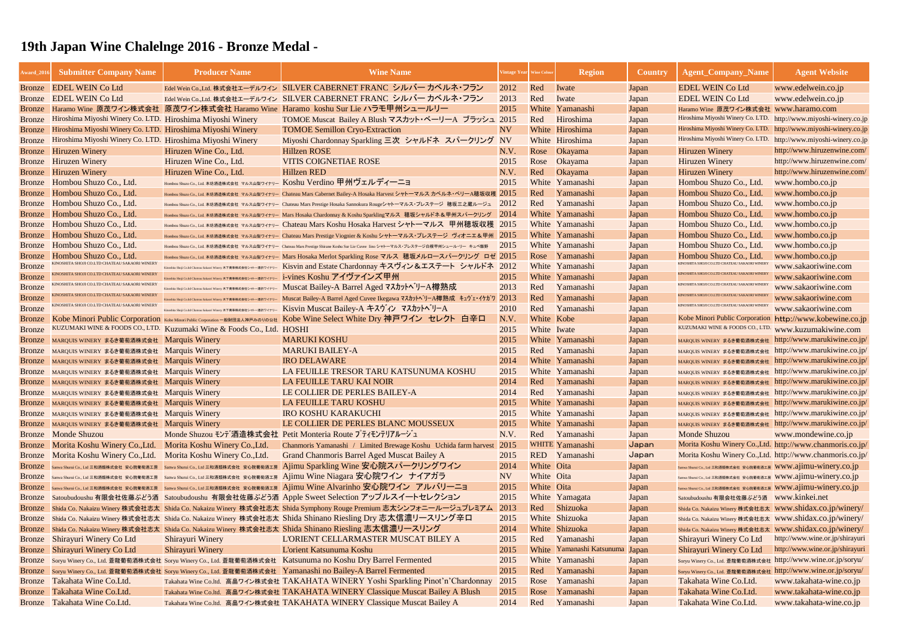# 19th Japan Wine Chalelnge 2016 - Bronze Medal -

| Award_2016 | Submitter Company Name | Producer Name | Wine Name | Vintage Year | Wine Colour | Region | Country | Agent_Company_Name | Agent Website |
|---|---|---|---|---|---|---|---|---|---|
| Bronze | EDEL WEIN Co Ltd | Edel Wein Co.,Ltd. 株式会社エーデルワイン | SILVER CABERNET FRANC シルバー カベルネ・フラン | 2012 | Red | Iwate | Japan | EDEL WEIN Co Ltd | www.edelwein.co.jp |
| Bronze | EDEL WEIN Co Ltd | Edel Wein Co.,Ltd. 株式会社エーデルワイン | SILVER CABERNET FRANC シルバー カベルネ・フラン | 2013 | Red | Iwate | Japan | EDEL WEIN Co Ltd | www.edelwein.co.jp |
| Bronze | Haramo Wine 原茂ワイン株式会社 | 原茂ワイン株式会社 Haramo Wine | Haramo koshu Sur Lie ハラモ甲州シュールリー | 2015 | White | Yamanashi | Japan | Haramo Wine 原茂ワイン株式会社 | www.haramo.com |
| Bronze | Hiroshima Miyoshi Winery Co. LTD. | Hiroshima Miyoshi Winery | TOMOE Muscat Bailey A Blush マスカット・ベーリーA ブラッシュ | 2015 | Red | Hiroshima | Japan | Hiroshima Miyoshi Winery Co. LTD. | http://www.miyoshi-winery.co.jp |
| Bronze | Hiroshima Miyoshi Winery Co. LTD. | Hiroshima Miyoshi Winery | TOMOE Semillon Cryo-Extraction | NV | White | Hiroshima | Japan | Hiroshima Miyoshi Winery Co. LTD. | http://www.miyoshi-winery.co.jp |
| Bronze | Hiroshima Miyoshi Winery Co. LTD. | Hiroshima Miyoshi Winery | Miyoshi Chardonnay Sparkling 三次 シャルドネ スパークリング | NV | White | Hiroshima | Japan | Hiroshima Miyoshi Winery Co. LTD. | http://www.miyoshi-winery.co.jp |
| Bronze | Hiruzen Winery | Hiruzen Wine Co., Ltd. | Hillzen ROSE | N.V. | Rose | Okayama | Japan | Hiruzen Winery | http://www.hiruzenwine.com/ |
| Bronze | Hiruzen Winery | Hiruzen Wine Co., Ltd. | VITIS COIGNETIAE ROSE | 2015 | Rose | Okayama | Japan | Hiruzen Winery | http://www.hiruzenwine.com/ |
| Bronze | Hiruzen Winery | Hiruzen Wine Co., Ltd. | Hillzen RED | N.V. | Red | Okayama | Japan | Hiruzen Winery | http://www.hiruzenwine.com/ |
| Bronze | Hombou Shuzo Co., Ltd. | Hombou Shuzo Co., Ltd. 本坊酒造株式会社 マルス山梨ワイナリー | Koshu Verdino 甲州ヴェルディーニョ | 2015 | White | Yamanashi | Japan | Hombou Shuzo Co., Ltd. | www.hombo.co.jp |
| Bronze | Hombou Shuzo Co., Ltd. | Hombou Shuzo Co., Ltd. 本坊酒造株式会社 マルス山梨ワイナリー | Chateau Mars Cabernet Bailey-A Hosaka Harvest シャトーマルス カベルネ・ベリーA穂坂収穫 | 2015 | Red | Yamanashi | Japan | Hombou Shuzo Co., Ltd. | www.hombo.co.jp |
| Bronze | Hombou Shuzo Co., Ltd. | Hombou Shuzo Co., Ltd. 本坊酒造株式会社 マルス山梨ワイナリー | Chateau Mars Prestige Hosaka Sannokura Rougeシャトーマルス・プレステージ 穂坂三之蔵ルージュ | 2012 | Red | Yamanashi | Japan | Hombou Shuzo Co., Ltd. | www.hombo.co.jp |
| Bronze | Hombou Shuzo Co., Ltd. | Hombou Shuzo Co., Ltd. 本坊酒造株式会社 マルス山梨ワイナリー | Mars Hosaka Chardonnay & Koshu Sparklingマルス 穂坂シャルドネ＆甲州スパークリング | 2014 | White | Yamanashi | Japan | Hombou Shuzo Co., Ltd. | www.hombo.co.jp |
| Bronze | Hombou Shuzo Co., Ltd. | Hombou Shuzo Co., Ltd. 本坊酒造株式会社 マルス山梨ワイナリー | Chateau Mars Koshu Hosaka Harvest シャトーマルス 甲州穂坂収穫 | 2015 | White | Yamanashi | Japan | Hombou Shuzo Co., Ltd. | www.hombo.co.jp |
| Bronze | Hombou Shuzo Co., Ltd. | Hombou Shuzo Co., Ltd. 本坊酒造株式会社 マルス山梨ワイナリー | Chateau Mars Prestige Viognier & Koshu シャトーマルス・プレステージ ヴィオニエ＆甲州 | 2015 | White | Yamanashi | Japan | Hombou Shuzo Co., Ltd. | www.hombo.co.jp |
| Bronze | Hombou Shuzo Co., Ltd. | Hombou Shuzo Co., Ltd. 本坊酒造株式会社 マルス山梨ワイナリー | Chateau Mars Prestige Shirane Koshu Sur Lie Cuvee Iino シャトーマルス・プレステージ白根甲州シュール・リー キュベ飯野 | 2015 | White | Yamanashi | Japan | Hombou Shuzo Co., Ltd. | www.hombo.co.jp |
| Bronze | Hombou Shuzo Co., Ltd. | Hombou Shuzo Co., Ltd. 本坊酒造株式会社 マルス山梨ワイナリー | Mars Hosaka Merlot Sparkling Rose マルス 穂坂メルロースパークリング ロゼ | 2015 | Rose | Yamanashi | Japan | Hombou Shuzo Co., Ltd. | www.hombo.co.jp |
| Bronze | KINOSHITA SHOJI CO.LTD CHATEAU SAKAORI WINERY | Kinoshita Shoji Co.ltd Chateau Sakaori Winery 木下商事株式会社シャトー酒折ワイナリー | Kisvin and Estate Chardonnay キスヴィン＆エステート シャルドネ | 2012 | White | Yamanashi | Japan | KINOSHITA SHOJI CO.LTD CHATEAU SAKAORI WINERY | www.sakaoriwine.com |
| Bronze | KINOSHITA SHOJI CO.LTD CHATEAU SAKAORI WINERY | Kinoshita Shoji Co.ltd Chateau Sakaori Winery 木下商事株式会社シャトー酒折ワイナリー | i-vines Koshu アイヴァインズ甲州 | 2015 | White | Yamanashi | Japan | KINOSHITA SHOJI CO.LTD CHATEAU SAKAORI WINERY | www.sakaoriwine.com |
| Bronze | KINOSHITA SHOJI CO.LTD CHATEAU SAKAORI WINERY | Kinoshita Shoji Co.ltd Chateau Sakaori Winery 木下商事株式会社シャトー酒折ワイナリー | Muscat Bailey-A Barrel Aged マスカットベリーA樽熟成 | 2013 | Red | Yamanashi | Japan | KINOSHITA SHOJI CO.LTD CHATEAU SAKAORI WINERY | www.sakaoriwine.com |
| Bronze | KINOSHITA SHOJI CO.LTD CHATEAU SAKAORI WINERY | Kinoshita Shoji Co.ltd Chateau Sakaori Winery 木下商事株式会社シャトー酒折ワイナリー | Muscat Bailey-A Barrel Aged Cuvee Ikegawa マスカットベリーA樽熟成 キュヴェ・イケガワ | 2013 | Red | Yamanashi | Japan | KINOSHITA SHOJI CO.LTD CHATEAU SAKAORI WINERY | www.sakaoriwine.com |
| Bronze | KINOSHITA SHOJI CO.LTD CHATEAU SAKAORI WINERY | Kinoshita Shoji Co.ltd Chateau Sakaori Winery 木下商事株式会社シャトー酒折ワイナリー | Kisvin Muscat Bailey-A キスヴィン マスカットベリーA | 2010 | Red | Yamanashi | Japan | KINOSHITA SHOJI CO.LTD CHATEAU SAKAORI WINERY | www.sakaoriwine.com |
| Bronze | Kobe Minori Public Corporation | Kobe Minori Public Corporation 一般財団法人神戸みのりの公社 | Kobe Wine Select White Dry 神戸ワイン セレクト 白辛口 | N.V. | White | Kobe | Japan | Kobe Minori Public Corporation | http://www.kobewine.co.jp |
| Bronze | KUZUMAKI WINE & FOODS CO., LTD. | Kuzumaki Wine & Foods Co., Ltd. | HOSHI | 2015 | White | Iwate | Japan | KUZUMAKI WINE & FOODS CO., LTD. | www.kuzumakiwine.com |
| Bronze | MARQUIS WINERY まるき葡萄酒株式会社 | Marquis Winery | MARUKI KOSHU | 2015 | White | Yamanashi | Japan | MARQUIS WINERY まるき葡萄酒株式会社 | http://www.marukiwine.co.jp/ |
| Bronze | MARQUIS WINERY まるき葡萄酒株式会社 | Marquis Winery | MARUKI BAILEY-A | 2015 | Red | Yamanashi | Japan | MARQUIS WINERY まるき葡萄酒株式会社 | http://www.marukiwine.co.jp/ |
| Bronze | MARQUIS WINERY まるき葡萄酒株式会社 | Marquis Winery | IRO DELAWARE | 2014 | White | Yamanashi | Japan | MARQUIS WINERY まるき葡萄酒株式会社 | http://www.marukiwine.co.jp/ |
| Bronze | MARQUIS WINERY まるき葡萄酒株式会社 | Marquis Winery | LA FEUILLE TRESOR TARU KATSUNUMA KOSHU | 2015 | White | Yamanashi | Japan | MARQUIS WINERY まるき葡萄酒株式会社 | http://www.marukiwine.co.jp/ |
| Bronze | MARQUIS WINERY まるき葡萄酒株式会社 | Marquis Winery | LA FEUILLE TARU KAI NOIR | 2014 | Red | Yamanashi | Japan | MARQUIS WINERY まるき葡萄酒株式会社 | http://www.marukiwine.co.jp/ |
| Bronze | MARQUIS WINERY まるき葡萄酒株式会社 | Marquis Winery | LE COLLIER DE PERLES BAILEY-A | 2014 | Red | Yamanashi | Japan | MARQUIS WINERY まるき葡萄酒株式会社 | http://www.marukiwine.co.jp/ |
| Bronze | MARQUIS WINERY まるき葡萄酒株式会社 | Marquis Winery | LA FEUILLE TARU KOSHU | 2015 | White | Yamanashi | Japan | MARQUIS WINERY まるき葡萄酒株式会社 | http://www.marukiwine.co.jp/ |
| Bronze | MARQUIS WINERY まるき葡萄酒株式会社 | Marquis Winery | IRO KOSHU KARAKUCHI | 2015 | White | Yamanashi | Japan | MARQUIS WINERY まるき葡萄酒株式会社 | http://www.marukiwine.co.jp/ |
| Bronze | MARQUIS WINERY まるき葡萄酒株式会社 | Marquis Winery | LE COLLIER DE PERLES BLANC MOUSSEUX | 2015 | White | Yamanashi | Japan | MARQUIS WINERY まるき葡萄酒株式会社 | http://www.marukiwine.co.jp/ |
| Bronze | Monde Shuzou | Monde Shuzou モンデ酒造株式会社 | Petit Monteria Route プティモンテリアルージュ | N.V. | Red | Yamanashi | Japan | Monde Shuzou | www.mondewine.co.jp |
| Bronze | Morita Koshu Winery Co.,Ltd. | Morita Koshu Winery Co.,Ltd. | Chanmoris Yamanashi / Limited Brewage Koshu Uchida farm harvest | 2015 | WHITE | Yamanashi | Japan | Morita Koshu Winery Co.,Ltd. | http://www.chanmoris.co.jp/ |
| Bronze | Morita Koshu Winery Co.,Ltd. | Morita Koshu Winery Co.,Ltd. | Grand Chanmoris Barrel Aged Muscat Bailey A | 2015 | RED | Yamanashi | Japan | Morita Koshu Winery Co.,Ltd. | http://www.chanmoris.co.jp/ |
| Bronze | Sanwa Shurui Co., Ltd 三和酒類株式会社 安心院葡萄酒工房 | Sanwa Shurui Co., Ltd 三和酒類株式会社 安心院葡萄酒工房 | Ajimu Sparkling Wine 安心院スパークリングワイン | 2014 | White | Oita | Japan | Sanwa Shurui Co., Ltd 三和酒類株式会社 安心院葡萄酒工房 | www.ajimu-winery.co.jp |
| Bronze | Sanwa Shurui Co., Ltd 三和酒類株式会社 安心院葡萄酒工房 | Sanwa Shurui Co., Ltd 三和酒類株式会社 安心院葡萄酒工房 | Ajimu Wine Niagara 安心院ワイン ナイアガラ | NV | White | Oita | Japan | Sanwa Shurui Co., Ltd 三和酒類株式会社 安心院葡萄酒工房 | www.ajimu-winery.co.jp |
| Bronze | Sanwa Shurui Co., Ltd 三和酒類株式会社 安心院葡萄酒工房 | Sanwa Shurui Co., Ltd 三和酒類株式会社 安心院葡萄酒工房 | Ajimu Wine Alvarinho 安心院ワイン アルバリーニョ | 2015 | White | Oita | Japan | Sanwa Shurui Co., Ltd 三和酒類株式会社 安心院葡萄酒工房 | www.ajimu-winery.co.jp |
| Bronze | Satoubudoushu 有限会社佐藤ぶどう酒 | Satoubudoushu 有限会社佐藤ぶどう酒 | Apple Sweet Selection アップルスイートセレクション | 2015 | White | Yamagata | Japan | Satoubudoushu 有限会社佐藤ぶどう酒 | www.kinkei.net |
| Bronze | Shida Co. Nakaizu Winery 株式会社志太 | Shida Co. Nakaizu Winery 株式会社志太 | Shida Symphony Rouge Premium 志太シンフォニールージュプレミアム | 2013 | Red | Shizuoka | Japan | Shida Co. Nakaizu Winery 株式会社志太 | www.shidax.co.jp/winery/ |
| Bronze | Shida Co. Nakaizu Winery 株式会社志太 | Shida Co. Nakaizu Winery 株式会社志太 | Shida Shinano Riesling Dry 志太信濃リースリング辛口 | 2015 | White | Shizuoka | Japan | Shida Co. Nakaizu Winery 株式会社志太 | www.shidax.co.jp/winery/ |
| Bronze | Shida Co. Nakaizu Winery 株式会社志太 | Shida Co. Nakaizu Winery 株式会社志太 | Shida Shinano Riesling 志太信濃リースリング | 2014 | White | Shizuoka | Japan | Shida Co. Nakaizu Winery 株式会社志太 | www.shidax.co.jp/winery/ |
| Bronze | Shirayuri Winery Co Ltd | Shirayuri Winery | L'ORIENT CELLARMASTER MUSCAT BILEY A | 2015 | Red | Yamanashi | Japan | Shirayuri Winery Co Ltd | http://www.wine.or.jp/shirayuri |
| Bronze | Shirayuri Winery Co Ltd | Shirayuri Winery | L'orient Katsunuma Koshu | 2015 | White | Yamanashi Katsunuma | Japan | Shirayuri Winery Co Ltd | http://www.wine.or.jp/shirayuri |
| Bronze | Soryu Winery Co., Ltd. 蒼龍葡萄酒株式会社 | Soryu Winery Co., Ltd. 蒼龍葡萄酒株式会社 | Katsunuma no Koshu Dry Barrel Fermented | 2015 | White | Yamanashi | Japan | Soryu Winery Co., Ltd. 蒼龍葡萄酒株式会社 | http://www.wine.or.jp/soryu/ |
| Bronze | Soryu Winery Co., Ltd. 蒼龍葡萄酒株式会社 | Soryu Winery Co., Ltd. 蒼龍葡萄酒株式会社 | Yamanashi no Bailey-A Barrel Fermented | 2015 | Red | Yamanashi | Japan | Soryu Winery Co., Ltd. 蒼龍葡萄酒株式会社 | http://www.wine.or.jp/soryu/ |
| Bronze | Takahata Wine Co.Ltd. | Takahata Wine Co.ltd. 高畠ワイン株式会社 | TAKAHATA WINERY Yoshi Sparkling Pinot'n'Chardonnay | 2015 | Rose | Yamanashi | Japan | Takahata Wine Co.Ltd. | www.takahata-wine.co.jp |
| Bronze | Takahata Wine Co.Ltd. | Takahata Wine Co.ltd. 高畠ワイン株式会社 | TAKAHATA WINERY Classique Muscat Bailey A Blush | 2015 | Rose | Yamanashi | Japan | Takahata Wine Co.Ltd. | www.takahata-wine.co.jp |
| Bronze | Takahata Wine Co.Ltd. | Takahata Wine Co.ltd. 高畠ワイン株式会社 | TAKAHATA WINERY Classique Muscat Bailey A | 2014 | Red | Yamanashi | Japan | Takahata Wine Co.Ltd. | www.takahata-wine.co.jp |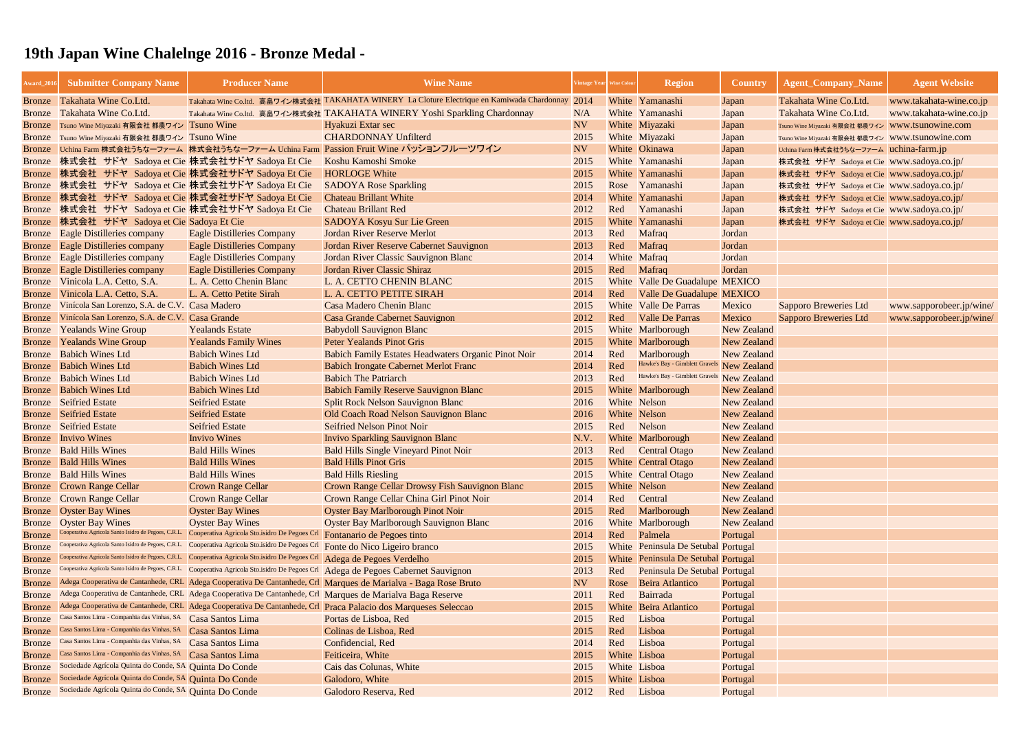# 19th Japan Wine Chalelnge 2016 - Bronze Medal -

| Award_2016 | Submitter Company Name | Producer Name | Wine Name | Vintage Year | Wine Colour | Region | Country | Agent_Company_Name | Agent Website |
|---|---|---|---|---|---|---|---|---|---|
| Bronze | Takahata Wine Co.Ltd. | Takahata Wine Co.ltd. 高畠ワイン株式会社 | TAKAHATA WINERY La Cloture Electrique en Kamiwada Chardonnay | 2014 | White | Yamanashi | Japan | Takahata Wine Co.Ltd. | www.takahata-wine.co.jp |
| Bronze | Takahata Wine Co.Ltd. | Takahata Wine Co.ltd. 高畠ワイン株式会社 | TAKAHATA WINERY Yoshi Sparkling Chardonnay | N/A | White | Yamanashi | Japan | Takahata Wine Co.Ltd. | www.takahata-wine.co.jp |
| Bronze | Tsuno Wine Miyazaki 有限会社 都農ワイン | Tsuno Wine | Hyakuzi Extar sec | NV | White | Miyazaki | Japan | Tsuno Wine Miyazaki 有限会社 都農ワイン | www.tsunowine.com |
| Bronze | Tsuno Wine Miyazaki 有限会社 都農ワイン | Tsuno Wine | CHARDONNAY Unfilterd | 2015 | White | Miyazaki | Japan | Tsuno Wine Miyazaki 有限会社 都農ワイン | www.tsunowine.com |
| Bronze | Uchina Farm 株式会社うちなーファーム | 株式会社うちなーファーム Uchina Farm | Passion Fruit Wine パッションフルーツワイン | NV | White | Okinawa | Japan | Uchina Farm 株式会社うちなーファーム | uchina-farm.jp |
| Bronze | 株式会社 サドヤ Sadoya et Cie | 株式会社サドヤ Sadoya Et Cie | Koshu Kamoshi Smoke | 2015 | White | Yamanashi | Japan | 株式会社 サドヤ Sadoya et Cie | www.sadoya.co.jp/ |
| Bronze | 株式会社 サドヤ Sadoya et Cie | 株式会社サドヤ Sadoya Et Cie | HORLOGE White | 2015 | White | Yamanashi | Japan | 株式会社 サドヤ Sadoya et Cie | www.sadoya.co.jp/ |
| Bronze | 株式会社 サドヤ Sadoya et Cie | 株式会社サドヤ Sadoya Et Cie | SADOYA Rose Sparkling | 2015 | Rose | Yamanashi | Japan | 株式会社 サドヤ Sadoya et Cie | www.sadoya.co.jp/ |
| Bronze | 株式会社 サドヤ Sadoya et Cie | 株式会社サドヤ Sadoya Et Cie | Chateau Brillant White | 2014 | White | Yamanashi | Japan | 株式会社 サドヤ Sadoya et Cie | www.sadoya.co.jp/ |
| Bronze | 株式会社 サドヤ Sadoya et Cie | 株式会社サドヤ Sadoya Et Cie | Chateau Brillant Red | 2012 | Red | Yamanashi | Japan | 株式会社 サドヤ Sadoya et Cie | www.sadoya.co.jp/ |
| Bronze | 株式会社 サドヤ Sadoya et Cie | Sadoya Et Cie | SADOYA Kosyu Sur Lie Green | 2015 | White | Yamanashi | Japan | 株式会社 サドヤ Sadoya et Cie | www.sadoya.co.jp/ |
| Bronze | Eagle Distilleries company | Eagle Distilleries Company | Jordan River Reserve Merlot | 2013 | Red | Mafraq | Jordan | | |
| Bronze | Eagle Distilleries company | Eagle Distilleries Company | Jordan River Reserve Cabernet Sauvignon | 2013 | Red | Mafraq | Jordan | | |
| Bronze | Eagle Distilleries company | Eagle Distilleries Company | Jordan River Classic Sauvignon Blanc | 2014 | White | Mafraq | Jordan | | |
| Bronze | Eagle Distilleries company | Eagle Distilleries Company | Jordan River Classic Shiraz | 2015 | Red | Mafraq | Jordan | | |
| Bronze | Vinicola L.A. Cetto, S.A. | L. A. Cetto Chenin Blanc | L. A. CETTO CHENIN BLANC | 2015 | White | Valle De Guadalupe | MEXICO | | |
| Bronze | Vinicola L.A. Cetto, S.A. | L. A. Cetto Petite Sirah | L. A. CETTO PETITE SIRAH | 2014 | Red | Valle De Guadalupe | MEXICO | | |
| Bronze | Vinícola San Lorenzo, S.A. de C.V. | Casa Madero | Casa Madero Chenin Blanc | 2015 | White | Valle De Parras | Mexico | Sapporo Breweries Ltd | www.sapporobeer.jp/wine/ |
| Bronze | Vinícola San Lorenzo, S.A. de C.V. | Casa Grande | Casa Grande Cabernet Sauvignon | 2012 | Red | Valle De Parras | Mexico | Sapporo Breweries Ltd | www.sapporobeer.jp/wine/ |
| Bronze | Yealands Wine Group | Yealands Estate | Babydoll Sauvignon Blanc | 2015 | White | Marlborough | New Zealand | | |
| Bronze | Yealands Wine Group | Yealands Family Wines | Peter Yealands Pinot Gris | 2015 | White | Marlborough | New Zealand | | |
| Bronze | Babich Wines Ltd | Babich Wines Ltd | Babich Family Estates Headwaters Organic Pinot Noir | 2014 | Red | Marlborough | New Zealand | | |
| Bronze | Babich Wines Ltd | Babich Wines Ltd | Babich Irongate Cabernet Merlot Franc | 2014 | Red | Hawke's Bay - Gimblett Gravels | New Zealand | | |
| Bronze | Babich Wines Ltd | Babich Wines Ltd | Babich The Patriarch | 2013 | Red | Hawke's Bay - Gimblett Gravels | New Zealand | | |
| Bronze | Babich Wines Ltd | Babich Wines Ltd | Babich Family Reserve Sauvignon Blanc | 2015 | White | Marlborough | New Zealand | | |
| Bronze | Seifried Estate | Seifried Estate | Split Rock Nelson Sauvignon Blanc | 2016 | White | Nelson | New Zealand | | |
| Bronze | Seifried Estate | Seifried Estate | Old Coach Road Nelson Sauvignon Blanc | 2016 | White | Nelson | New Zealand | | |
| Bronze | Seifried Estate | Seifried Estate | Seifried Nelson Pinot Noir | 2015 | Red | Nelson | New Zealand | | |
| Bronze | Invivo Wines | Invivo Wines | Invivo Sparkling Sauvignon Blanc | N.V. | White | Marlborough | New Zealand | | |
| Bronze | Bald Hills Wines | Bald Hills Wines | Bald Hills Single Vineyard Pinot Noir | 2013 | Red | Central Otago | New Zealand | | |
| Bronze | Bald Hills Wines | Bald Hills Wines | Bald Hills Pinot Gris | 2015 | White | Central Otago | New Zealand | | |
| Bronze | Bald Hills Wines | Bald Hills Wines | Bald Hills Riesling | 2015 | White | Central Otago | New Zealand | | |
| Bronze | Crown Range Cellar | Crown Range Cellar | Crown Range Cellar Drowsy Fish Sauvignon Blanc | 2015 | White | Nelson | New Zealand | | |
| Bronze | Crown Range Cellar | Crown Range Cellar | Crown Range Cellar China Girl Pinot Noir | 2014 | Red | Central | New Zealand | | |
| Bronze | Oyster Bay Wines | Oyster Bay Wines | Oyster Bay Marlborough Pinot Noir | 2015 | Red | Marlborough | New Zealand | | |
| Bronze | Oyster Bay Wines | Oyster Bay Wines | Oyster Bay Marlborough Sauvignon Blanc | 2016 | White | Marlborough | New Zealand | | |
| Bronze | Cooperativa Agricola Santo Isidro de Pegoes, C.R.L. | Cooperativa Agricola Sto.isidro De Pegoes Crl | Fontanario de Pegoes tinto | 2014 | Red | Palmela | Portugal | | |
| Bronze | Cooperativa Agricola Santo Isidro de Pegoes, C.R.L. | Cooperativa Agricola Sto.isidro De Pegoes Crl | Fonte do Nico Ligeiro branco | 2015 | White | Peninsula De Setubal | Portugal | | |
| Bronze | Cooperativa Agricola Santo Isidro de Pegoes, C.R.L. | Cooperativa Agricola Sto.isidro De Pegoes Crl | Adega de Pegoes Verdelho | 2015 | White | Peninsula De Setubal | Portugal | | |
| Bronze | Cooperativa Agricola Santo Isidro de Pegoes, C.R.L. | Cooperativa Agricola Sto.isidro De Pegoes Crl | Adega de Pegoes Cabernet Sauvignon | 2013 | Red | Peninsula De Setubal | Portugal | | |
| Bronze | Adega Cooperativa de Cantanhede, CRL | Adega Cooperativa De Cantanhede, Crl | Marques de Marialva - Baga Rose Bruto | NV | Rose | Beira Atlantico | Portugal | | |
| Bronze | Adega Cooperativa de Cantanhede, CRL | Adega Cooperativa De Cantanhede, Crl | Marques de Marialva Baga Reserve | 2011 | Red | Bairrada | Portugal | | |
| Bronze | Adega Cooperativa de Cantanhede, CRL | Adega Cooperativa De Cantanhede, Crl | Praca Palacio dos Marqueses Seleccao | 2015 | White | Beira Atlantico | Portugal | | |
| Bronze | Casa Santos Lima - Companhia das Vinhas, SA | Casa Santos Lima | Portas de Lisboa, Red | 2015 | Red | Lisboa | Portugal | | |
| Bronze | Casa Santos Lima - Companhia das Vinhas, SA | Casa Santos Lima | Colinas de Lisboa, Red | 2015 | Red | Lisboa | Portugal | | |
| Bronze | Casa Santos Lima - Companhia das Vinhas, SA | Casa Santos Lima | Confidencial, Red | 2014 | Red | Lisboa | Portugal | | |
| Bronze | Casa Santos Lima - Companhia das Vinhas, SA | Casa Santos Lima | Feiticeira, White | 2015 | White | Lisboa | Portugal | | |
| Bronze | Sociedade Agrícola Quinta do Conde, SA | Quinta Do Conde | Cais das Colunas, White | 2015 | White | Lisboa | Portugal | | |
| Bronze | Sociedade Agrícola Quinta do Conde, SA | Quinta Do Conde | Galodoro, White | 2015 | White | Lisboa | Portugal | | |
| Bronze | Sociedade Agrícola Quinta do Conde, SA | Quinta Do Conde | Galodoro Reserva, Red | 2012 | Red | Lisboa | Portugal | | |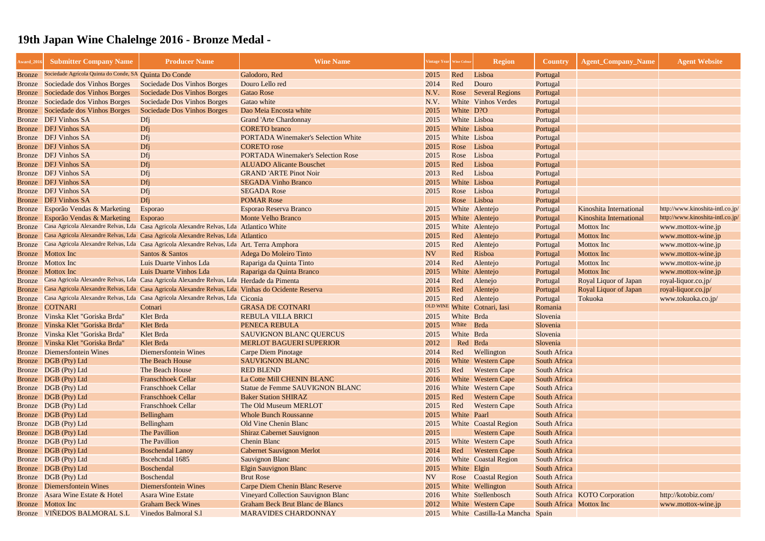# 19th Japan Wine Chalelnge 2016 - Bronze Medal -

| Award_2016 | Submitter Company Name | Producer Name | Wine Name | Vintage Year | Wine Colour | Region | Country | Agent_Company_Name | Agent Website |
|---|---|---|---|---|---|---|---|---|---|
| Bronze | Sociedade Agrícola Quinta do Conde, SA | Quinta Do Conde | Galodoro, Red | 2015 | Red | Lisboa | Portugal | | |
| Bronze | Sociedade dos Vinhos Borges | Sociedade Dos Vinhos Borges | Douro Lello red | 2014 | Red | Douro | Portugal | | |
| Bronze | Sociedade dos Vinhos Borges | Sociedade Dos Vinhos Borges | Gatao Rose | N.V. | Rose | Several Regions | Portugal | | |
| Bronze | Sociedade dos Vinhos Borges | Sociedade Dos Vinhos Borges | Gatao white | N.V. | White | Vinhos Verdes | Portugal | | |
| Bronze | Sociedade dos Vinhos Borges | Sociedade Dos Vinhos Borges | Dao Meia Encosta white | 2015 | White | D?O | Portugal | | |
| Bronze | DFJ Vinhos SA | Dfj | Grand 'Arte Chardonnay | 2015 | White | Lisboa | Portugal | | |
| Bronze | DFJ Vinhos SA | Dfj | CORETO branco | 2015 | White | Lisboa | Portugal | | |
| Bronze | DFJ Vinhos SA | Dfj | PORTADA Winemaker's Selection White | 2015 | White | Lisboa | Portugal | | |
| Bronze | DFJ Vinhos SA | Dfj | CORETO rose | 2015 | Rose | Lisboa | Portugal | | |
| Bronze | DFJ Vinhos SA | Dfj | PORTADA Winemaker's Selection Rose | 2015 | Rose | Lisboa | Portugal | | |
| Bronze | DFJ Vinhos SA | Dfj | ALUADO Alicante Bouschet | 2015 | Red | Lisboa | Portugal | | |
| Bronze | DFJ Vinhos SA | Dfj | GRAND 'ARTE Pinot Noir | 2013 | Red | Lisboa | Portugal | | |
| Bronze | DFJ Vinhos SA | Dfj | SEGADA Vinho Branco | 2015 | White | Lisboa | Portugal | | |
| Bronze | DFJ Vinhos SA | Dfj | SEGADA Rose | 2015 | Rose | Lisboa | Portugal | | |
| Bronze | DFJ Vinhos SA | Dfj | POMAR Rose | | Rose | Lisboa | Portugal | | |
| Bronze | Esporão Vendas & Marketing | Esporao | Esporao Reserva Branco | 2015 | White | Alentejo | Portugal | Kinoshita International | http://www.kinoshita-intl.co.jp/ |
| Bronze | Esporão Vendas & Marketing | Esporao | Monte Velho Branco | 2015 | White | Alentejo | Portugal | Kinoshita International | http://www.kinoshita-intl.co.jp/ |
| Bronze | Casa Agricola Alexandre Relvas, Lda | Casa Agricola Alexandre Relvas, Lda | Atlantico White | 2015 | White | Alentejo | Portugal | Mottox Inc | www.mottox-wine.jp |
| Bronze | Casa Agricola Alexandre Relvas, Lda | Casa Agricola Alexandre Relvas, Lda | Atlantico | 2015 | Red | Alentejo | Portugal | Mottox Inc | www.mottox-wine.jp |
| Bronze | Casa Agricola Alexandre Relvas, Lda | Casa Agricola Alexandre Relvas, Lda | Art. Terra Amphora | 2015 | Red | Alentejo | Portugal | Mottox Inc | www.mottox-wine.jp |
| Bronze | Mottox Inc | Santos & Santos | Adega Do Moleiro Tinto | NV | Red | Risboa | Portugal | Mottox Inc | www.mottox-wine.jp |
| Bronze | Mottox Inc | Luis Duarte Vinhos Lda | Rapariga da Quinta Tinto | 2014 | Red | Alentejo | Portugal | Mottox Inc | www.mottox-wine.jp |
| Bronze | Mottox Inc | Luis Duarte Vinhos Lda | Rapariga da Quinta Branco | 2015 | White | Alentejo | Portugal | Mottox Inc | www.mottox-wine.jp |
| Bronze | Casa Agricola Alexandre Relvas, Lda | Casa Agricola Alexandre Relvas, Lda | Herdade da Pimenta | 2014 | Red | Alenejo | Portugal | Royal Liquor of Japan | royal-liquor.co.jp/ |
| Bronze | Casa Agricola Alexandre Relvas, Lda | Casa Agricola Alexandre Relvas, Lda | Vinhas do Ocidente Reserva | 2015 | Red | Alentejo | Portugal | Royal Liquor of Japan | royal-liquor.co.jp/ |
| Bronze | Casa Agricola Alexandre Relvas, Lda | Casa Agricola Alexandre Relvas, Lda | Ciconia | 2015 | Red | Alentejo | Portugal | Tokuoka | www.tokuoka.co.jp/ |
| Bronze | COTNARI | Cotnari | GRASA DE COTNARI | OLD WINE | White | Cotnari, Iasi | Romania | | |
| Bronze | Vinska Klet "Goriska Brda" | Klet Brda | REBULA VILLA BRICI | 2015 | White | Brda | Slovenia | | |
| Bronze | Vinska Klet "Goriska Brda" | Klet Brda | PENECA REBULA | 2015 | White | Brda | Slovenia | | |
| Bronze | Vinska Klet "Goriska Brda" | Klet Brda | SAUVIGNON BLANC QUERCUS | 2015 | White | Brda | Slovenia | | |
| Bronze | Vinska Klet "Goriska Brda" | Klet Brda | MERLOT BAGUERI SUPERIOR | 2012 | Red | Brda | Slovenia | | |
| Bronze | Diemersfontein Wines | Diemersfontein Wines | Carpe Diem Pinotage | 2014 | Red | Wellington | South Africa | | |
| Bronze | DGB (Pty) Ltd | The Beach House | SAUVIGNON BLANC | 2016 | White | Western Cape | South Africa | | |
| Bronze | DGB (Pty) Ltd | The Beach House | RED BLEND | 2015 | Red | Western Cape | South Africa | | |
| Bronze | DGB (Pty) Ltd | Franschhoek Cellar | La Cotte Mill CHENIN BLANC | 2016 | White | Western Cape | South Africa | | |
| Bronze | DGB (Pty) Ltd | Franschhoek Cellar | Statue de Femme SAUVIGNON BLANC | 2016 | White | Western Cape | South Africa | | |
| Bronze | DGB (Pty) Ltd | Franschhoek Cellar | Baker Station SHIRAZ | 2015 | Red | Western Cape | South Africa | | |
| Bronze | DGB (Pty) Ltd | Franschhoek Cellar | The Old Museum MERLOT | 2015 | Red | Western Cape | South Africa | | |
| Bronze | DGB (Pty) Ltd | Bellingham | Whole Bunch Roussanne | 2015 | White | Paarl | South Africa | | |
| Bronze | DGB (Pty) Ltd | Bellingham | Old Vine Chenin Blanc | 2015 | White | Coastal Region | South Africa | | |
| Bronze | DGB (Pty) Ltd | The Pavillion | Shiraz Cabernet Sauvignon | 2015 | | Western Cape | South Africa | | |
| Bronze | DGB (Pty) Ltd | The Pavillion | Chenin Blanc | 2015 | White | Western Cape | South Africa | | |
| Bronze | DGB (Pty) Ltd | Boschendal Lanoy | Cabernet Sauvignon Merlot | 2014 | Red | Western Cape | South Africa | | |
| Bronze | DGB (Pty) Ltd | Bscehcndal 1685 | Sauvignon Blanc | 2016 | White | Coastal Region | South Africa | | |
| Bronze | DGB (Pty) Ltd | Boschendal | Elgin Sauvignon Blanc | 2015 | White | Elgin | South Africa | | |
| Bronze | DGB (Pty) Ltd | Boschendal | Brut Rose | NV | Rose | Coastal Region | South Africa | | |
| Bronze | Diemersfontein Wines | Diemersfontein Wines | Carpe Diem Chenin Blanc Reserve | 2015 | White | Wellington | South Africa | | |
| Bronze | Asara Wine Estate & Hotel | Asara Wine Estate | Vineyard Collection Sauvignon Blanc | 2016 | White | Stellenbosch | South Africa | KOTO Corporation | http://kotobiz.com/ |
| Bronze | Mottox Inc | Graham Beck Wines | Graham Beck Brut Blanc de Blancs | 2012 | White | Western Cape | South Africa | Mottox Inc | www.mottox-wine.jp |
| Bronze | VIÑEDOS BALMORAL S.L | Vinedos Balmoral S.l | MARAVIDES CHARDONNAY | 2015 | White | Castilla-La Mancha | Spain | | |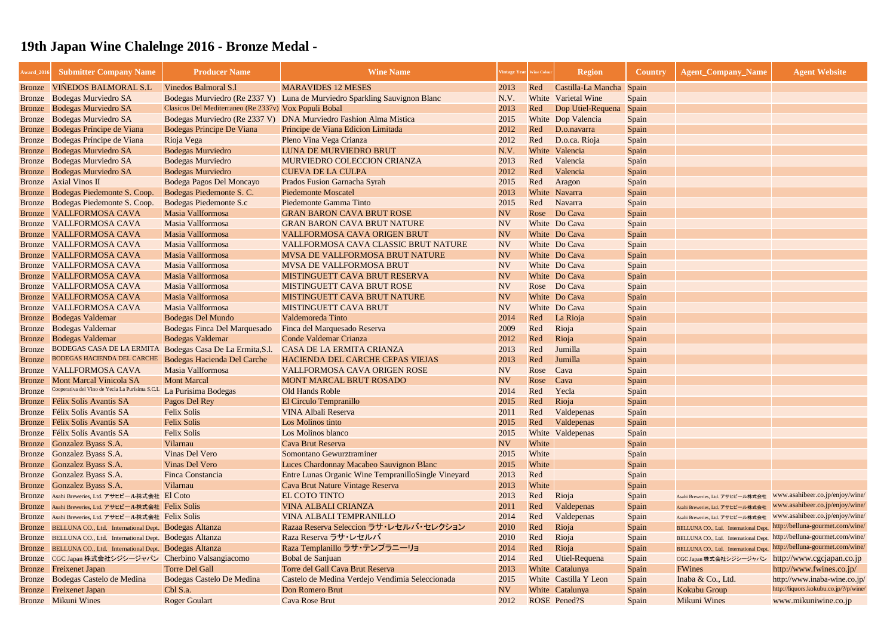# 19th Japan Wine Chalelnge 2016 - Bronze Medal -

| Award_2016 | Submitter Company Name | Producer Name | Wine Name | Vintage Year | Wine Colour | Region | Country | Agent_Company_Name | Agent Website |
|---|---|---|---|---|---|---|---|---|---|
| Bronze | VIÑEDOS BALMORAL S.L | Vinedos Balmoral S.l | MARAVIDES 12 MESES | 2013 | Red | Castilla-La Mancha | Spain | | |
| Bronze | Bodegas Murviedro SA | Bodegas Murviedro (Re 2337 V) | Luna de Murviedro Sparkling Sauvignon Blanc | N.V. | White | Varietal Wine | Spain | | |
| Bronze | Bodegas Murviedro SA | Clasicos Del Mediterraneo (Re 2337v) | Vox Populi Bobal | 2013 | Red | Dop Utiel-Requena | Spain | | |
| Bronze | Bodegas Murviedro SA | Bodegas Murviedro (Re 2337 V) | DNA Murviedro Fashion Alma Mistica | 2015 | White | Dop Valencia | Spain | | |
| Bronze | Bodegas Príncipe de Viana | Bodegas Principe De Viana | Principe de Viana Edicion Limitada | 2012 | Red | D.o.navarra | Spain | | |
| Bronze | Bodegas Príncipe de Viana | Rioja Vega | Pleno Vina Vega Crianza | 2012 | Red | D.o.ca. Rioja | Spain | | |
| Bronze | Bodegas Murviedro SA | Bodegas Murviedro | LUNA DE MURVIEDRO BRUT | N.V. | White | Valencia | Spain | | |
| Bronze | Bodegas Murviedro SA | Bodegas Murviedro | MURVIEDRO COLECCION CRIANZA | 2013 | Red | Valencia | Spain | | |
| Bronze | Bodegas Murviedro SA | Bodegas Murviedro | CUEVA DE LA CULPA | 2012 | Red | Valencia | Spain | | |
| Bronze | Axial Vinos II | Bodega Pagos Del Moncayo | Prados Fusion Garnacha Syrah | 2015 | Red | Aragon | Spain | | |
| Bronze | Bodegas Piedemonte S. Coop. | Bodegas Piedemonte S. C. | Piedemonte Moscatel | 2013 | White | Navarra | Spain | | |
| Bronze | Bodegas Piedemonte S. Coop. | Bodegas Piedemonte S.c | Piedemonte Gamma Tinto | 2015 | Red | Navarra | Spain | | |
| Bronze | VALLFORMOSA CAVA | Masia Vallformosa | GRAN BARON CAVA BRUT ROSE | NV | Rose | Do Cava | Spain | | |
| Bronze | VALLFORMOSA CAVA | Masia Vallformosa | GRAN BARON CAVA BRUT NATURE | NV | White | Do Cava | Spain | | |
| Bronze | VALLFORMOSA CAVA | Masia Vallformosa | VALLFORMOSA CAVA ORIGEN BRUT | NV | White | Do Cava | Spain | | |
| Bronze | VALLFORMOSA CAVA | Masia Vallformosa | VALLFORMOSA CAVA CLASSIC BRUT NATURE | NV | White | Do Cava | Spain | | |
| Bronze | VALLFORMOSA CAVA | Masia Vallformosa | MVSA DE VALLFORMOSA BRUT NATURE | NV | White | Do Cava | Spain | | |
| Bronze | VALLFORMOSA CAVA | Masia Vallformosa | MVSA DE VALLFORMOSA BRUT | NV | White | Do Cava | Spain | | |
| Bronze | VALLFORMOSA CAVA | Masia Vallformosa | MISTINGUETT CAVA BRUT RESERVA | NV | White | Do Cava | Spain | | |
| Bronze | VALLFORMOSA CAVA | Masia Vallformosa | MISTINGUETT CAVA BRUT ROSE | NV | Rose | Do Cava | Spain | | |
| Bronze | VALLFORMOSA CAVA | Masia Vallformosa | MISTINGUETT CAVA BRUT NATURE | NV | White | Do Cava | Spain | | |
| Bronze | VALLFORMOSA CAVA | Masia Vallformosa | MISTINGUETT CAVA BRUT | NV | White | Do Cava | Spain | | |
| Bronze | Bodegas Valdemar | Bodegas Del Mundo | Valdemoreda Tinto | 2014 | Red | La Rioja | Spain | | |
| Bronze | Bodegas Valdemar | Bodegas Finca Del Marquesado | Finca del Marquesado Reserva | 2009 | Red | Rioja | Spain | | |
| Bronze | Bodegas Valdemar | Bodegas Valdemar | Conde Valdemar Crianza | 2012 | Red | Rioja | Spain | | |
| Bronze | BODEGAS CASA DE LA ERMITA | Bodegas Casa De La Ermita,S.l. | CASA DE LA ERMITA CRIANZA | 2013 | Red | Jumilla | Spain | | |
| Bronze | BODEGAS HACIENDA DEL CARCHE | Bodegas Hacienda Del Carche | HACIENDA DEL CARCHE CEPAS VIEJAS | 2013 | Red | Jumilla | Spain | | |
| Bronze | VALLFORMOSA CAVA | Masia Vallformosa | VALLFORMOSA CAVA ORIGEN ROSE | NV | Rose | Cava | Spain | | |
| Bronze | Mont Marcal Vinicola SA | Mont Marcal | MONT MARCAL BRUT ROSADO | NV | Rose | Cava | Spain | | |
| Bronze | Cooperativa del Vino de Yecla La Purísima S.C.L | La Purisima Bodegas | Old Hands Roble | 2014 | Red | Yecla | Spain | | |
| Bronze | Félix Solís Avantis SA | Pagos Del Rey | El Circulo Tempranillo | 2015 | Red | Rioja | Spain | | |
| Bronze | Félix Solís Avantis SA | Felix Solis | VINA Albali Reserva | 2011 | Red | Valdepenas | Spain | | |
| Bronze | Félix Solís Avantis SA | Felix Solis | Los Molinos tinto | 2015 | Red | Valdepenas | Spain | | |
| Bronze | Félix Solís Avantis SA | Felix Solis | Los Molinos blanco | 2015 | White | Valdepenas | Spain | | |
| Bronze | Gonzalez Byass S.A. | Vilarnau | Cava Brut Reserva | NV | White | | Spain | | |
| Bronze | Gonzalez Byass S.A. | Vinas Del Vero | Somontano Gewurztraminer | 2015 | White | | Spain | | |
| Bronze | Gonzalez Byass S.A. | Vinas Del Vero | Luces Chardonnay Macabeo Sauvignon Blanc | 2015 | White | | Spain | | |
| Bronze | Gonzalez Byass S.A. | Finca Constancia | Entre Lunas Organic Wine TempranilloSingle Vineyard | 2013 | Red | | Spain | | |
| Bronze | Gonzalez Byass S.A. | Vilarnau | Cava Brut Nature Vintage Reserva | 2013 | White | | Spain | | |
| Bronze | Asahi Breweries, Ltd. アサヒビール株式会社 | El Coto | EL COTO TINTO | 2013 | Red | Rioja | Spain | Asahi Breweries, Ltd. アサヒビール株式会社 | www.asahibeer.co.jp/enjoy/wine/ |
| Bronze | Asahi Breweries, Ltd. アサヒビール株式会社 | Felix Solis | VINA ALBALI CRIANZA | 2011 | Red | Valdepenas | Spain | Asahi Breweries, Ltd. アサヒビール株式会社 | www.asahibeer.co.jp/enjoy/wine/ |
| Bronze | Asahi Breweries, Ltd. アサヒビール株式会社 | Felix Solis | VINA ALBALI TEMPRANILLO | 2014 | Red | Valdepenas | Spain | Asahi Breweries, Ltd. アサヒビール株式会社 | www.asahibeer.co.jp/enjoy/wine/ |
| Bronze | BELLUNA CO., Ltd. International Dept. | Bodegas Altanza | Razaa Reserva Seleccion ラサ・レセルバ・セレクション | 2010 | Red | Rioja | Spain | BELLUNA CO., Ltd. International Dept. | http://belluna-gourmet.com/wine/ |
| Bronze | BELLUNA CO., Ltd. International Dept. | Bodegas Altanza | Raza Reserva ラサ・レセルバ | 2010 | Red | Rioja | Spain | BELLUNA CO., Ltd. International Dept. | http://belluna-gourmet.com/wine/ |
| Bronze | BELLUNA CO., Ltd. International Dept. | Bodegas Altanza | Raza Templanillo ラサ・テンプラニーリョ | 2014 | Red | Rioja | Spain | BELLUNA CO., Ltd. International Dept. | http://belluna-gourmet.com/wine/ |
| Bronze | CGC Japan 株式会社シジシージャパン | Cherbino Valsangiacomo | Bobal de Sanjuan | 2014 | Red | Utiel-Requena | Spain | CGC Japan 株式会社シジシージャパン | http://www.cgcjapan.co.jp |
| Bronze | Freixenet Japan | Torre Del Gall | Torre del Gall Cava Brut Reserva | 2013 | White | Catalunya | Spain | FWines | http://www.fwines.co.jp/ |
| Bronze | Bodegas Castelo de Medina | Bodegas Castelo De Medina | Castelo de Medina Verdejo Vendimia Seleccionada | 2015 | White | Castilla Y Leon | Spain | Inaba & Co., Ltd. | http://www.inaba-wine.co.jp/ |
| Bronze | Freixenet Japan | Cbl S.a. | Don Romero Brut | NV | White | Catalunya | Spain | Kokubu Group | http://liquors.kokubu.co.jp/?/p/wine/ |
| Bronze | Mikuni Wines | Roger Goulart | Cava Rose Brut | 2012 | ROSE | Pened?S | Spain | Mikuni Wines | www.mikuniwine.co.jp |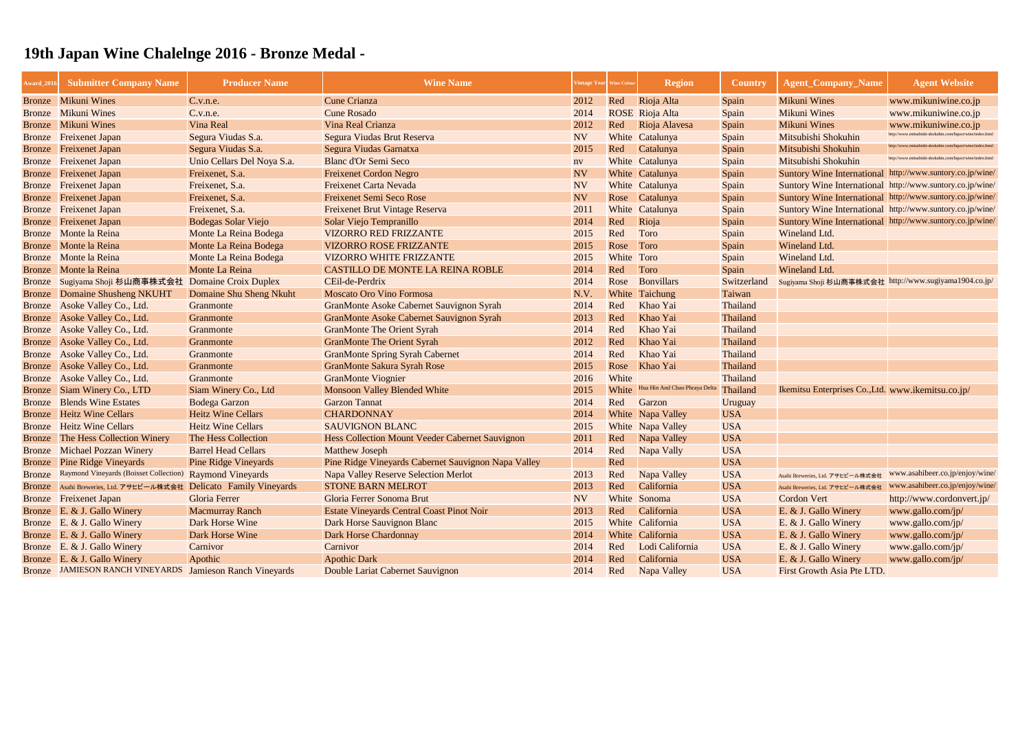# 19th Japan Wine Chalelnge 2016 - Bronze Medal -

| Award_2016 | Submitter Company Name | Producer Name | Wine Name | Vintage Year | Wine Colour | Region | Country | Agent_Company_Name | Agent Website |
|---|---|---|---|---|---|---|---|---|---|
| Bronze | Mikuni Wines | C.v.n.e. | Cune Crianza | 2012 | Red | Rioja Alta | Spain | Mikuni Wines | www.mikuniwine.co.jp |
| Bronze | Mikuni Wines | C.v.n.e. | Cune Rosado | 2014 | ROSE | Rioja Alta | Spain | Mikuni Wines | www.mikuniwine.co.jp |
| Bronze | Mikuni Wines | Vina Real | Vina Real Crianza | 2012 | Red | Rioja Alavesa | Spain | Mikuni Wines | www.mikuniwine.co.jp |
| Bronze | Freixenet Japan | Segura Viudas S.a. | Segura Viudas Brut Reserva | NV | White | Catalunya | Spain | Mitsubishi Shokuhin | http://www.mitsubishi-shokuhin.com/liquor/wine/index.html |
| Bronze | Freixenet Japan | Segura Viudas S.a. | Segura Viudas Garnatxa | 2015 | Red | Catalunya | Spain | Mitsubishi Shokuhin | http://www.mitsubishi-shokuhin.com/liquor/wine/index.html |
| Bronze | Freixenet Japan | Unio Cellars Del Noya S.a. | Blanc d'Or Semi Seco | nv | White | Catalunya | Spain | Mitsubishi Shokuhin | http://www.mitsubishi-shokuhin.com/liquor/wine/index.html |
| Bronze | Freixenet Japan | Freixenet, S.a. | Freixenet Cordon Negro | NV | White | Catalunya | Spain | Suntory Wine International | http://www.suntory.co.jp/wine/ |
| Bronze | Freixenet Japan | Freixenet, S.a. | Freixenet Carta Nevada | NV | White | Catalunya | Spain | Suntory Wine International | http://www.suntory.co.jp/wine/ |
| Bronze | Freixenet Japan | Freixenet, S.a. | Freixenet Semi Seco Rose | NV | Rose | Catalunya | Spain | Suntory Wine International | http://www.suntory.co.jp/wine/ |
| Bronze | Freixenet Japan | Freixenet, S.a. | Freixenet Brut Vintage Reserva | 2011 | White | Catalunya | Spain | Suntory Wine International | http://www.suntory.co.jp/wine/ |
| Bronze | Freixenet Japan | Bodegas Solar Viejo | Solar Viejo Tempranillo | 2014 | Red | Rioja | Spain | Suntory Wine International | http://www.suntory.co.jp/wine/ |
| Bronze | Monte la Reina | Monte La Reina Bodega | VIZORRO RED FRIZZANTE | 2015 | Red | Toro | Spain | Wineland Ltd. | |
| Bronze | Monte la Reina | Monte La Reina Bodega | VIZORRO ROSE FRIZZANTE | 2015 | Rose | Toro | Spain | Wineland Ltd. | |
| Bronze | Monte la Reina | Monte La Reina Bodega | VIZORRO WHITE FRIZZANTE | 2015 | White | Toro | Spain | Wineland Ltd. | |
| Bronze | Monte la Reina | Monte La Reina | CASTILLO DE MONTE LA REINA ROBLE | 2014 | Red | Toro | Spain | Wineland Ltd. | |
| Bronze | Sugiyama Shoji 杉山商事株式会社 | Domaine Croix Duplex | CEil-de-Perdrix | 2014 | Rose | Bonvillars | Switzerland | Sugiyama Shoji 杉山商事株式会社 | http://www.sugiyama1904.co.jp/ |
| Bronze | Domaine Shusheng NKUHT | Domaine Shu Sheng Nkuht | Moscato Oro Vino Formosa | N.V. | White | Taichung | Taiwan | | |
| Bronze | Asoke Valley Co., Ltd. | Granmonte | GranMonte Asoke Cabernet Sauvignon Syrah | 2014 | Red | Khao Yai | Thailand | | |
| Bronze | Asoke Valley Co., Ltd. | Granmonte | GranMonte Asoke Cabernet Sauvignon Syrah | 2013 | Red | Khao Yai | Thailand | | |
| Bronze | Asoke Valley Co., Ltd. | Granmonte | GranMonte The Orient Syrah | 2014 | Red | Khao Yai | Thailand | | |
| Bronze | Asoke Valley Co., Ltd. | Granmonte | GranMonte The Orient Syrah | 2012 | Red | Khao Yai | Thailand | | |
| Bronze | Asoke Valley Co., Ltd. | Granmonte | GranMonte Spring Syrah Cabernet | 2014 | Red | Khao Yai | Thailand | | |
| Bronze | Asoke Valley Co., Ltd. | Granmonte | GranMonte Sakura Syrah Rose | 2015 | Rose | Khao Yai | Thailand | | |
| Bronze | Asoke Valley Co., Ltd. | Granmonte | GranMonte Viognier | 2016 | White | | Thailand | | |
| Bronze | Siam Winery Co., LTD | Siam Winery Co., Ltd | Monsoon Valley Blended White | 2015 | White | Hua Hin And Chao Phraya Delta | Thailand | Ikemitsu Enterprises Co.,Ltd. | www.ikemitsu.co.jp/ |
| Bronze | Blends Wine Estates | Bodega Garzon | Garzon Tannat | 2014 | Red | Garzon | Uruguay | | |
| Bronze | Heitz Wine Cellars | Heitz Wine Cellars | CHARDONNAY | 2014 | White | Napa Valley | USA | | |
| Bronze | Heitz Wine Cellars | Heitz Wine Cellars | SAUVIGNON BLANC | 2015 | White | Napa Valley | USA | | |
| Bronze | The Hess Collection Winery | The Hess Collection | Hess Collection Mount Veeder Cabernet Sauvignon | 2011 | Red | Napa Valley | USA | | |
| Bronze | Michael Pozzan Winery | Barrel Head Cellars | Matthew Joseph | 2014 | Red | Napa Vally | USA | | |
| Bronze | Pine Ridge Vineyards | Pine Ridge Vineyards | Pine Ridge Vineyards Cabernet Sauvignon Napa Valley | | Red | | USA | | |
| Bronze | Raymond Vineyards (Boisset Collection) | Raymond Vineyards | Napa Valley Reserve Selection Merlot | 2013 | Red | Napa Valley | USA | Asahi Breweries, Ltd. アサヒビール株式会社 | www.asahibeer.co.jp/enjoy/wine/ |
| Bronze | Asahi Breweries, Ltd. アサヒビール株式会社 | Delicato Family Vineyards | STONE BARN MELROT | 2013 | Red | California | USA | Asahi Breweries, Ltd. アサヒビール株式会社 | www.asahibeer.co.jp/enjoy/wine/ |
| Bronze | Freixenet Japan | Gloria Ferrer | Gloria Ferrer Sonoma Brut | NV | White | Sonoma | USA | Cordon Vert | http://www.cordonvert.jp/ |
| Bronze | E. & J. Gallo Winery | Macmurray Ranch | Estate Vineyards Central Coast Pinot Noir | 2013 | Red | California | USA | E. & J. Gallo Winery | www.gallo.com/jp/ |
| Bronze | E. & J. Gallo Winery | Dark Horse Wine | Dark Horse Sauvignon Blanc | 2015 | White | California | USA | E. & J. Gallo Winery | www.gallo.com/jp/ |
| Bronze | E. & J. Gallo Winery | Dark Horse Wine | Dark Horse Chardonnay | 2014 | White | California | USA | E. & J. Gallo Winery | www.gallo.com/jp/ |
| Bronze | E. & J. Gallo Winery | Carnivor | Carnivor | 2014 | Red | Lodi California | USA | E. & J. Gallo Winery | www.gallo.com/jp/ |
| Bronze | E. & J. Gallo Winery | Apothic | Apothic Dark | 2014 | Red | California | USA | E. & J. Gallo Winery | www.gallo.com/jp/ |
| Bronze | JAMIESON RANCH VINEYARDS | Jamieson Ranch Vineyards | Double Lariat Cabernet Sauvignon | 2014 | Red | Napa Valley | USA | First Growth Asia Pte LTD. | |